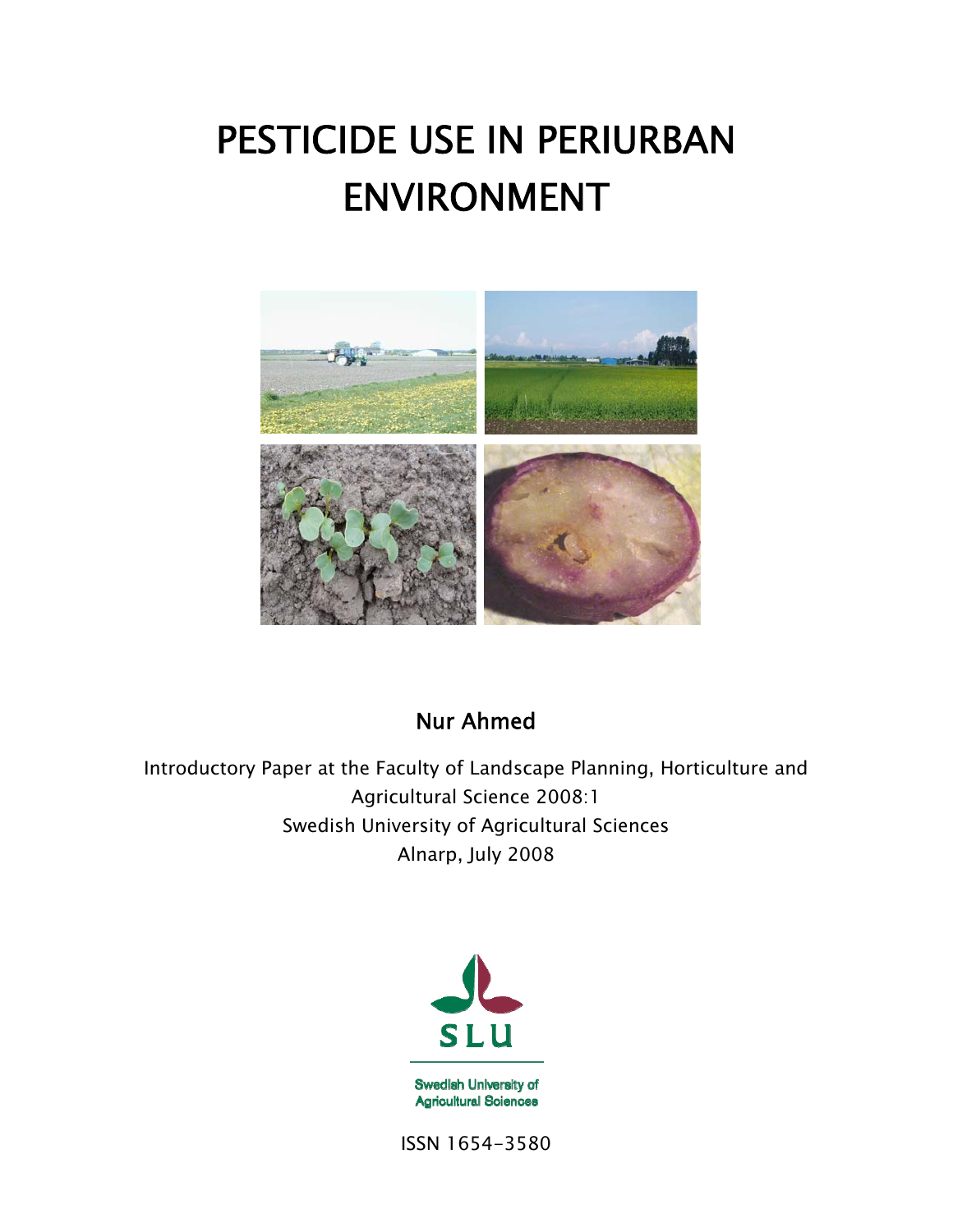# PESTICIDE USE IN PERIURBAN ENVIRONMENT

## Nur Ahmed

Introductory Paper at the Faculty of Landscape Planning, Horticulture and Agricultural Science 2008:1
Swedish University of Agricultural Sciences
Alnarp, July 2008

SLU

Swedish University of Agricultural Sciences

ISSN 1654-3580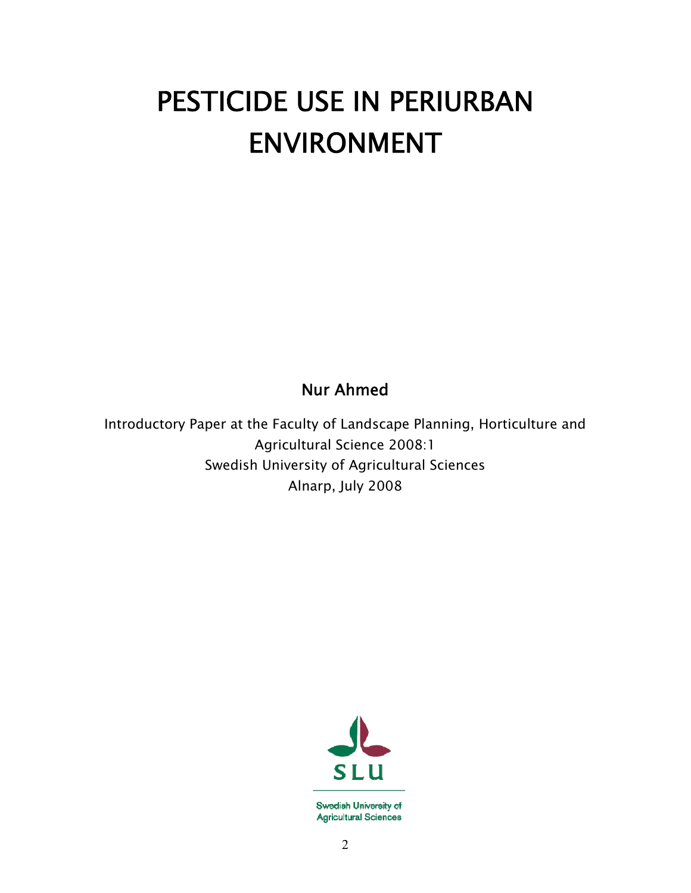# PESTICIDE USE IN PERIURBAN ENVIRONMENT

**Nur Ahmed**

Introductory Paper at the Faculty of Landscape Planning, Horticulture and Agricultural Science 2008:1
Swedish University of Agricultural Sciences
Alnarp, July 2008

SLU

Swedish University of Agricultural Sciences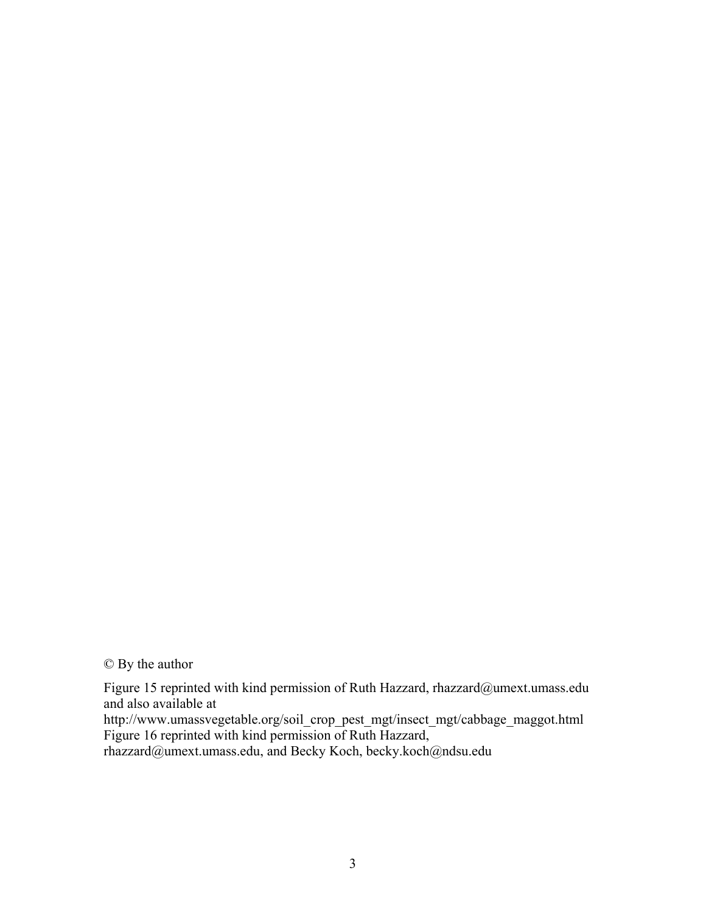© By the author

Figure 15 reprinted with kind permission of Ruth Hazzard, rhazzard@umext.umass.edu and also available at
http://www.umassvegetable.org/soil_crop_pest_mgt/insect_mgt/cabbage_maggot.html
Figure 16 reprinted with kind permission of Ruth Hazzard,
rhazzard@umext.umass.edu, and Becky Koch, becky.koch@ndsu.edu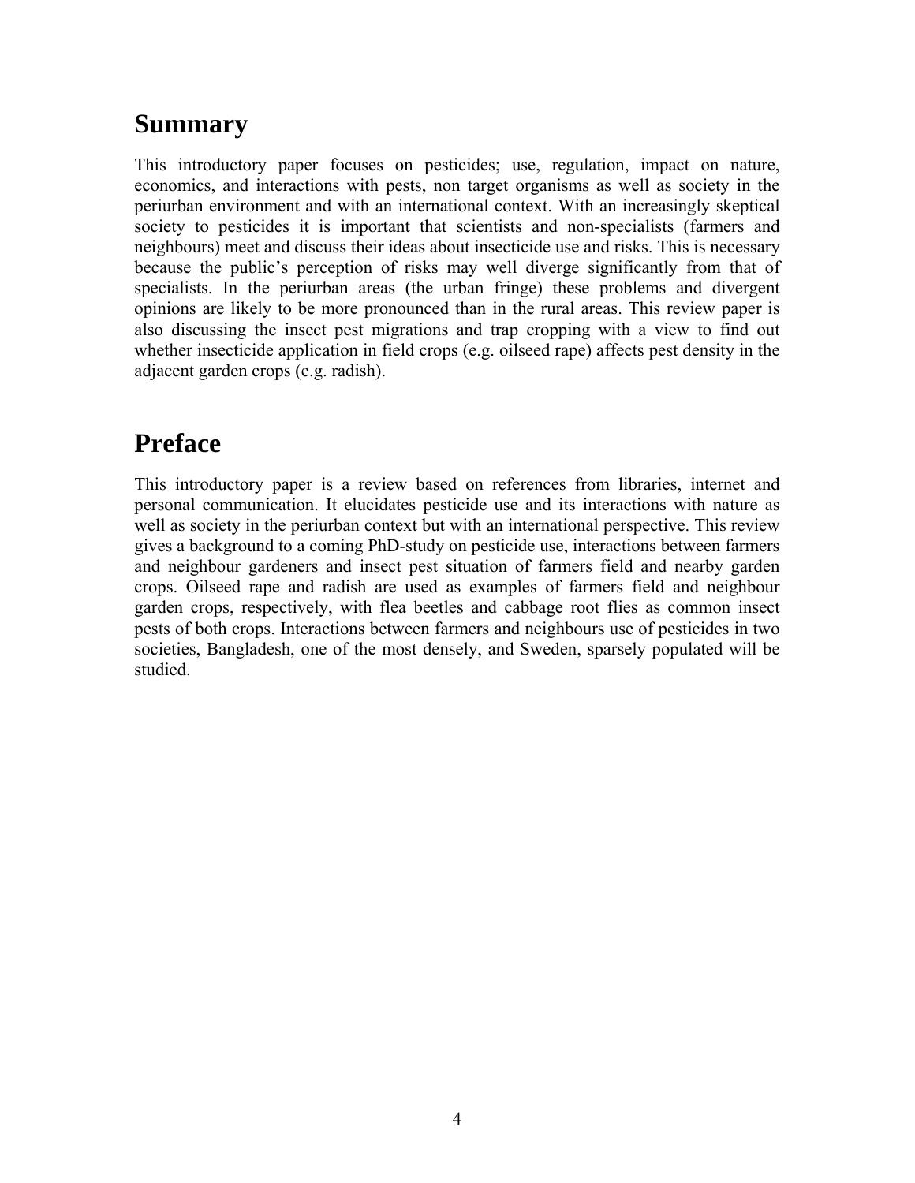# Summary

This introductory paper focuses on pesticides; use, regulation, impact on nature, economics, and interactions with pests, non target organisms as well as society in the periurban environment and with an international context. With an increasingly skeptical society to pesticides it is important that scientists and non-specialists (farmers and neighbours) meet and discuss their ideas about insecticide use and risks. This is necessary because the public's perception of risks may well diverge significantly from that of specialists. In the periurban areas (the urban fringe) these problems and divergent opinions are likely to be more pronounced than in the rural areas. This review paper is also discussing the insect pest migrations and trap cropping with a view to find out whether insecticide application in field crops (e.g. oilseed rape) affects pest density in the adjacent garden crops (e.g. radish).

# Preface

This introductory paper is a review based on references from libraries, internet and personal communication. It elucidates pesticide use and its interactions with nature as well as society in the periurban context but with an international perspective. This review gives a background to a coming PhD-study on pesticide use, interactions between farmers and neighbour gardeners and insect pest situation of farmers field and nearby garden crops. Oilseed rape and radish are used as examples of farmers field and neighbour garden crops, respectively, with flea beetles and cabbage root flies as common insect pests of both crops. Interactions between farmers and neighbours use of pesticides in two societies, Bangladesh, one of the most densely, and Sweden, sparsely populated will be studied.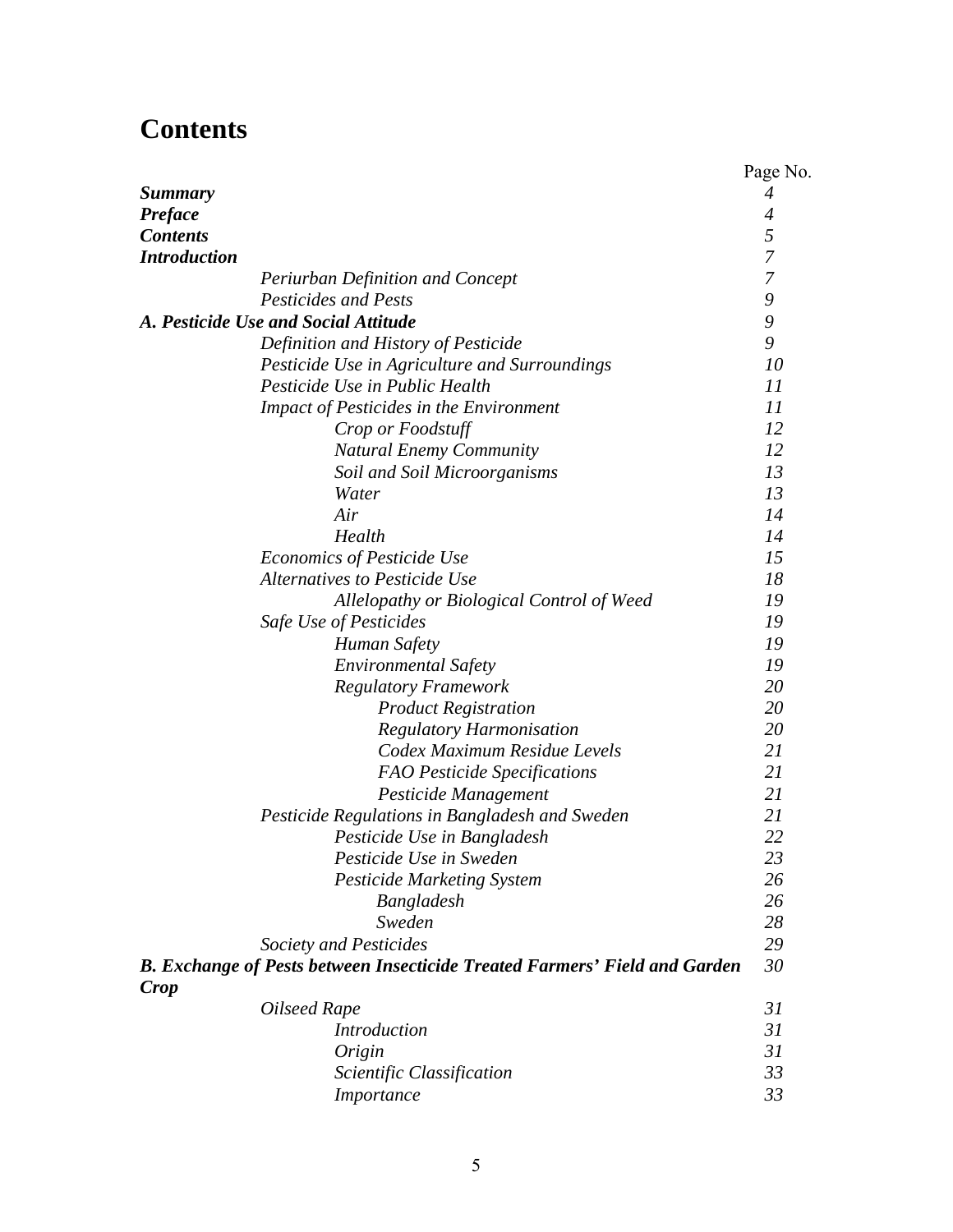# Contents

| | Page No. |
|---|---|
| ***Summary*** | *4* |
| ***Preface*** | *4* |
| ***Contents*** | *5* |
| ***Introduction*** | *7* |
| *Periurban Definition and Concept* | *7* |
| *Pesticides and Pests* | *9* |
| ***A. Pesticide Use and Social Attitude*** | *9* |
| *Definition and History of Pesticide* | *9* |
| *Pesticide Use in Agriculture and Surroundings* | *10* |
| *Pesticide Use in Public Health* | *11* |
| *Impact of Pesticides in the Environment* | *11* |
| *Crop or Foodstuff* | *12* |
| *Natural Enemy Community* | *12* |
| *Soil and Soil Microorganisms* | *13* |
| *Water* | *13* |
| *Air* | *14* |
| *Health* | *14* |
| *Economics of Pesticide Use* | *15* |
| *Alternatives to Pesticide Use* | *18* |
| *Allelopathy or Biological Control of Weed* | *19* |
| *Safe Use of Pesticides* | *19* |
| *Human Safety* | *19* |
| *Environmental Safety* | *19* |
| *Regulatory Framework* | *20* |
| *Product Registration* | *20* |
| *Regulatory Harmonisation* | *20* |
| *Codex Maximum Residue Levels* | *21* |
| *FAO Pesticide Specifications* | *21* |
| *Pesticide Management* | *21* |
| *Pesticide Regulations in Bangladesh and Sweden* | *21* |
| *Pesticide Use in Bangladesh* | *22* |
| *Pesticide Use in Sweden* | *23* |
| *Pesticide Marketing System* | *26* |
| *Bangladesh* | *26* |
| *Sweden* | *28* |
| *Society and Pesticides* | *29* |
| ***B. Exchange of Pests between Insecticide Treated Farmers' Field and Garden Crop*** | *30* |
| *Oilseed Rape* | *31* |
| *Introduction* | *31* |
| *Origin* | *31* |
| *Scientific Classification* | *33* |
| *Importance* | *33* |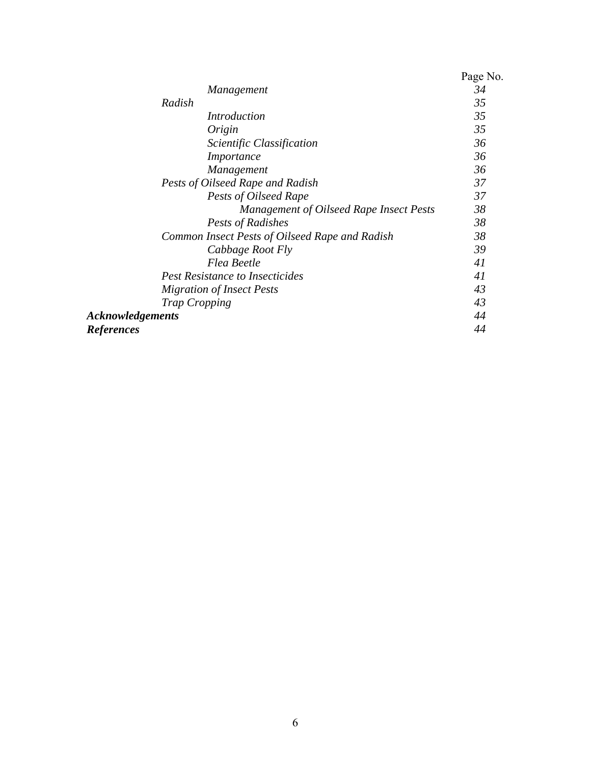| | Page No. |
|---|---|
| *Management* | *34* |
| *Radish* | *35* |
| *Introduction* | *35* |
| *Origin* | *35* |
| *Scientific Classification* | *36* |
| *Importance* | *36* |
| *Management* | *36* |
| *Pests of Oilseed Rape and Radish* | *37* |
| *Pests of Oilseed Rape* | *37* |
| *Management of Oilseed Rape Insect Pests* | *38* |
| *Pests of Radishes* | *38* |
| *Common Insect Pests of Oilseed Rape and Radish* | *38* |
| *Cabbage Root Fly* | *39* |
| *Flea Beetle* | *41* |
| *Pest Resistance to Insecticides* | *41* |
| *Migration of Insect Pests* | *43* |
| *Trap Cropping* | *43* |
| ***Acknowledgements*** | *44* |
| ***References*** | *44* |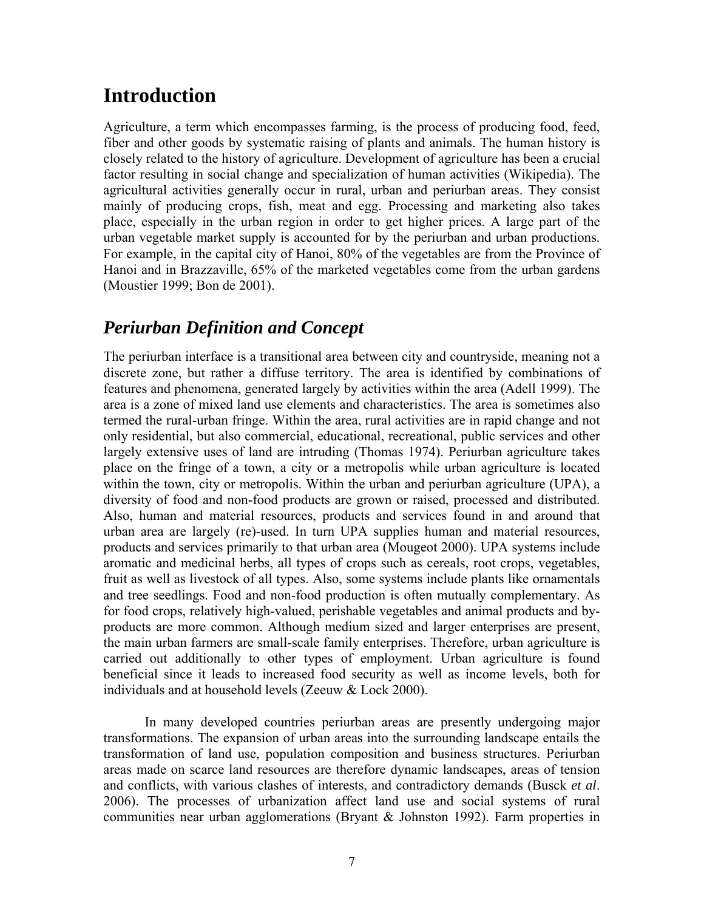# Introduction

Agriculture, a term which encompasses farming, is the process of producing food, feed, fiber and other goods by systematic raising of plants and animals. The human history is closely related to the history of agriculture. Development of agriculture has been a crucial factor resulting in social change and specialization of human activities (Wikipedia). The agricultural activities generally occur in rural, urban and periurban areas. They consist mainly of producing crops, fish, meat and egg. Processing and marketing also takes place, especially in the urban region in order to get higher prices. A large part of the urban vegetable market supply is accounted for by the periurban and urban productions. For example, in the capital city of Hanoi, 80% of the vegetables are from the Province of Hanoi and in Brazzaville, 65% of the marketed vegetables come from the urban gardens (Moustier 1999; Bon de 2001).

## *Periurban Definition and Concept*

The periurban interface is a transitional area between city and countryside, meaning not a discrete zone, but rather a diffuse territory. The area is identified by combinations of features and phenomena, generated largely by activities within the area (Adell 1999). The area is a zone of mixed land use elements and characteristics. The area is sometimes also termed the rural-urban fringe. Within the area, rural activities are in rapid change and not only residential, but also commercial, educational, recreational, public services and other largely extensive uses of land are intruding (Thomas 1974). Periurban agriculture takes place on the fringe of a town, a city or a metropolis while urban agriculture is located within the town, city or metropolis. Within the urban and periurban agriculture (UPA), a diversity of food and non-food products are grown or raised, processed and distributed. Also, human and material resources, products and services found in and around that urban area are largely (re)-used. In turn UPA supplies human and material resources, products and services primarily to that urban area (Mougeot 2000). UPA systems include aromatic and medicinal herbs, all types of crops such as cereals, root crops, vegetables, fruit as well as livestock of all types. Also, some systems include plants like ornamentals and tree seedlings. Food and non-food production is often mutually complementary. As for food crops, relatively high-valued, perishable vegetables and animal products and by-products are more common. Although medium sized and larger enterprises are present, the main urban farmers are small-scale family enterprises. Therefore, urban agriculture is carried out additionally to other types of employment. Urban agriculture is found beneficial since it leads to increased food security as well as income levels, both for individuals and at household levels (Zeeuw & Lock 2000).

In many developed countries periurban areas are presently undergoing major transformations. The expansion of urban areas into the surrounding landscape entails the transformation of land use, population composition and business structures. Periurban areas made on scarce land resources are therefore dynamic landscapes, areas of tension and conflicts, with various clashes of interests, and contradictory demands (Busck *et al*. 2006). The processes of urbanization affect land use and social systems of rural communities near urban agglomerations (Bryant & Johnston 1992). Farm properties in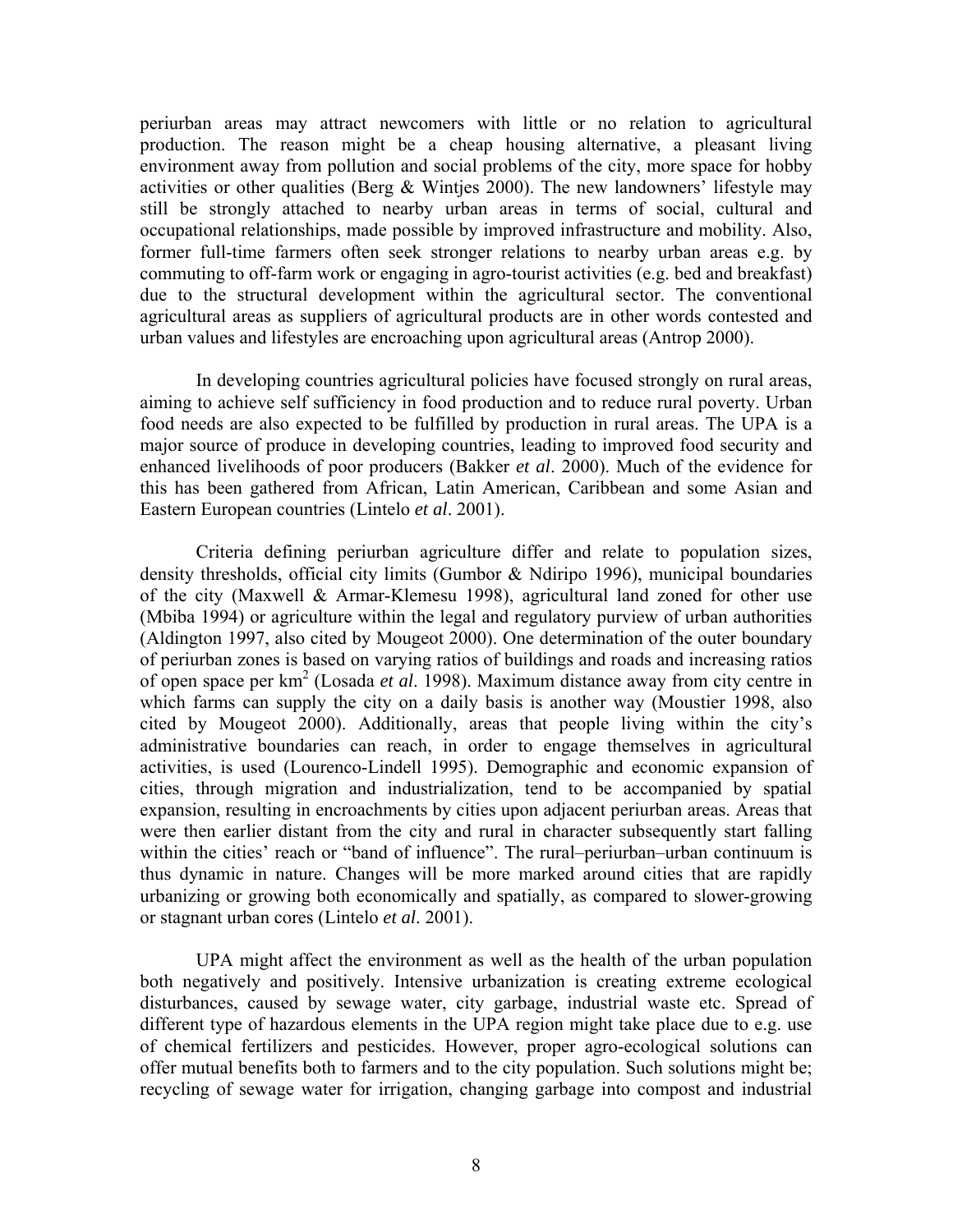periurban areas may attract newcomers with little or no relation to agricultural production. The reason might be a cheap housing alternative, a pleasant living environment away from pollution and social problems of the city, more space for hobby activities or other qualities (Berg & Wintjes 2000). The new landowners' lifestyle may still be strongly attached to nearby urban areas in terms of social, cultural and occupational relationships, made possible by improved infrastructure and mobility. Also, former full-time farmers often seek stronger relations to nearby urban areas e.g. by commuting to off-farm work or engaging in agro-tourist activities (e.g. bed and breakfast) due to the structural development within the agricultural sector. The conventional agricultural areas as suppliers of agricultural products are in other words contested and urban values and lifestyles are encroaching upon agricultural areas (Antrop 2000).

In developing countries agricultural policies have focused strongly on rural areas, aiming to achieve self sufficiency in food production and to reduce rural poverty. Urban food needs are also expected to be fulfilled by production in rural areas. The UPA is a major source of produce in developing countries, leading to improved food security and enhanced livelihoods of poor producers (Bakker *et al*. 2000). Much of the evidence for this has been gathered from African, Latin American, Caribbean and some Asian and Eastern European countries (Lintelo *et al*. 2001).

Criteria defining periurban agriculture differ and relate to population sizes, density thresholds, official city limits (Gumbor & Ndiripo 1996), municipal boundaries of the city (Maxwell & Armar-Klemesu 1998), agricultural land zoned for other use (Mbiba 1994) or agriculture within the legal and regulatory purview of urban authorities (Aldington 1997, also cited by Mougeot 2000). One determination of the outer boundary of periurban zones is based on varying ratios of buildings and roads and increasing ratios of open space per $km^2$ (Losada *et al*. 1998). Maximum distance away from city centre in which farms can supply the city on a daily basis is another way (Moustier 1998, also cited by Mougeot 2000). Additionally, areas that people living within the city's administrative boundaries can reach, in order to engage themselves in agricultural activities, is used (Lourenco-Lindell 1995). Demographic and economic expansion of cities, through migration and industrialization, tend to be accompanied by spatial expansion, resulting in encroachments by cities upon adjacent periurban areas. Areas that were then earlier distant from the city and rural in character subsequently start falling within the cities' reach or "band of influence". The rural–periurban–urban continuum is thus dynamic in nature. Changes will be more marked around cities that are rapidly urbanizing or growing both economically and spatially, as compared to slower-growing or stagnant urban cores (Lintelo *et al*. 2001).

UPA might affect the environment as well as the health of the urban population both negatively and positively. Intensive urbanization is creating extreme ecological disturbances, caused by sewage water, city garbage, industrial waste etc. Spread of different type of hazardous elements in the UPA region might take place due to e.g. use of chemical fertilizers and pesticides. However, proper agro-ecological solutions can offer mutual benefits both to farmers and to the city population. Such solutions might be; recycling of sewage water for irrigation, changing garbage into compost and industrial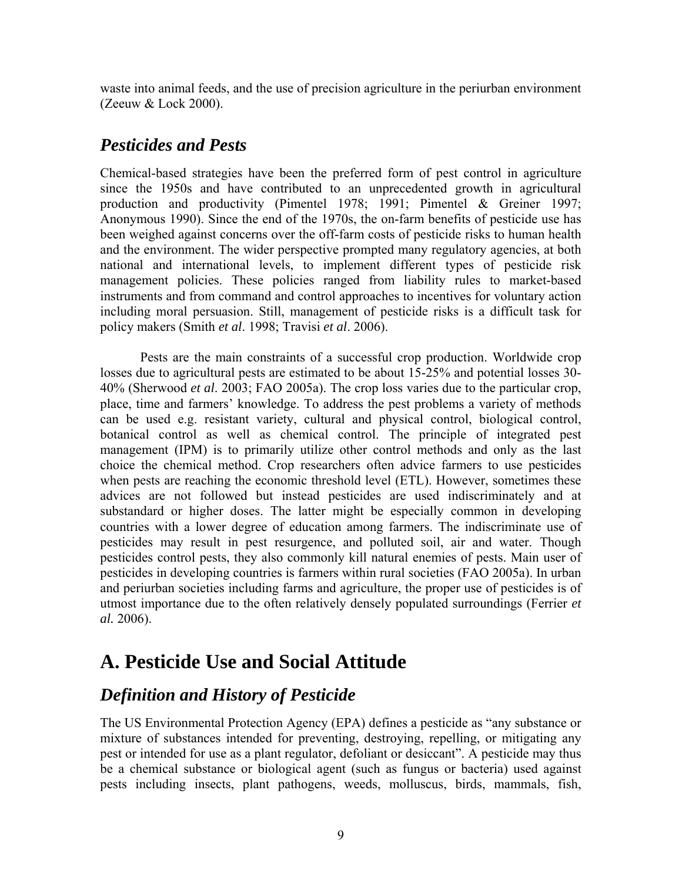waste into animal feeds, and the use of precision agriculture in the periurban environment (Zeeuw & Lock 2000).

## *Pesticides and Pests*

Chemical-based strategies have been the preferred form of pest control in agriculture since the 1950s and have contributed to an unprecedented growth in agricultural production and productivity (Pimentel 1978; 1991; Pimentel & Greiner 1997; Anonymous 1990). Since the end of the 1970s, the on-farm benefits of pesticide use has been weighed against concerns over the off-farm costs of pesticide risks to human health and the environment. The wider perspective prompted many regulatory agencies, at both national and international levels, to implement different types of pesticide risk management policies. These policies ranged from liability rules to market-based instruments and from command and control approaches to incentives for voluntary action including moral persuasion. Still, management of pesticide risks is a difficult task for policy makers (Smith *et al*. 1998; Travisi *et al*. 2006).

Pests are the main constraints of a successful crop production. Worldwide crop losses due to agricultural pests are estimated to be about 15-25% and potential losses 30-40% (Sherwood *et al*. 2003; FAO 2005a). The crop loss varies due to the particular crop, place, time and farmers' knowledge. To address the pest problems a variety of methods can be used e.g. resistant variety, cultural and physical control, biological control, botanical control as well as chemical control. The principle of integrated pest management (IPM) is to primarily utilize other control methods and only as the last choice the chemical method. Crop researchers often advice farmers to use pesticides when pests are reaching the economic threshold level (ETL). However, sometimes these advices are not followed but instead pesticides are used indiscriminately and at substandard or higher doses. The latter might be especially common in developing countries with a lower degree of education among farmers. The indiscriminate use of pesticides may result in pest resurgence, and polluted soil, air and water. Though pesticides control pests, they also commonly kill natural enemies of pests. Main user of pesticides in developing countries is farmers within rural societies (FAO 2005a). In urban and periurban societies including farms and agriculture, the proper use of pesticides is of utmost importance due to the often relatively densely populated surroundings (Ferrier *et al.* 2006).

# A. Pesticide Use and Social Attitude

## *Definition and History of Pesticide*

The US Environmental Protection Agency (EPA) defines a pesticide as "any substance or mixture of substances intended for preventing, destroying, repelling, or mitigating any pest or intended for use as a plant regulator, defoliant or desiccant". A pesticide may thus be a chemical substance or biological agent (such as fungus or bacteria) used against pests including insects, plant pathogens, weeds, molluscus, birds, mammals, fish,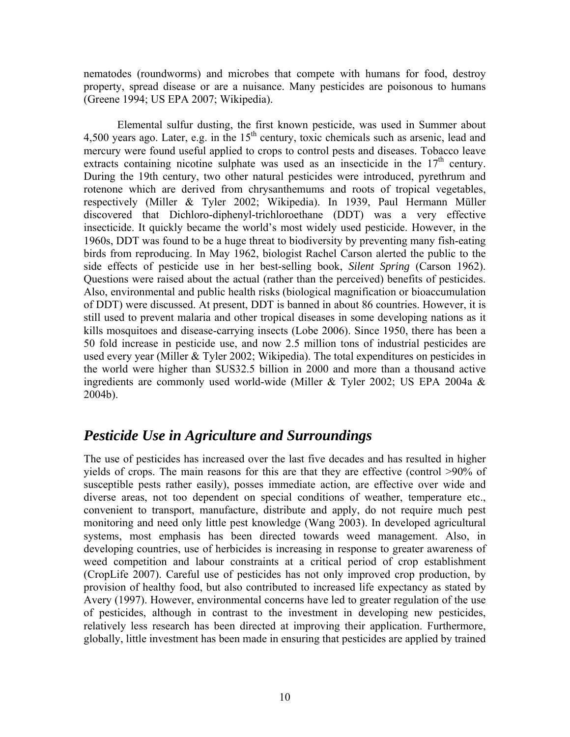nematodes (roundworms) and microbes that compete with humans for food, destroy property, spread disease or are a nuisance. Many pesticides are poisonous to humans (Greene 1994; US EPA 2007; Wikipedia).

Elemental sulfur dusting, the first known pesticide, was used in Summer about 4,500 years ago. Later, e.g. in the 15th century, toxic chemicals such as arsenic, lead and mercury were found useful applied to crops to control pests and diseases. Tobacco leave extracts containing nicotine sulphate was used as an insecticide in the 17th century. During the 19th century, two other natural pesticides were introduced, pyrethrum and rotenone which are derived from chrysanthemums and roots of tropical vegetables, respectively (Miller & Tyler 2002; Wikipedia). In 1939, Paul Hermann Müller discovered that Dichloro-diphenyl-trichloroethane (DDT) was a very effective insecticide. It quickly became the world's most widely used pesticide. However, in the 1960s, DDT was found to be a huge threat to biodiversity by preventing many fish-eating birds from reproducing. In May 1962, biologist Rachel Carson alerted the public to the side effects of pesticide use in her best-selling book, *Silent Spring* (Carson 1962). Questions were raised about the actual (rather than the perceived) benefits of pesticides. Also, environmental and public health risks (biological magnification or bioaccumulation of DDT) were discussed. At present, DDT is banned in about 86 countries. However, it is still used to prevent malaria and other tropical diseases in some developing nations as it kills mosquitoes and disease-carrying insects (Lobe 2006). Since 1950, there has been a 50 fold increase in pesticide use, and now 2.5 million tons of industrial pesticides are used every year (Miller & Tyler 2002; Wikipedia). The total expenditures on pesticides in the world were higher than $US32.5 billion in 2000 and more than a thousand active ingredients are commonly used world-wide (Miller & Tyler 2002; US EPA 2004a & 2004b).

## *Pesticide Use in Agriculture and Surroundings*

The use of pesticides has increased over the last five decades and has resulted in higher yields of crops. The main reasons for this are that they are effective (control >90% of susceptible pests rather easily), posses immediate action, are effective over wide and diverse areas, not too dependent on special conditions of weather, temperature etc., convenient to transport, manufacture, distribute and apply, do not require much pest monitoring and need only little pest knowledge (Wang 2003). In developed agricultural systems, most emphasis has been directed towards weed management. Also, in developing countries, use of herbicides is increasing in response to greater awareness of weed competition and labour constraints at a critical period of crop establishment (CropLife 2007). Careful use of pesticides has not only improved crop production, by provision of healthy food, but also contributed to increased life expectancy as stated by Avery (1997). However, environmental concerns have led to greater regulation of the use of pesticides, although in contrast to the investment in developing new pesticides, relatively less research has been directed at improving their application. Furthermore, globally, little investment has been made in ensuring that pesticides are applied by trained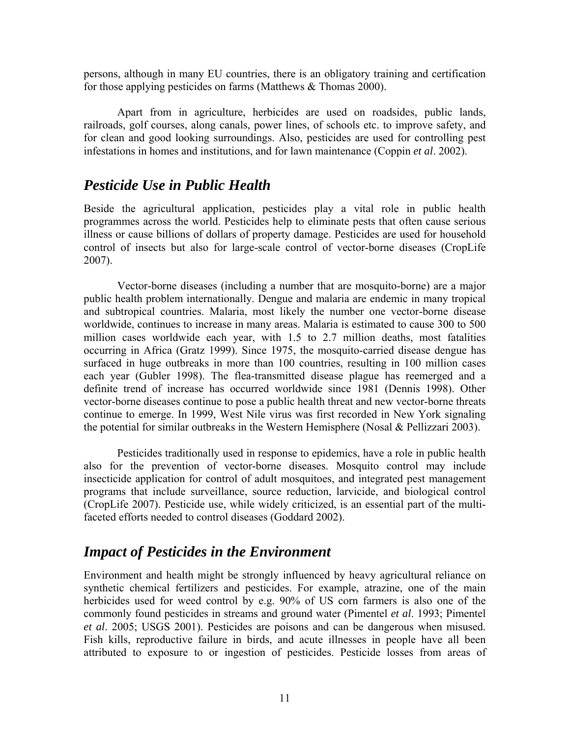persons, although in many EU countries, there is an obligatory training and certification for those applying pesticides on farms (Matthews & Thomas 2000).

Apart from in agriculture, herbicides are used on roadsides, public lands, railroads, golf courses, along canals, power lines, of schools etc. to improve safety, and for clean and good looking surroundings. Also, pesticides are used for controlling pest infestations in homes and institutions, and for lawn maintenance (Coppin *et al*. 2002).

## *Pesticide Use in Public Health*

Beside the agricultural application, pesticides play a vital role in public health programmes across the world. Pesticides help to eliminate pests that often cause serious illness or cause billions of dollars of property damage. Pesticides are used for household control of insects but also for large-scale control of vector-borne diseases (CropLife 2007).

Vector-borne diseases (including a number that are mosquito-borne) are a major public health problem internationally. Dengue and malaria are endemic in many tropical and subtropical countries. Malaria, most likely the number one vector-borne disease worldwide, continues to increase in many areas. Malaria is estimated to cause 300 to 500 million cases worldwide each year, with 1.5 to 2.7 million deaths, most fatalities occurring in Africa (Gratz 1999). Since 1975, the mosquito-carried disease dengue has surfaced in huge outbreaks in more than 100 countries, resulting in 100 million cases each year (Gubler 1998). The flea-transmitted disease plague has reemerged and a definite trend of increase has occurred worldwide since 1981 (Dennis 1998). Other vector-borne diseases continue to pose a public health threat and new vector-borne threats continue to emerge. In 1999, West Nile virus was first recorded in New York signaling the potential for similar outbreaks in the Western Hemisphere (Nosal & Pellizzari 2003).

Pesticides traditionally used in response to epidemics, have a role in public health also for the prevention of vector-borne diseases. Mosquito control may include insecticide application for control of adult mosquitoes, and integrated pest management programs that include surveillance, source reduction, larvicide, and biological control (CropLife 2007). Pesticide use, while widely criticized, is an essential part of the multi-faceted efforts needed to control diseases (Goddard 2002).

## *Impact of Pesticides in the Environment*

Environment and health might be strongly influenced by heavy agricultural reliance on synthetic chemical fertilizers and pesticides. For example, atrazine, one of the main herbicides used for weed control by e.g. 90% of US corn farmers is also one of the commonly found pesticides in streams and ground water (Pimentel *et al*. 1993; Pimentel *et al*. 2005; USGS 2001). Pesticides are poisons and can be dangerous when misused. Fish kills, reproductive failure in birds, and acute illnesses in people have all been attributed to exposure to or ingestion of pesticides. Pesticide losses from areas of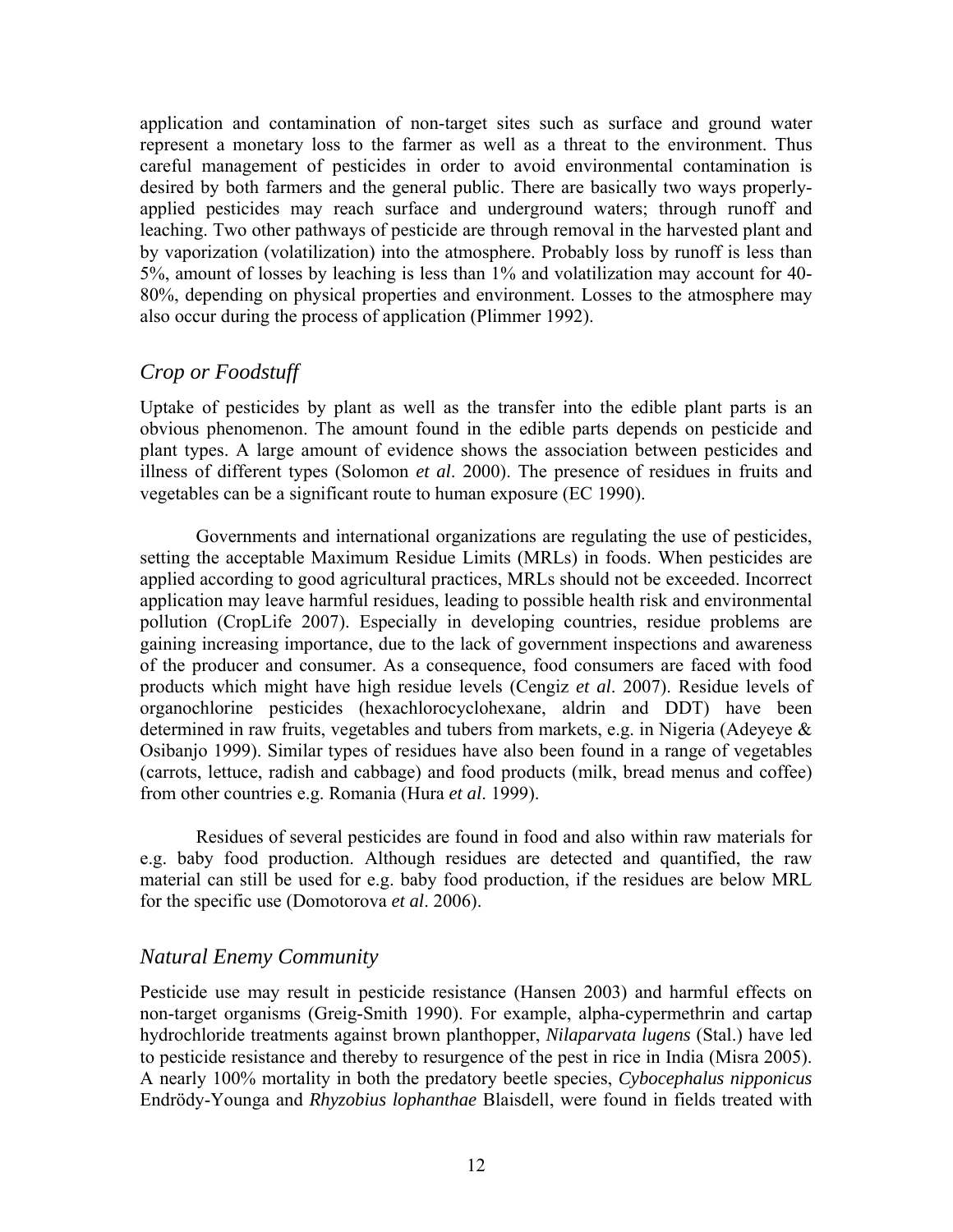application and contamination of non-target sites such as surface and ground water represent a monetary loss to the farmer as well as a threat to the environment. Thus careful management of pesticides in order to avoid environmental contamination is desired by both farmers and the general public. There are basically two ways properly-applied pesticides may reach surface and underground waters; through runoff and leaching. Two other pathways of pesticide are through removal in the harvested plant and by vaporization (volatilization) into the atmosphere. Probably loss by runoff is less than 5%, amount of losses by leaching is less than 1% and volatilization may account for 40-80%, depending on physical properties and environment. Losses to the atmosphere may also occur during the process of application (Plimmer 1992).

## *Crop or Foodstuff*

Uptake of pesticides by plant as well as the transfer into the edible plant parts is an obvious phenomenon. The amount found in the edible parts depends on pesticide and plant types. A large amount of evidence shows the association between pesticides and illness of different types (Solomon *et al*. 2000). The presence of residues in fruits and vegetables can be a significant route to human exposure (EC 1990).

Governments and international organizations are regulating the use of pesticides, setting the acceptable Maximum Residue Limits (MRLs) in foods. When pesticides are applied according to good agricultural practices, MRLs should not be exceeded. Incorrect application may leave harmful residues, leading to possible health risk and environmental pollution (CropLife 2007). Especially in developing countries, residue problems are gaining increasing importance, due to the lack of government inspections and awareness of the producer and consumer. As a consequence, food consumers are faced with food products which might have high residue levels (Cengiz *et al*. 2007). Residue levels of organochlorine pesticides (hexachlorocyclohexane, aldrin and DDT) have been determined in raw fruits, vegetables and tubers from markets, e.g. in Nigeria (Adeyeye & Osibanjo 1999). Similar types of residues have also been found in a range of vegetables (carrots, lettuce, radish and cabbage) and food products (milk, bread menus and coffee) from other countries e.g. Romania (Hura *et al*. 1999).

Residues of several pesticides are found in food and also within raw materials for e.g. baby food production. Although residues are detected and quantified, the raw material can still be used for e.g. baby food production, if the residues are below MRL for the specific use (Domotorova *et al*. 2006).

## *Natural Enemy Community*

Pesticide use may result in pesticide resistance (Hansen 2003) and harmful effects on non-target organisms (Greig-Smith 1990). For example, alpha-cypermethrin and cartap hydrochloride treatments against brown planthopper, *Nilaparvata lugens* (Stal.) have led to pesticide resistance and thereby to resurgence of the pest in rice in India (Misra 2005). A nearly 100% mortality in both the predatory beetle species, *Cybocephalus nipponicus* Endrödy-Younga and *Rhyzobius lophanthae* Blaisdell, were found in fields treated with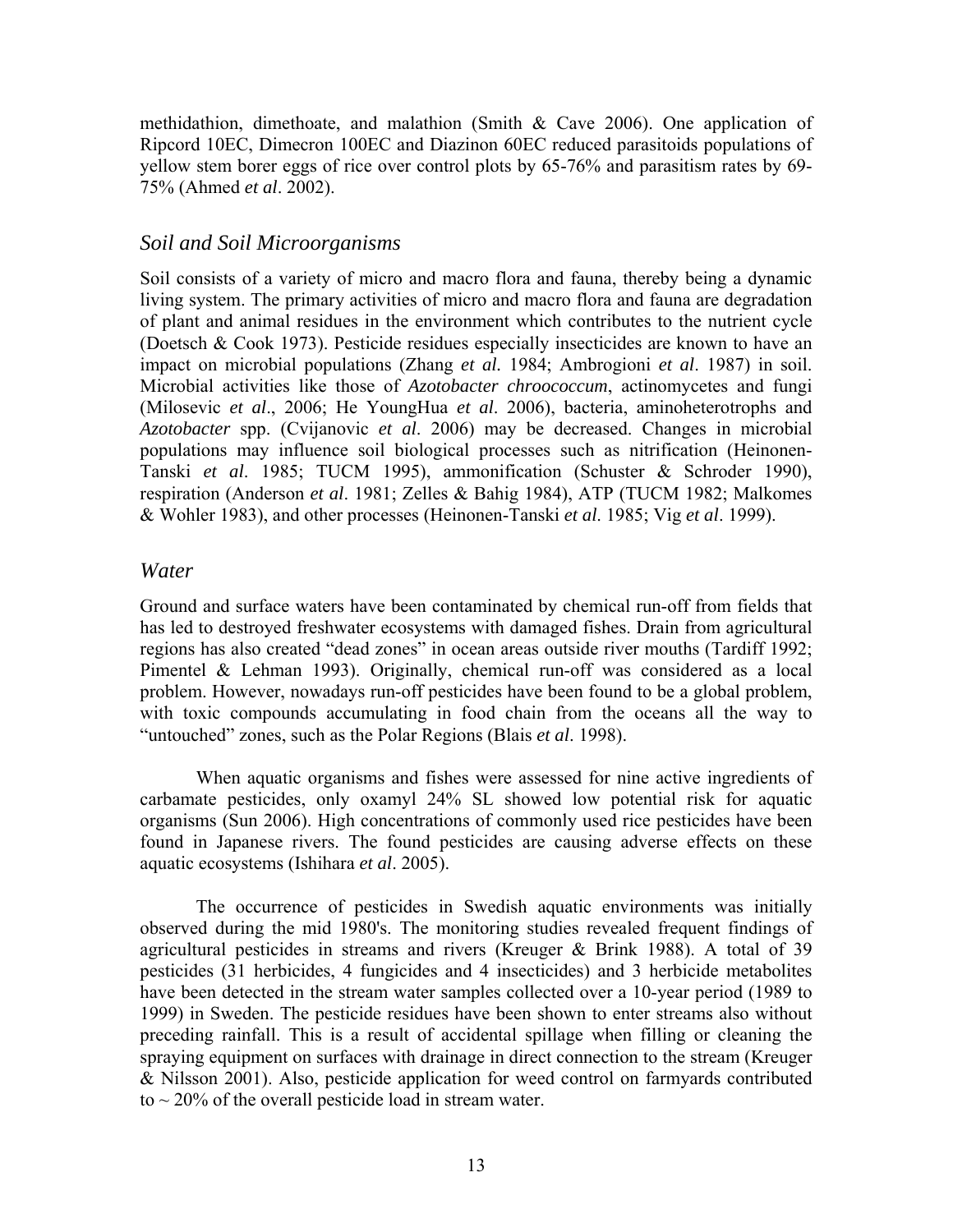methidathion, dimethoate, and malathion (Smith & Cave 2006). One application of Ripcord 10EC, Dimecron 100EC and Diazinon 60EC reduced parasitoids populations of yellow stem borer eggs of rice over control plots by 65-76% and parasitism rates by 69-75% (Ahmed *et al*. 2002).

## *Soil and Soil Microorganisms*

Soil consists of a variety of micro and macro flora and fauna, thereby being a dynamic living system. The primary activities of micro and macro flora and fauna are degradation of plant and animal residues in the environment which contributes to the nutrient cycle (Doetsch & Cook 1973). Pesticide residues especially insecticides are known to have an impact on microbial populations (Zhang *et al.* 1984; Ambrogioni *et al*. 1987) in soil. Microbial activities like those of *Azotobacter chroococcum*, actinomycetes and fungi (Milosevic *et al*., 2006; He YoungHua *et al*. 2006), bacteria, aminoheterotrophs and *Azotobacter* spp. (Cvijanovic *et al*. 2006) may be decreased. Changes in microbial populations may influence soil biological processes such as nitrification (Heinonen-Tanski *et al*. 1985; TUCM 1995), ammonification (Schuster & Schroder 1990), respiration (Anderson *et al*. 1981; Zelles & Bahig 1984), ATP (TUCM 1982; Malkomes & Wohler 1983), and other processes (Heinonen-Tanski *et al.* 1985; Vig *et al*. 1999).

## *Water*

Ground and surface waters have been contaminated by chemical run-off from fields that has led to destroyed freshwater ecosystems with damaged fishes. Drain from agricultural regions has also created "dead zones" in ocean areas outside river mouths (Tardiff 1992; Pimentel & Lehman 1993). Originally, chemical run-off was considered as a local problem. However, nowadays run-off pesticides have been found to be a global problem, with toxic compounds accumulating in food chain from the oceans all the way to "untouched" zones, such as the Polar Regions (Blais *et al*. 1998).

When aquatic organisms and fishes were assessed for nine active ingredients of carbamate pesticides, only oxamyl 24% SL showed low potential risk for aquatic organisms (Sun 2006). High concentrations of commonly used rice pesticides have been found in Japanese rivers. The found pesticides are causing adverse effects on these aquatic ecosystems (Ishihara *et al*. 2005).

The occurrence of pesticides in Swedish aquatic environments was initially observed during the mid 1980's. The monitoring studies revealed frequent findings of agricultural pesticides in streams and rivers (Kreuger & Brink 1988). A total of 39 pesticides (31 herbicides, 4 fungicides and 4 insecticides) and 3 herbicide metabolites have been detected in the stream water samples collected over a 10-year period (1989 to 1999) in Sweden. The pesticide residues have been shown to enter streams also without preceding rainfall. This is a result of accidental spillage when filling or cleaning the spraying equipment on surfaces with drainage in direct connection to the stream (Kreuger & Nilsson 2001). Also, pesticide application for weed control on farmyards contributed to ~ 20% of the overall pesticide load in stream water.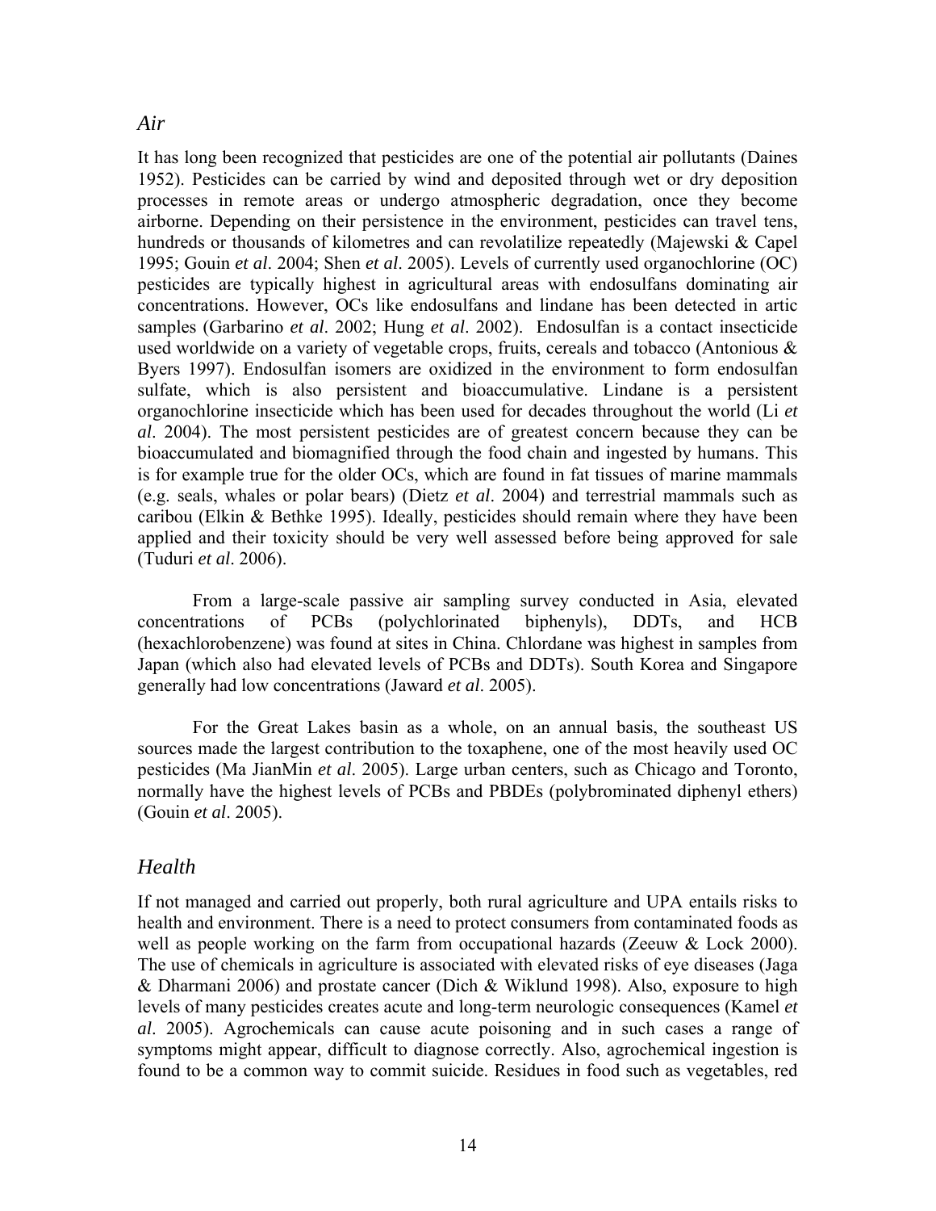## *Air*

It has long been recognized that pesticides are one of the potential air pollutants (Daines 1952). Pesticides can be carried by wind and deposited through wet or dry deposition processes in remote areas or undergo atmospheric degradation, once they become airborne. Depending on their persistence in the environment, pesticides can travel tens, hundreds or thousands of kilometres and can revolatilize repeatedly (Majewski & Capel 1995; Gouin *et al*. 2004; Shen *et al*. 2005). Levels of currently used organochlorine (OC) pesticides are typically highest in agricultural areas with endosulfans dominating air concentrations. However, OCs like endosulfans and lindane has been detected in artic samples (Garbarino *et al*. 2002; Hung *et al*. 2002). Endosulfan is a contact insecticide used worldwide on a variety of vegetable crops, fruits, cereals and tobacco (Antonious & Byers 1997). Endosulfan isomers are oxidized in the environment to form endosulfan sulfate, which is also persistent and bioaccumulative. Lindane is a persistent organochlorine insecticide which has been used for decades throughout the world (Li *et al*. 2004). The most persistent pesticides are of greatest concern because they can be bioaccumulated and biomagnified through the food chain and ingested by humans. This is for example true for the older OCs, which are found in fat tissues of marine mammals (e.g. seals, whales or polar bears) (Dietz *et al*. 2004) and terrestrial mammals such as caribou (Elkin & Bethke 1995). Ideally, pesticides should remain where they have been applied and their toxicity should be very well assessed before being approved for sale (Tuduri *et al*. 2006).

From a large-scale passive air sampling survey conducted in Asia, elevated concentrations of PCBs (polychlorinated biphenyls), DDTs, and HCB (hexachlorobenzene) was found at sites in China. Chlordane was highest in samples from Japan (which also had elevated levels of PCBs and DDTs). South Korea and Singapore generally had low concentrations (Jaward *et al*. 2005).

For the Great Lakes basin as a whole, on an annual basis, the southeast US sources made the largest contribution to the toxaphene, one of the most heavily used OC pesticides (Ma JianMin *et al*. 2005). Large urban centers, such as Chicago and Toronto, normally have the highest levels of PCBs and PBDEs (polybrominated diphenyl ethers) (Gouin *et al*. 2005).

## *Health*

If not managed and carried out properly, both rural agriculture and UPA entails risks to health and environment. There is a need to protect consumers from contaminated foods as well as people working on the farm from occupational hazards (Zeeuw & Lock 2000). The use of chemicals in agriculture is associated with elevated risks of eye diseases (Jaga & Dharmani 2006) and prostate cancer (Dich & Wiklund 1998). Also, exposure to high levels of many pesticides creates acute and long-term neurologic consequences (Kamel *et al*. 2005). Agrochemicals can cause acute poisoning and in such cases a range of symptoms might appear, difficult to diagnose correctly. Also, agrochemical ingestion is found to be a common way to commit suicide. Residues in food such as vegetables, red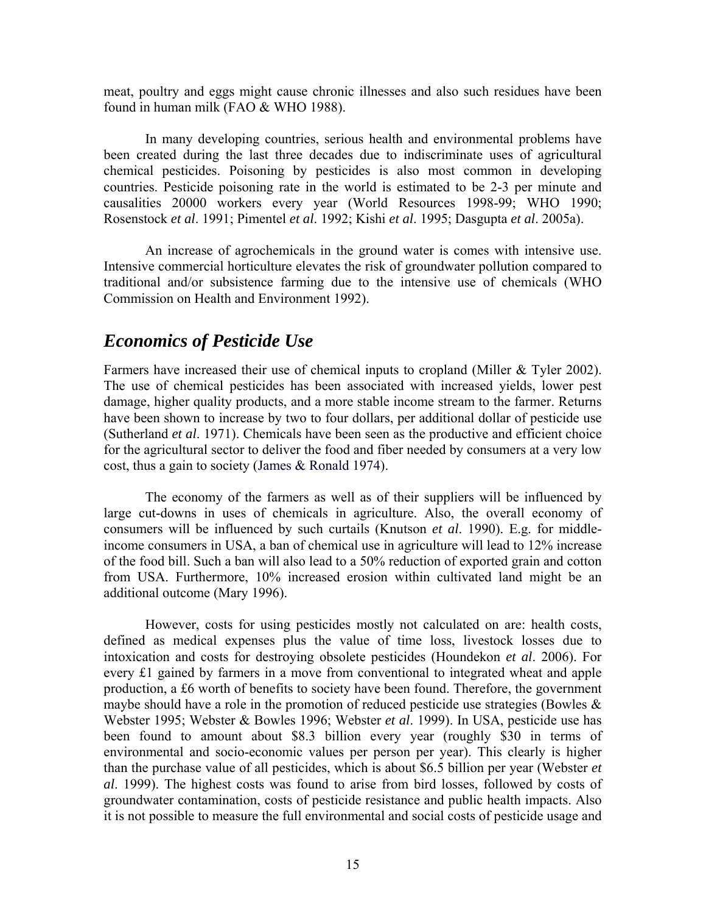meat, poultry and eggs might cause chronic illnesses and also such residues have been found in human milk (FAO & WHO 1988).

In many developing countries, serious health and environmental problems have been created during the last three decades due to indiscriminate uses of agricultural chemical pesticides. Poisoning by pesticides is also most common in developing countries. Pesticide poisoning rate in the world is estimated to be 2-3 per minute and causalities 20000 workers every year (World Resources 1998-99; WHO 1990; Rosenstock *et al*. 1991; Pimentel *et al*. 1992; Kishi *et al*. 1995; Dasgupta *et al*. 2005a).

An increase of agrochemicals in the ground water is comes with intensive use. Intensive commercial horticulture elevates the risk of groundwater pollution compared to traditional and/or subsistence farming due to the intensive use of chemicals (WHO Commission on Health and Environment 1992).

## *Economics of Pesticide Use*

Farmers have increased their use of chemical inputs to cropland (Miller & Tyler 2002). The use of chemical pesticides has been associated with increased yields, lower pest damage, higher quality products, and a more stable income stream to the farmer. Returns have been shown to increase by two to four dollars, per additional dollar of pesticide use (Sutherland *et al.* 1971). Chemicals have been seen as the productive and efficient choice for the agricultural sector to deliver the food and fiber needed by consumers at a very low cost, thus a gain to society (James & Ronald 1974).

The economy of the farmers as well as of their suppliers will be influenced by large cut-downs in uses of chemicals in agriculture. Also, the overall economy of consumers will be influenced by such curtails (Knutson *et al.* 1990). E.g. for middle-income consumers in USA, a ban of chemical use in agriculture will lead to 12% increase of the food bill. Such a ban will also lead to a 50% reduction of exported grain and cotton from USA. Furthermore, 10% increased erosion within cultivated land might be an additional outcome (Mary 1996).

However, costs for using pesticides mostly not calculated on are: health costs, defined as medical expenses plus the value of time loss, livestock losses due to intoxication and costs for destroying obsolete pesticides (Houndekon *et al*. 2006). For every £1 gained by farmers in a move from conventional to integrated wheat and apple production, a £6 worth of benefits to society have been found. Therefore, the government maybe should have a role in the promotion of reduced pesticide use strategies (Bowles & Webster 1995; Webster & Bowles 1996; Webster *et al*. 1999). In USA, pesticide use has been found to amount about \$8.3 billion every year (roughly \$30 in terms of environmental and socio-economic values per person per year). This clearly is higher than the purchase value of all pesticides, which is about \$6.5 billion per year (Webster *et al*. 1999). The highest costs was found to arise from bird losses, followed by costs of groundwater contamination, costs of pesticide resistance and public health impacts. Also it is not possible to measure the full environmental and social costs of pesticide usage and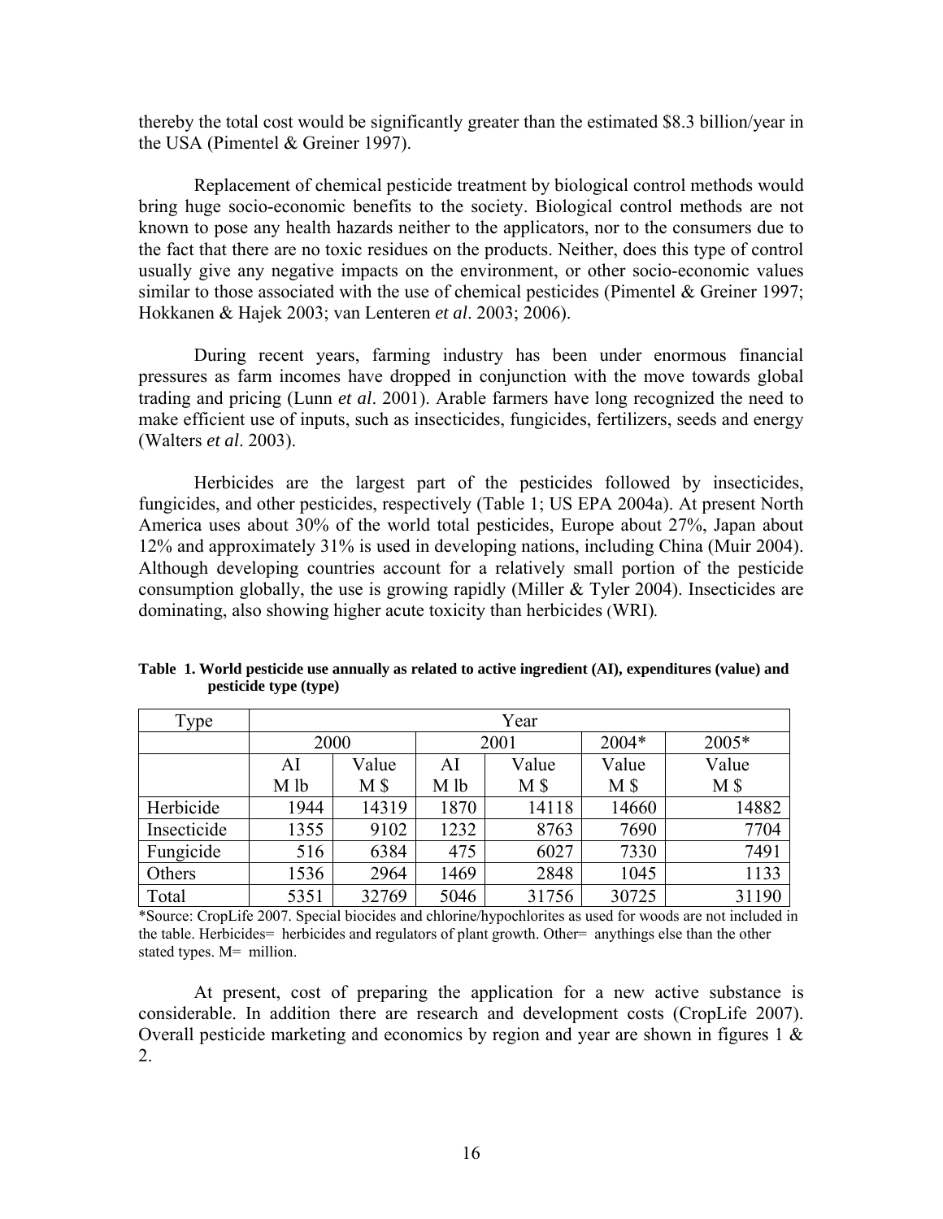thereby the total cost would be significantly greater than the estimated $8.3 billion/year in the USA (Pimentel & Greiner 1997).

Replacement of chemical pesticide treatment by biological control methods would bring huge socio-economic benefits to the society. Biological control methods are not known to pose any health hazards neither to the applicators, nor to the consumers due to the fact that there are no toxic residues on the products. Neither, does this type of control usually give any negative impacts on the environment, or other socio-economic values similar to those associated with the use of chemical pesticides (Pimentel & Greiner 1997; Hokkanen & Hajek 2003; van Lenteren *et al*. 2003; 2006).

During recent years, farming industry has been under enormous financial pressures as farm incomes have dropped in conjunction with the move towards global trading and pricing (Lunn *et al*. 2001). Arable farmers have long recognized the need to make efficient use of inputs, such as insecticides, fungicides, fertilizers, seeds and energy (Walters *et al*. 2003).

Herbicides are the largest part of the pesticides followed by insecticides, fungicides, and other pesticides, respectively (Table 1; US EPA 2004a). At present North America uses about 30% of the world total pesticides, Europe about 27%, Japan about 12% and approximately 31% is used in developing nations, including China (Muir 2004). Although developing countries account for a relatively small portion of the pesticide consumption globally, the use is growing rapidly (Miller & Tyler 2004). Insecticides are dominating, also showing higher acute toxicity than herbicides (WRI).

**Table 1. World pesticide use annually as related to active ingredient (AI), expenditures (value) and pesticide type (type)**

| Type | Year | | | | | |
|---|---|---|---|---|---|---|
| | 2000 | | 2001 | | 2004* | 2005* |
| | AI M lb | Value M $ | AI M lb | Value M $ | Value M $ | Value M $ |
| Herbicide | 1944 | 14319 | 1870 | 14118 | 14660 | 14882 |
| Insecticide | 1355 | 9102 | 1232 | 8763 | 7690 | 7704 |
| Fungicide | 516 | 6384 | 475 | 6027 | 7330 | 7491 |
| Others | 1536 | 2964 | 1469 | 2848 | 1045 | 1133 |
| Total | 5351 | 32769 | 5046 | 31756 | 30725 | 31190 |

*Source: CropLife 2007. Special biocides and chlorine/hypochlorites as used for woods are not included in the table. Herbicides= herbicides and regulators of plant growth. Other= anythings else than the other stated types. M= million.

At present, cost of preparing the application for a new active substance is considerable. In addition there are research and development costs (CropLife 2007). Overall pesticide marketing and economics by region and year are shown in figures 1 & 2.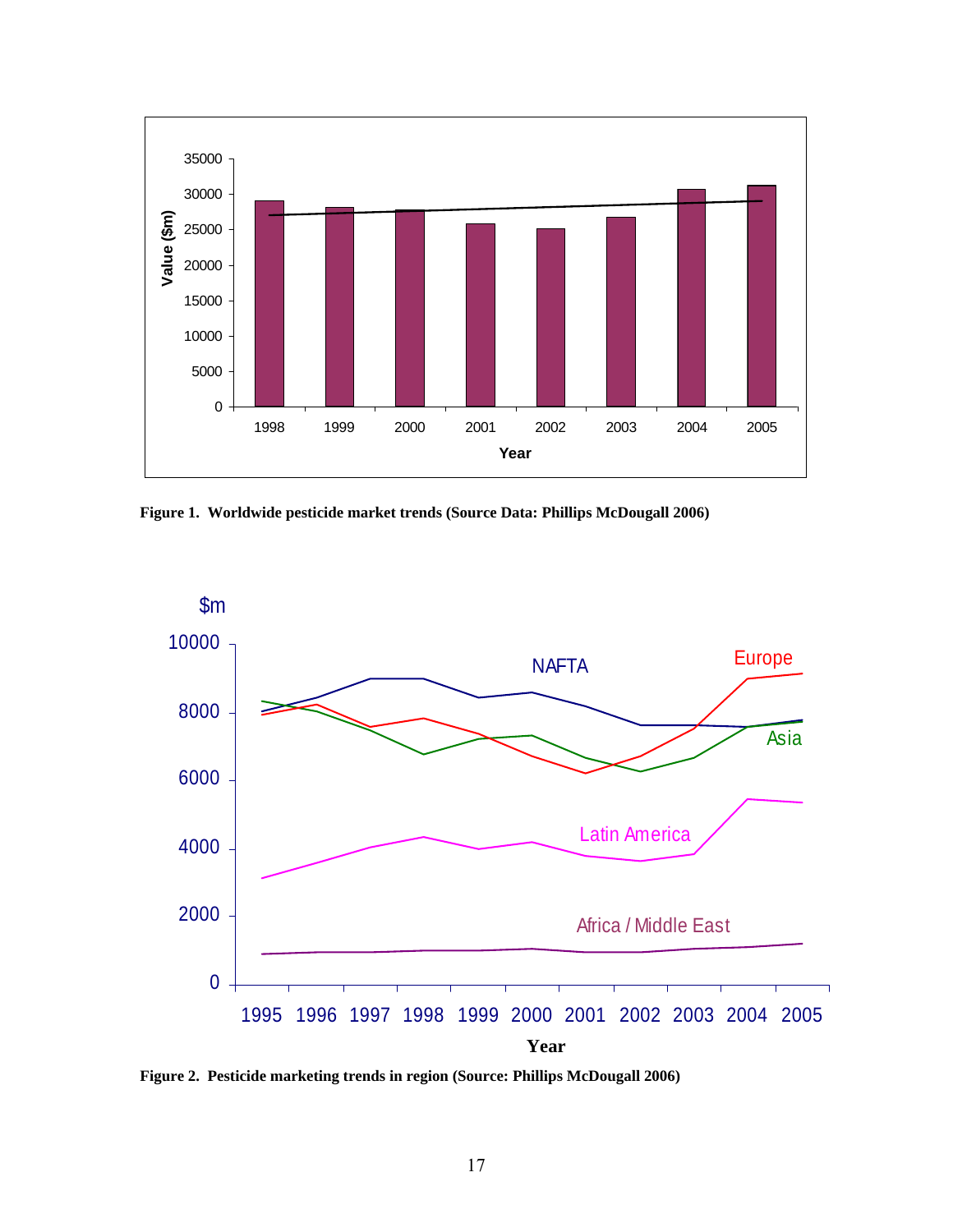Figure 1. Worldwide pesticide market trends (Source Data: Phillips McDougall 2006)

Figure 2. Pesticide marketing trends in region (Source: Phillips McDougall 2006)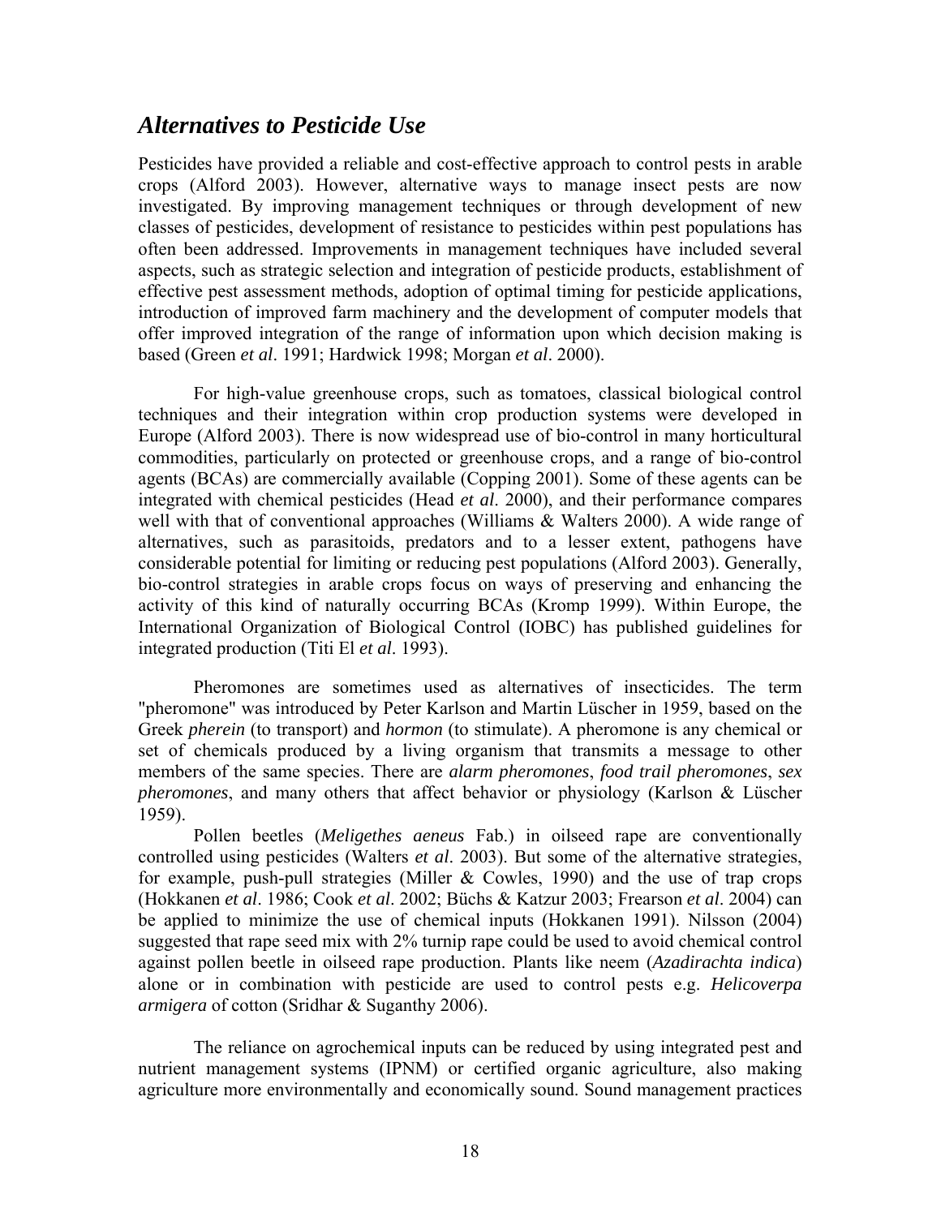## *Alternatives to Pesticide Use*

Pesticides have provided a reliable and cost-effective approach to control pests in arable crops (Alford 2003). However, alternative ways to manage insect pests are now investigated. By improving management techniques or through development of new classes of pesticides, development of resistance to pesticides within pest populations has often been addressed. Improvements in management techniques have included several aspects, such as strategic selection and integration of pesticide products, establishment of effective pest assessment methods, adoption of optimal timing for pesticide applications, introduction of improved farm machinery and the development of computer models that offer improved integration of the range of information upon which decision making is based (Green *et al*. 1991; Hardwick 1998; Morgan *et al*. 2000).

For high-value greenhouse crops, such as tomatoes, classical biological control techniques and their integration within crop production systems were developed in Europe (Alford 2003). There is now widespread use of bio-control in many horticultural commodities, particularly on protected or greenhouse crops, and a range of bio-control agents (BCAs) are commercially available (Copping 2001). Some of these agents can be integrated with chemical pesticides (Head *et al*. 2000), and their performance compares well with that of conventional approaches (Williams & Walters 2000). A wide range of alternatives, such as parasitoids, predators and to a lesser extent, pathogens have considerable potential for limiting or reducing pest populations (Alford 2003). Generally, bio-control strategies in arable crops focus on ways of preserving and enhancing the activity of this kind of naturally occurring BCAs (Kromp 1999). Within Europe, the International Organization of Biological Control (IOBC) has published guidelines for integrated production (Titi El *et al*. 1993).

Pheromones are sometimes used as alternatives of insecticides. The term "pheromone" was introduced by Peter Karlson and Martin Lüscher in 1959, based on the Greek *pherein* (to transport) and *hormon* (to stimulate). A pheromone is any chemical or set of chemicals produced by a living organism that transmits a message to other members of the same species. There are *alarm pheromones*, *food trail pheromones*, *sex pheromones*, and many others that affect behavior or physiology (Karlson & Lüscher 1959).

Pollen beetles (*Meligethes aeneus* Fab.) in oilseed rape are conventionally controlled using pesticides (Walters *et al*. 2003). But some of the alternative strategies, for example, push-pull strategies (Miller & Cowles, 1990) and the use of trap crops (Hokkanen *et al*. 1986; Cook *et al*. 2002; Büchs & Katzur 2003; Frearson *et al*. 2004) can be applied to minimize the use of chemical inputs (Hokkanen 1991). Nilsson (2004) suggested that rape seed mix with 2% turnip rape could be used to avoid chemical control against pollen beetle in oilseed rape production. Plants like neem (*Azadirachta indica*) alone or in combination with pesticide are used to control pests e.g. *Helicoverpa armigera* of cotton (Sridhar & Suganthy 2006).

The reliance on agrochemical inputs can be reduced by using integrated pest and nutrient management systems (IPNM) or certified organic agriculture, also making agriculture more environmentally and economically sound. Sound management practices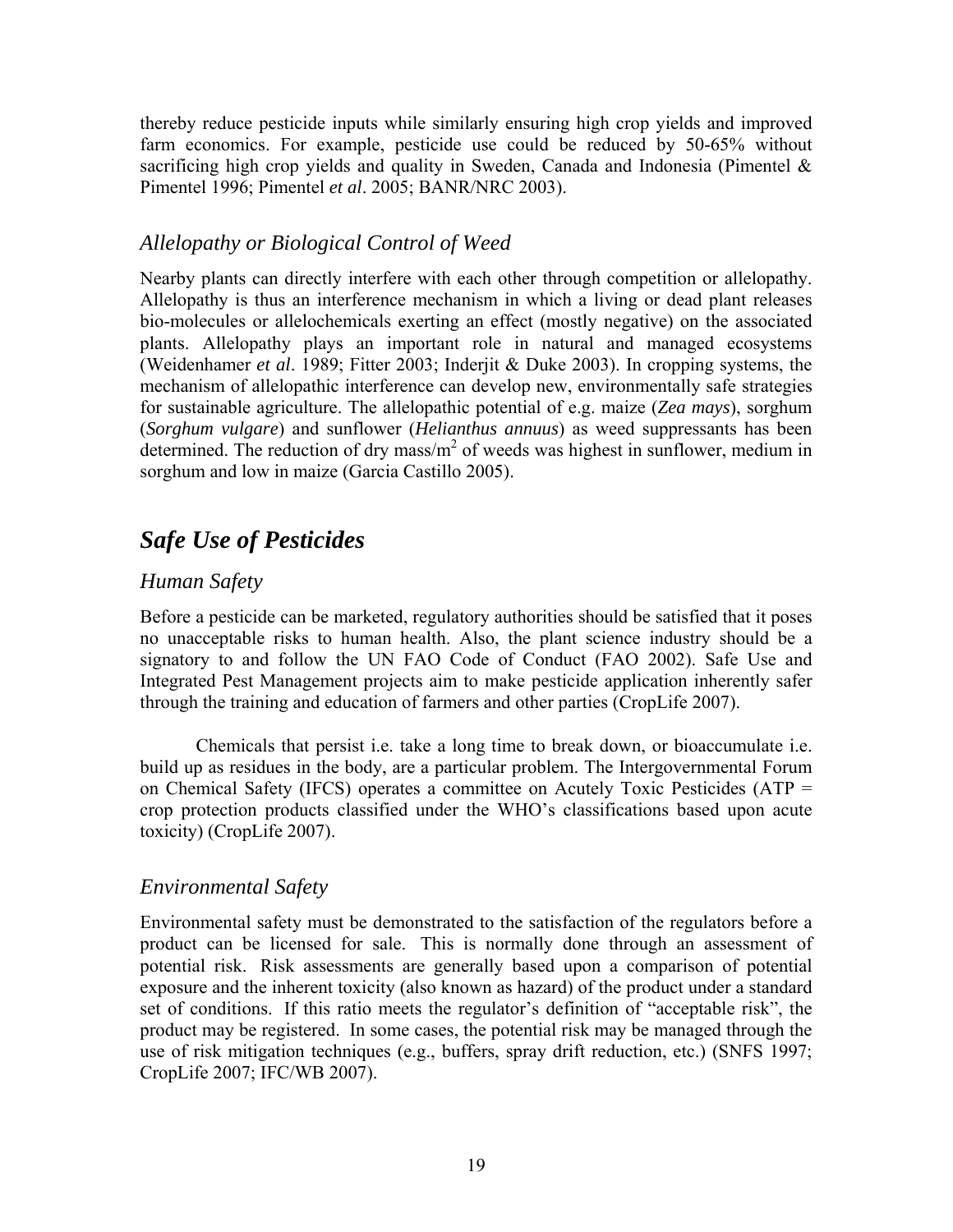thereby reduce pesticide inputs while similarly ensuring high crop yields and improved farm economics. For example, pesticide use could be reduced by 50-65% without sacrificing high crop yields and quality in Sweden, Canada and Indonesia (Pimentel & Pimentel 1996; Pimentel *et al*. 2005; BANR/NRC 2003).

### *Allelopathy or Biological Control of Weed*

Nearby plants can directly interfere with each other through competition or allelopathy. Allelopathy is thus an interference mechanism in which a living or dead plant releases bio-molecules or allelochemicals exerting an effect (mostly negative) on the associated plants. Allelopathy plays an important role in natural and managed ecosystems (Weidenhamer *et al*. 1989; Fitter 2003; Inderjit & Duke 2003). In cropping systems, the mechanism of allelopathic interference can develop new, environmentally safe strategies for sustainable agriculture. The allelopathic potential of e.g. maize (***Zea mays***), sorghum (***Sorghum vulgare***) and sunflower (***Helianthus annuus***) as weed suppressants has been determined. The reduction of dry mass/$m^2$ of weeds was highest in sunflower, medium in sorghum and low in maize (Garcia Castillo 2005).

## *Safe Use of Pesticides*

### *Human Safety*

Before a pesticide can be marketed, regulatory authorities should be satisfied that it poses no unacceptable risks to human health. Also, the plant science industry should be a signatory to and follow the UN FAO Code of Conduct (FAO 2002). Safe Use and Integrated Pest Management projects aim to make pesticide application inherently safer through the training and education of farmers and other parties (CropLife 2007).

Chemicals that persist i.e. take a long time to break down, or bioaccumulate i.e. build up as residues in the body, are a particular problem. The Intergovernmental Forum on Chemical Safety (IFCS) operates a committee on Acutely Toxic Pesticides (ATP = crop protection products classified under the WHO's classifications based upon acute toxicity) (CropLife 2007).

### *Environmental Safety*

Environmental safety must be demonstrated to the satisfaction of the regulators before a product can be licensed for sale. This is normally done through an assessment of potential risk. Risk assessments are generally based upon a comparison of potential exposure and the inherent toxicity (also known as hazard) of the product under a standard set of conditions. If this ratio meets the regulator's definition of "acceptable risk", the product may be registered. In some cases, the potential risk may be managed through the use of risk mitigation techniques (e.g., buffers, spray drift reduction, etc.) (SNFS 1997; CropLife 2007; IFC/WB 2007).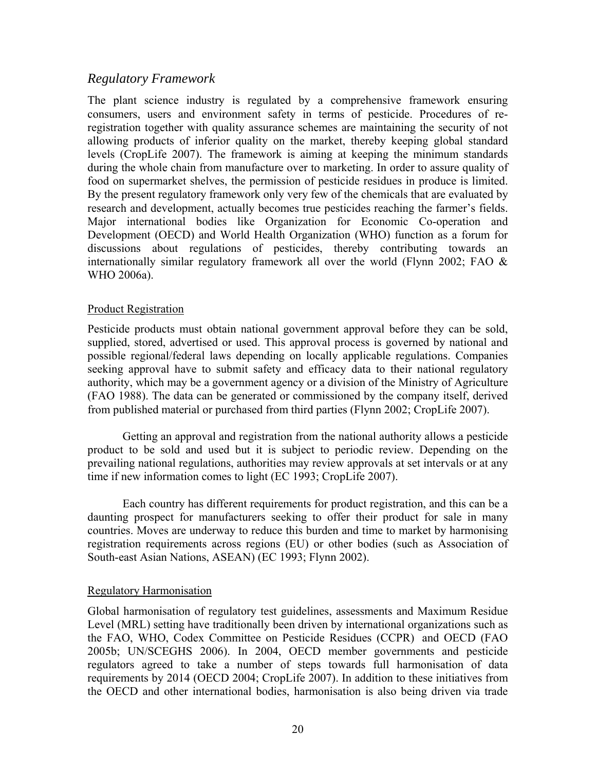## *Regulatory Framework*

The plant science industry is regulated by a comprehensive framework ensuring consumers, users and environment safety in terms of pesticide. Procedures of re-registration together with quality assurance schemes are maintaining the security of not allowing products of inferior quality on the market, thereby keeping global standard levels (CropLife 2007). The framework is aiming at keeping the minimum standards during the whole chain from manufacture over to marketing. In order to assure quality of food on supermarket shelves, the permission of pesticide residues in produce is limited. By the present regulatory framework only very few of the chemicals that are evaluated by research and development, actually becomes true pesticides reaching the farmer's fields. Major international bodies like Organization for Economic Co-operation and Development (OECD) and World Health Organization (WHO) function as a forum for discussions about regulations of pesticides, thereby contributing towards an internationally similar regulatory framework all over the world (Flynn 2002; FAO & WHO 2006a).

### Product Registration

Pesticide products must obtain national government approval before they can be sold, supplied, stored, advertised or used. This approval process is governed by national and possible regional/federal laws depending on locally applicable regulations. Companies seeking approval have to submit safety and efficacy data to their national regulatory authority, which may be a government agency or a division of the Ministry of Agriculture (FAO 1988). The data can be generated or commissioned by the company itself, derived from published material or purchased from third parties (Flynn 2002; CropLife 2007).

Getting an approval and registration from the national authority allows a pesticide product to be sold and used but it is subject to periodic review. Depending on the prevailing national regulations, authorities may review approvals at set intervals or at any time if new information comes to light (EC 1993; CropLife 2007).

Each country has different requirements for product registration, and this can be a daunting prospect for manufacturers seeking to offer their product for sale in many countries. Moves are underway to reduce this burden and time to market by harmonising registration requirements across regions (EU) or other bodies (such as Association of South-east Asian Nations, ASEAN) (EC 1993; Flynn 2002).

### Regulatory Harmonisation

Global harmonisation of regulatory test guidelines, assessments and Maximum Residue Level (MRL) setting have traditionally been driven by international organizations such as the FAO, WHO, Codex Committee on Pesticide Residues (CCPR) and OECD (FAO 2005b; UN/SCEGHS 2006). In 2004, OECD member governments and pesticide regulators agreed to take a number of steps towards full harmonisation of data requirements by 2014 (OECD 2004; CropLife 2007). In addition to these initiatives from the OECD and other international bodies, harmonisation is also being driven via trade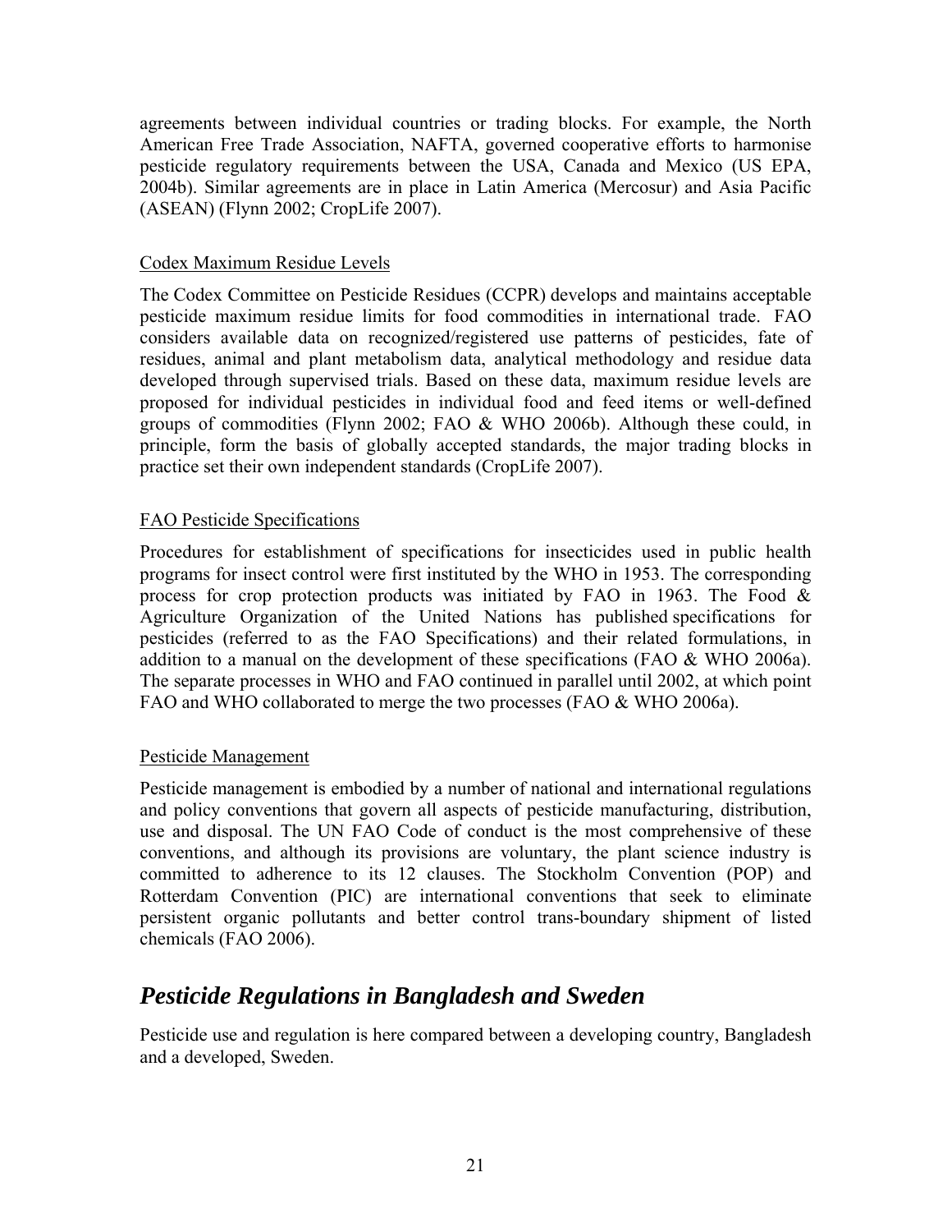agreements between individual countries or trading blocks. For example, the North American Free Trade Association, NAFTA, governed cooperative efforts to harmonise pesticide regulatory requirements between the USA, Canada and Mexico (US EPA, 2004b). Similar agreements are in place in Latin America (Mercosur) and Asia Pacific (ASEAN) (Flynn 2002; CropLife 2007).

Codex Maximum Residue Levels

The Codex Committee on Pesticide Residues (CCPR) develops and maintains acceptable pesticide maximum residue limits for food commodities in international trade. FAO considers available data on recognized/registered use patterns of pesticides, fate of residues, animal and plant metabolism data, analytical methodology and residue data developed through supervised trials. Based on these data, maximum residue levels are proposed for individual pesticides in individual food and feed items or well-defined groups of commodities (Flynn 2002; FAO & WHO 2006b). Although these could, in principle, form the basis of globally accepted standards, the major trading blocks in practice set their own independent standards (CropLife 2007).

FAO Pesticide Specifications

Procedures for establishment of specifications for insecticides used in public health programs for insect control were first instituted by the WHO in 1953. The corresponding process for crop protection products was initiated by FAO in 1963. The Food & Agriculture Organization of the United Nations has published specifications for pesticides (referred to as the FAO Specifications) and their related formulations, in addition to a manual on the development of these specifications (FAO & WHO 2006a). The separate processes in WHO and FAO continued in parallel until 2002, at which point FAO and WHO collaborated to merge the two processes (FAO & WHO 2006a).

Pesticide Management

Pesticide management is embodied by a number of national and international regulations and policy conventions that govern all aspects of pesticide manufacturing, distribution, use and disposal. The UN FAO Code of conduct is the most comprehensive of these conventions, and although its provisions are voluntary, the plant science industry is committed to adherence to its 12 clauses. The Stockholm Convention (POP) and Rotterdam Convention (PIC) are international conventions that seek to eliminate persistent organic pollutants and better control trans-boundary shipment of listed chemicals (FAO 2006).

## *Pesticide Regulations in Bangladesh and Sweden*

Pesticide use and regulation is here compared between a developing country, Bangladesh and a developed, Sweden.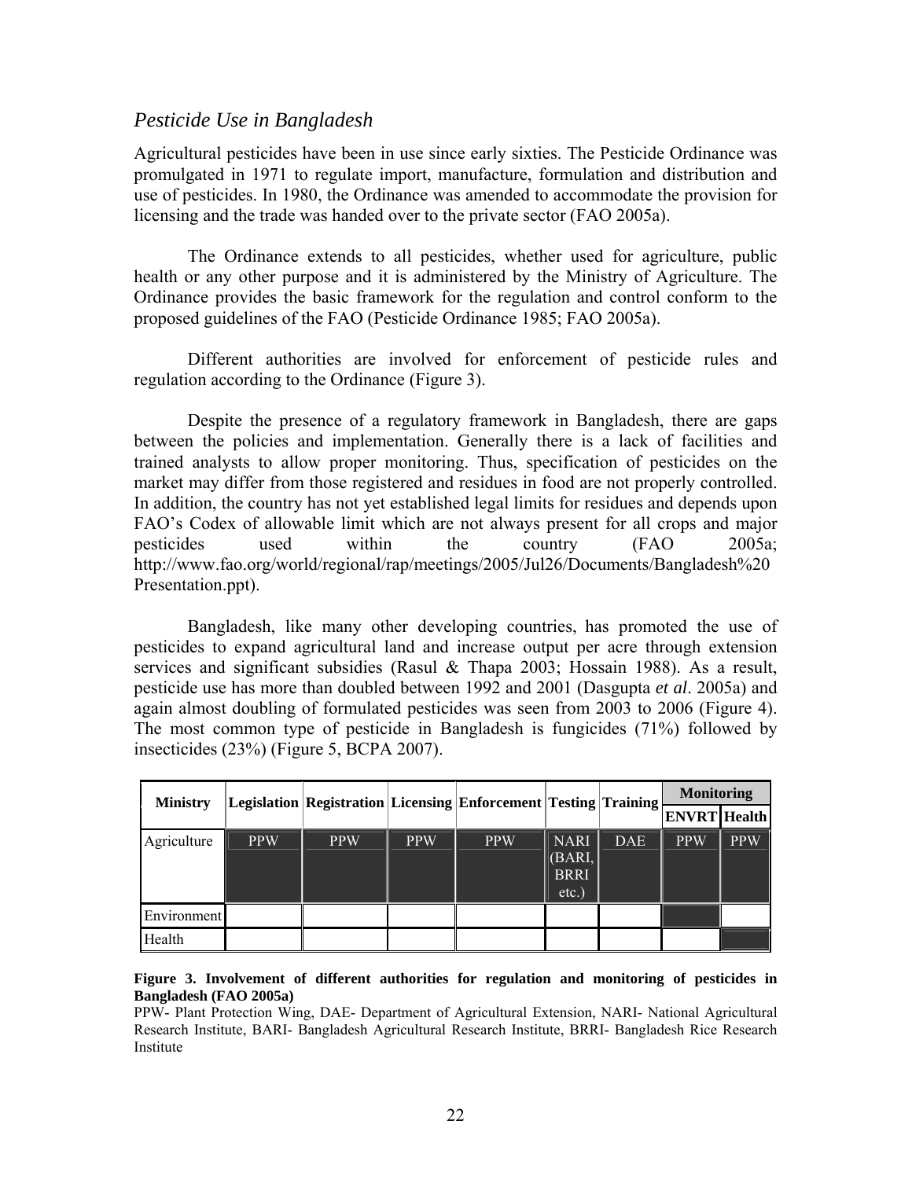## *Pesticide Use in Bangladesh*

Agricultural pesticides have been in use since early sixties. The Pesticide Ordinance was promulgated in 1971 to regulate import, manufacture, formulation and distribution and use of pesticides. In 1980, the Ordinance was amended to accommodate the provision for licensing and the trade was handed over to the private sector (FAO 2005a).

The Ordinance extends to all pesticides, whether used for agriculture, public health or any other purpose and it is administered by the Ministry of Agriculture. The Ordinance provides the basic framework for the regulation and control conform to the proposed guidelines of the FAO (Pesticide Ordinance 1985; FAO 2005a).

Different authorities are involved for enforcement of pesticide rules and regulation according to the Ordinance (Figure 3).

Despite the presence of a regulatory framework in Bangladesh, there are gaps between the policies and implementation. Generally there is a lack of facilities and trained analysts to allow proper monitoring. Thus, specification of pesticides on the market may differ from those registered and residues in food are not properly controlled. In addition, the country has not yet established legal limits for residues and depends upon FAO's Codex of allowable limit which are not always present for all crops and major pesticides used within the country (FAO 2005a; http://www.fao.org/world/regional/rap/meetings/2005/Jul26/Documents/Bangladesh%20Presentation.ppt).

Bangladesh, like many other developing countries, has promoted the use of pesticides to expand agricultural land and increase output per acre through extension services and significant subsidies (Rasul & Thapa 2003; Hossain 1988). As a result, pesticide use has more than doubled between 1992 and 2001 (Dasgupta *et al*. 2005a) and again almost doubling of formulated pesticides was seen from 2003 to 2006 (Figure 4). The most common type of pesticide in Bangladesh is fungicides (71%) followed by insecticides (23%) (Figure 5, BCPA 2007).

| Ministry | Legislation | Registration | Licensing | Enforcement | Testing | Training | Monitoring | |
|---|---|---|---|---|---|---|---|---|
| | | | | | | | ENVRT | Health |
| Agriculture | PPW | PPW | PPW | PPW | NARI (BARI, BRRI etc.) | DAE | PPW | PPW |
| Environment | | | | | | | | |
| Health | | | | | | | | |

**Figure 3. Involvement of different authorities for regulation and monitoring of pesticides in Bangladesh (FAO 2005a)**

PPW- Plant Protection Wing, DAE- Department of Agricultural Extension, NARI- National Agricultural Research Institute, BARI- Bangladesh Agricultural Research Institute, BRRI- Bangladesh Rice Research Institute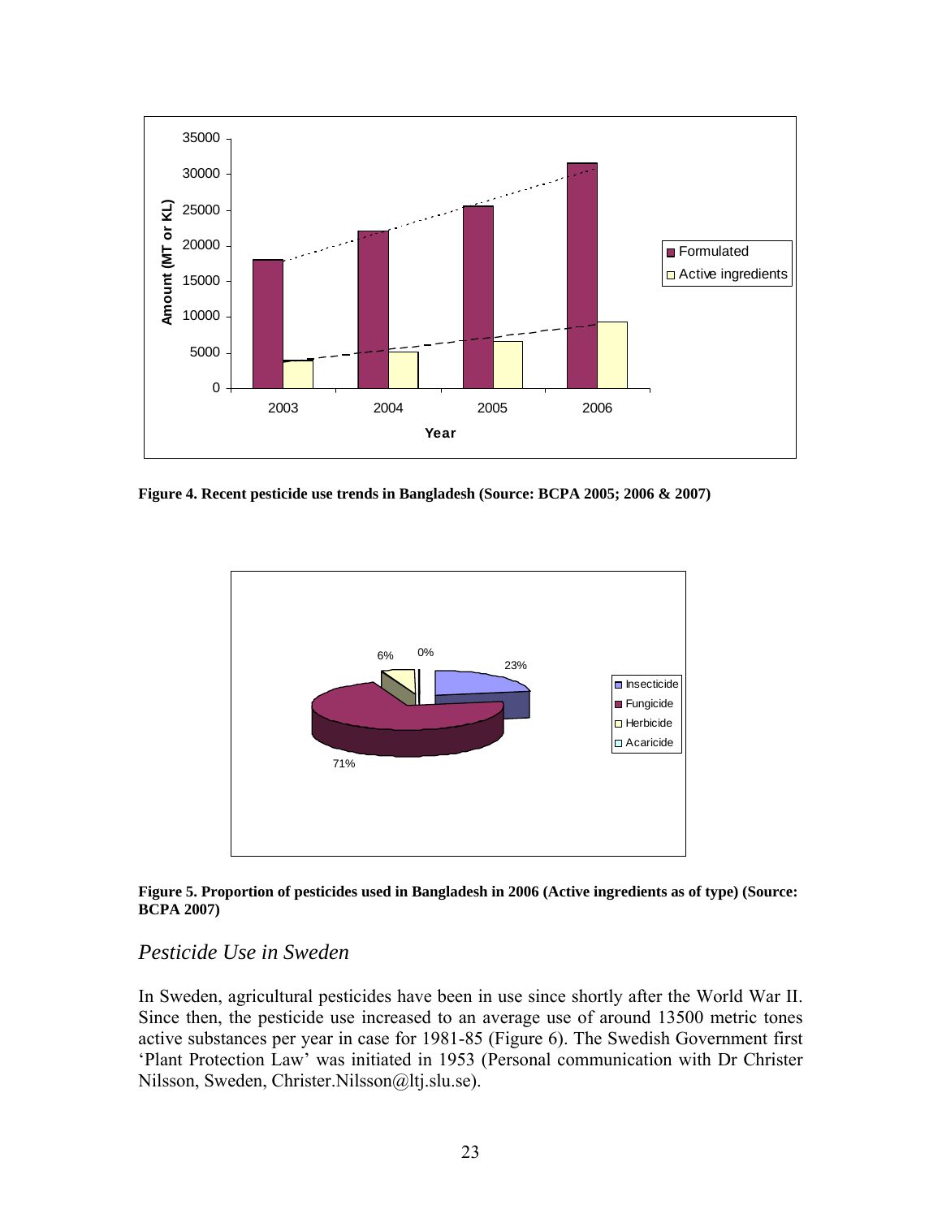**Figure 4. Recent pesticide use trends in Bangladesh (Source: BCPA 2005; 2006 & 2007)**

**Figure 5. Proportion of pesticides used in Bangladesh in 2006 (Active ingredients as of type) (Source: BCPA 2007)**

## *Pesticide Use in Sweden*

In Sweden, agricultural pesticides have been in use since shortly after the World War II. Since then, the pesticide use increased to an average use of around 13500 metric tones active substances per year in case for 1981-85 (Figure 6). The Swedish Government first 'Plant Protection Law' was initiated in 1953 (Personal communication with Dr Christer Nilsson, Sweden, Christer.Nilsson@ltj.slu.se).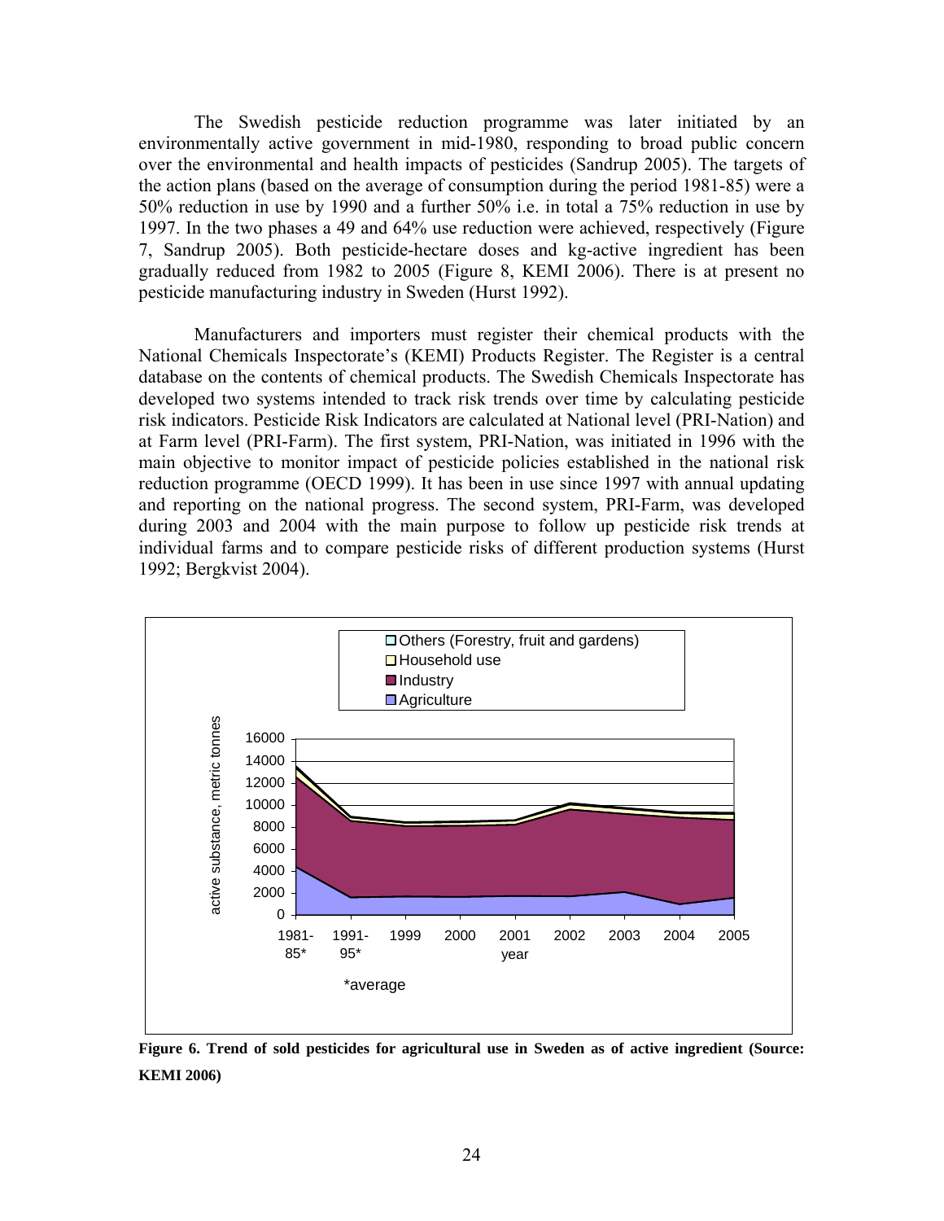The Swedish pesticide reduction programme was later initiated by an environmentally active government in mid-1980, responding to broad public concern over the environmental and health impacts of pesticides (Sandrup 2005). The targets of the action plans (based on the average of consumption during the period 1981-85) were a 50% reduction in use by 1990 and a further 50% i.e. in total a 75% reduction in use by 1997. In the two phases a 49 and 64% use reduction were achieved, respectively (Figure 7, Sandrup 2005). Both pesticide-hectare doses and kg-active ingredient has been gradually reduced from 1982 to 2005 (Figure 8, KEMI 2006). There is at present no pesticide manufacturing industry in Sweden (Hurst 1992).

Manufacturers and importers must register their chemical products with the National Chemicals Inspectorate's (KEMI) Products Register. The Register is a central database on the contents of chemical products. The Swedish Chemicals Inspectorate has developed two systems intended to track risk trends over time by calculating pesticide risk indicators. Pesticide Risk Indicators are calculated at National level (PRI-Nation) and at Farm level (PRI-Farm). The first system, PRI-Nation, was initiated in 1996 with the main objective to monitor impact of pesticide policies established in the national risk reduction programme (OECD 1999). It has been in use since 1997 with annual updating and reporting on the national progress. The second system, PRI-Farm, was developed during 2003 and 2004 with the main purpose to follow up pesticide risk trends at individual farms and to compare pesticide risks of different production systems (Hurst 1992; Bergkvist 2004).

**Figure 6. Trend of sold pesticides for agricultural use in Sweden as of active ingredient (Source: KEMI 2006)**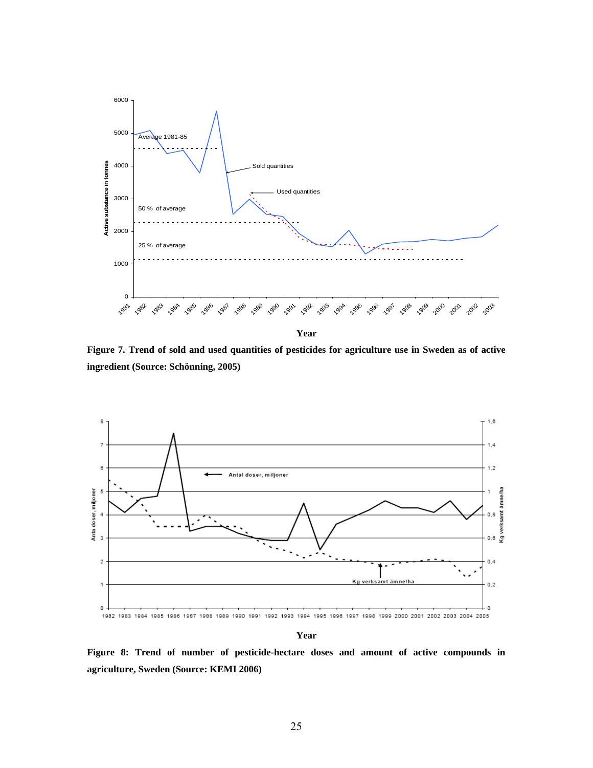**Figure 7. Trend of sold and used quantities of pesticides for agriculture use in Sweden as of active ingredient (Source: Schönning, 2005)**

**Figure 8: Trend of number of pesticide-hectare doses and amount of active compounds in agriculture, Sweden (Source: KEMI 2006)**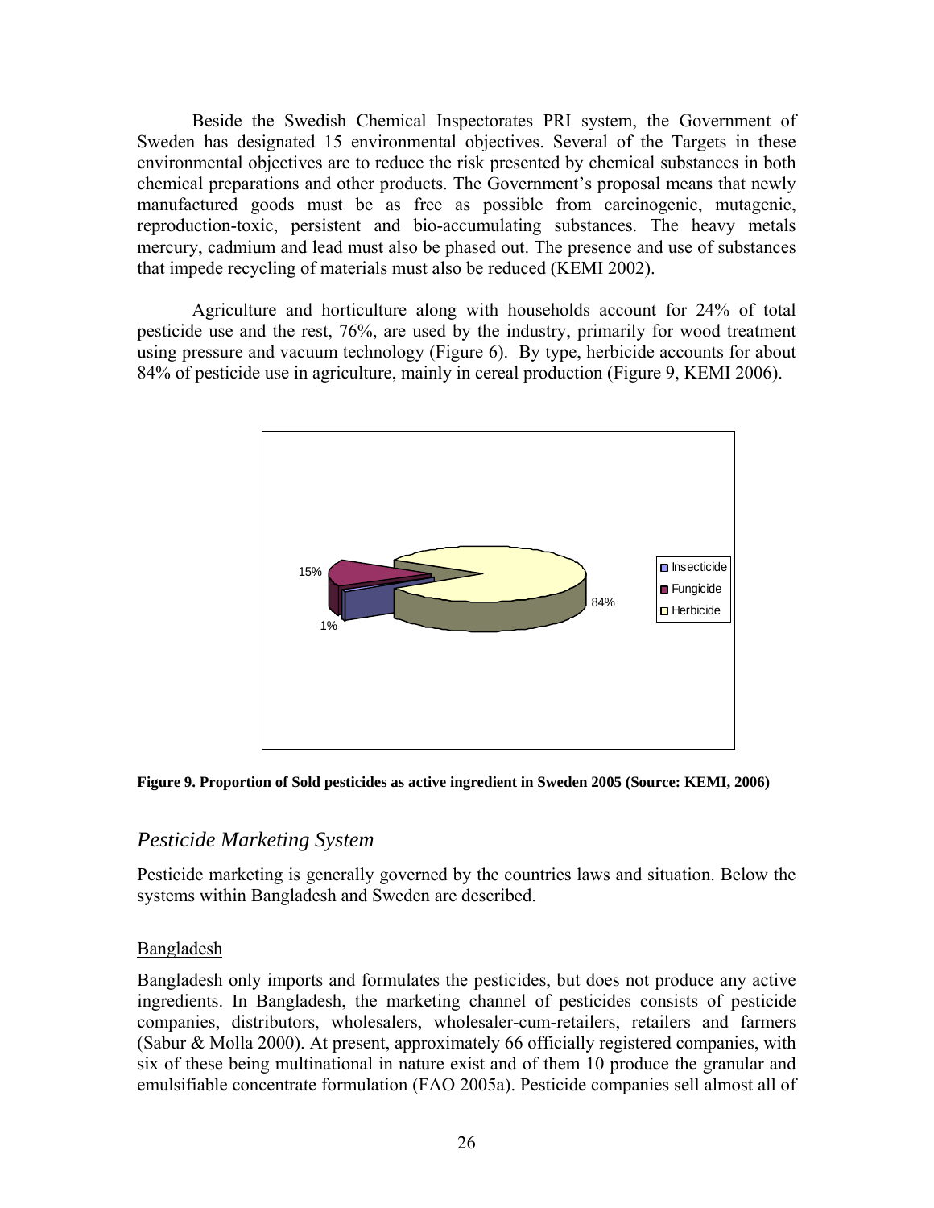Beside the Swedish Chemical Inspectorates PRI system, the Government of Sweden has designated 15 environmental objectives. Several of the Targets in these environmental objectives are to reduce the risk presented by chemical substances in both chemical preparations and other products. The Government's proposal means that newly manufactured goods must be as free as possible from carcinogenic, mutagenic, reproduction-toxic, persistent and bio-accumulating substances. The heavy metals mercury, cadmium and lead must also be phased out. The presence and use of substances that impede recycling of materials must also be reduced (KEMI 2002).

Agriculture and horticulture along with households account for 24% of total pesticide use and the rest, 76%, are used by the industry, primarily for wood treatment using pressure and vacuum technology (Figure 6). By type, herbicide accounts for about 84% of pesticide use in agriculture, mainly in cereal production (Figure 9, KEMI 2006).

15%

1%

84%

Insecticide
Fungicide
Herbicide

**Figure 9. Proportion of Sold pesticides as active ingredient in Sweden 2005 (Source: KEMI, 2006)**

## *Pesticide Marketing System*

Pesticide marketing is generally governed by the countries laws and situation. Below the systems within Bangladesh and Sweden are described.

### Bangladesh

Bangladesh only imports and formulates the pesticides, but does not produce any active ingredients. In Bangladesh, the marketing channel of pesticides consists of pesticide companies, distributors, wholesalers, wholesaler-cum-retailers, retailers and farmers (Sabur & Molla 2000). At present, approximately 66 officially registered companies, with six of these being multinational in nature exist and of them 10 produce the granular and emulsifiable concentrate formulation (FAO 2005a). Pesticide companies sell almost all of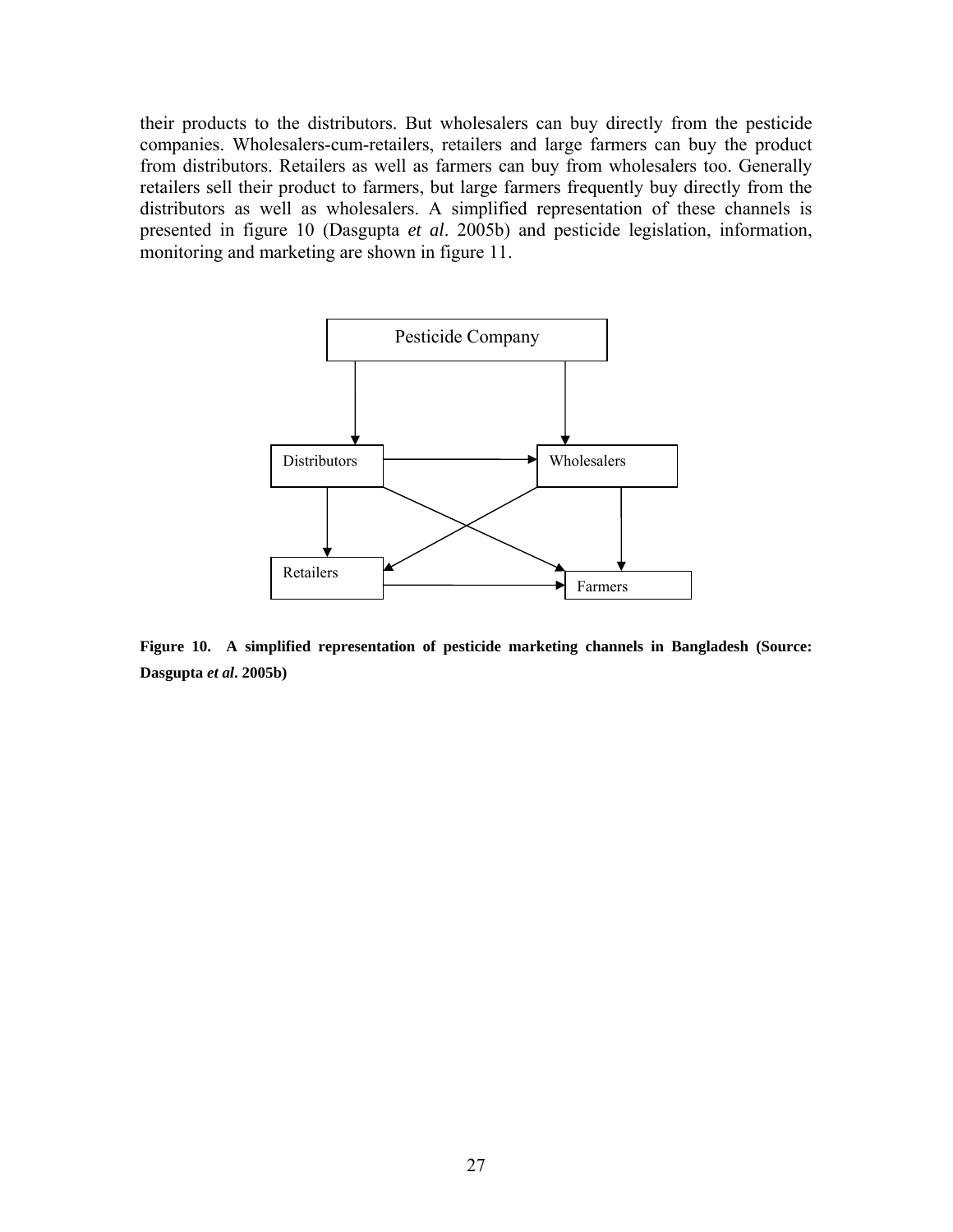their products to the distributors. But wholesalers can buy directly from the pesticide companies. Wholesalers-cum-retailers, retailers and large farmers can buy the product from distributors. Retailers as well as farmers can buy from wholesalers too. Generally retailers sell their product to farmers, but large farmers frequently buy directly from the distributors as well as wholesalers. A simplified representation of these channels is presented in figure 10 (Dasgupta *et al*. 2005b) and pesticide legislation, information, monitoring and marketing are shown in figure 11.

Pesticide Company

Distributors

Wholesalers

Retailers

Farmers

**Figure 10. A simplified representation of pesticide marketing channels in Bangladesh (Source: Dasgupta *et al*. 2005b)**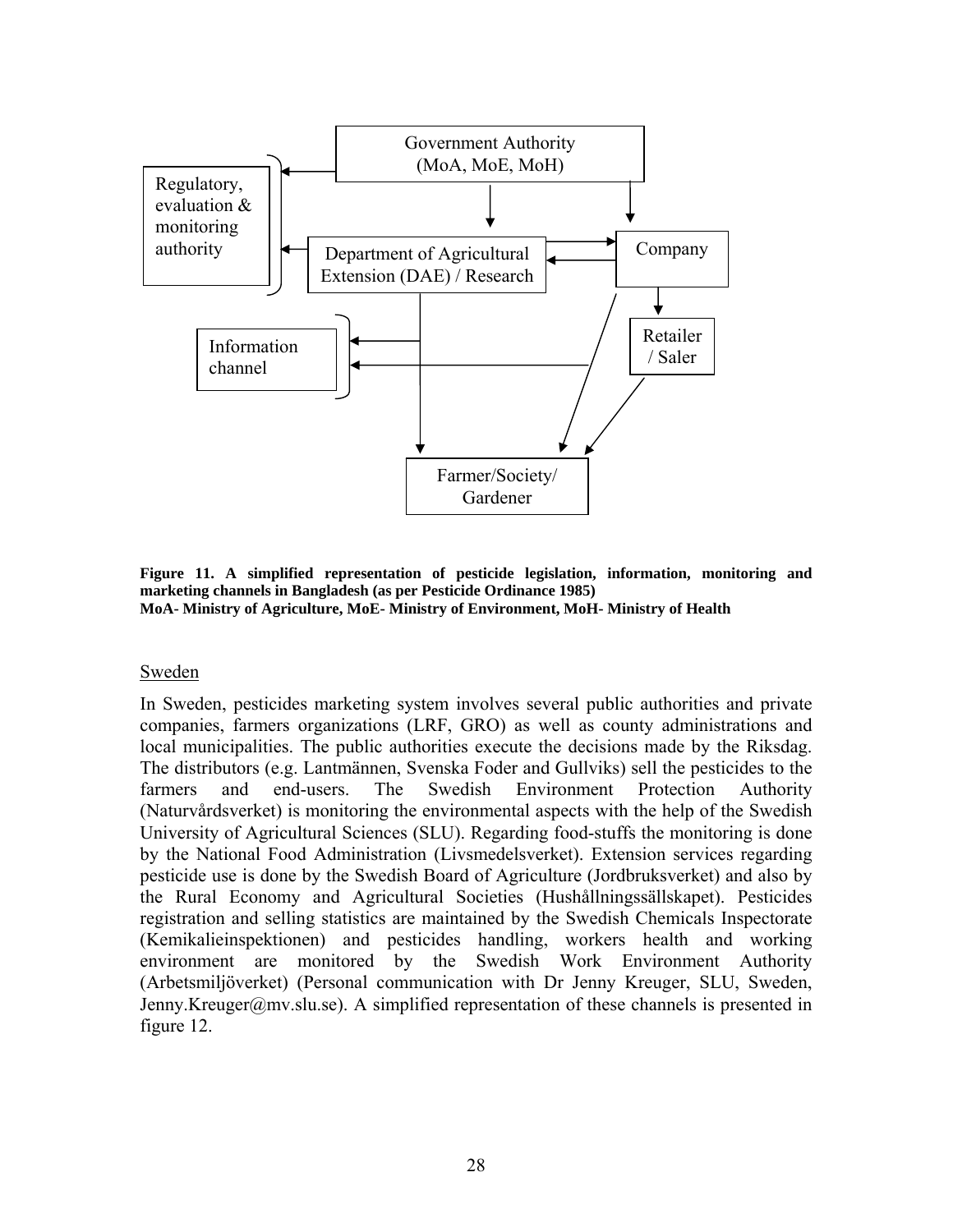Government Authority (MoA, MoE, MoH)

Regulatory, evaluation & monitoring authority

Department of Agricultural Extension (DAE) / Research

Company

Information channel

Retailer / Saler

Farmer/Society/ Gardener

**Figure 11. A simplified representation of pesticide legislation, information, monitoring and marketing channels in Bangladesh (as per Pesticide Ordinance 1985)**
**MoA- Ministry of Agriculture, MoE- Ministry of Environment, MoH- Ministry of Health**

Sweden

In Sweden, pesticides marketing system involves several public authorities and private companies, farmers organizations (LRF, GRO) as well as county administrations and local municipalities. The public authorities execute the decisions made by the Riksdag. The distributors (e.g. Lantmännen, Svenska Foder and Gullviks) sell the pesticides to the farmers and end-users. The Swedish Environment Protection Authority (Naturvårdsverket) is monitoring the environmental aspects with the help of the Swedish University of Agricultural Sciences (SLU). Regarding food-stuffs the monitoring is done by the National Food Administration (Livsmedelsverket). Extension services regarding pesticide use is done by the Swedish Board of Agriculture (Jordbruksverket) and also by the Rural Economy and Agricultural Societies (Hushållningssällskapet). Pesticides registration and selling statistics are maintained by the Swedish Chemicals Inspectorate (Kemikalieinspektionen) and pesticides handling, workers health and working environment are monitored by the Swedish Work Environment Authority (Arbetsmiljöverket) (Personal communication with Dr Jenny Kreuger, SLU, Sweden, Jenny.Kreuger@mv.slu.se). A simplified representation of these channels is presented in figure 12.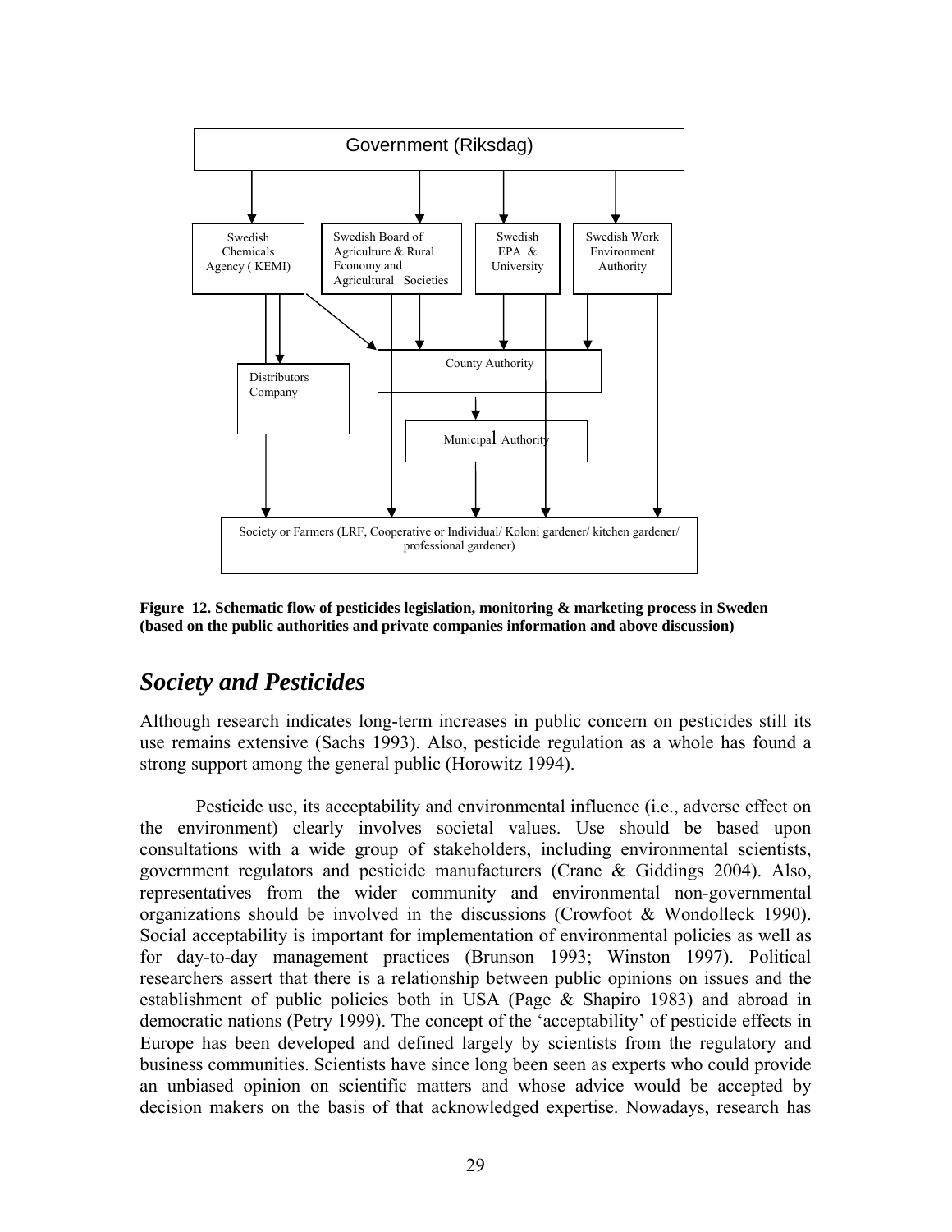Government (Riksdag)

Swedish Chemicals Agency (KEMI)

Swedish Board of Agriculture & Rural Economy and Agricultural Societies

Swedish EPA & University

Swedish Work Environment Authority

Distributors Company

County Authority

Municipal Authority

Society or Farmers (LRF, Cooperative or Individual/ Koloni gardener/ kitchen gardener/ professional gardener)

**Figure 12. Schematic flow of pesticides legislation, monitoring & marketing process in Sweden (based on the public authorities and private companies information and above discussion)**

## *Society and Pesticides*

Although research indicates long-term increases in public concern on pesticides still its use remains extensive (Sachs 1993). Also, pesticide regulation as a whole has found a strong support among the general public (Horowitz 1994).

Pesticide use, its acceptability and environmental influence (i.e., adverse effect on the environment) clearly involves societal values. Use should be based upon consultations with a wide group of stakeholders, including environmental scientists, government regulators and pesticide manufacturers (Crane & Giddings 2004). Also, representatives from the wider community and environmental non-governmental organizations should be involved in the discussions (Crowfoot & Wondolleck 1990). Social acceptability is important for implementation of environmental policies as well as for day-to-day management practices (Brunson 1993; Winston 1997). Political researchers assert that there is a relationship between public opinions on issues and the establishment of public policies both in USA (Page & Shapiro 1983) and abroad in democratic nations (Petry 1999). The concept of the 'acceptability' of pesticide effects in Europe has been developed and defined largely by scientists from the regulatory and business communities. Scientists have since long been seen as experts who could provide an unbiased opinion on scientific matters and whose advice would be accepted by decision makers on the basis of that acknowledged expertise. Nowadays, research has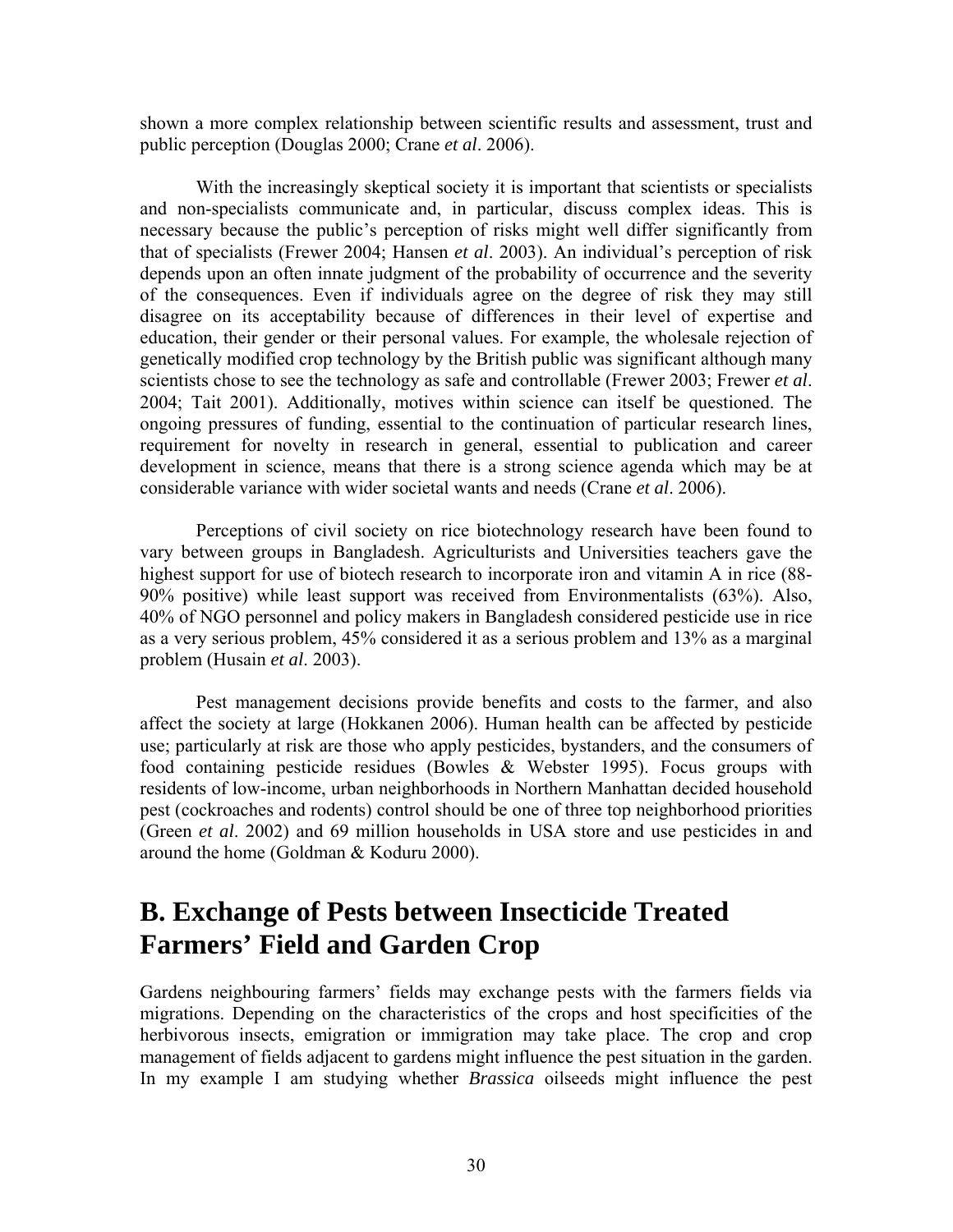shown a more complex relationship between scientific results and assessment, trust and public perception (Douglas 2000; Crane *et al*. 2006).

With the increasingly skeptical society it is important that scientists or specialists and non-specialists communicate and, in particular, discuss complex ideas. This is necessary because the public's perception of risks might well differ significantly from that of specialists (Frewer 2004; Hansen *et al*. 2003). An individual's perception of risk depends upon an often innate judgment of the probability of occurrence and the severity of the consequences. Even if individuals agree on the degree of risk they may still disagree on its acceptability because of differences in their level of expertise and education, their gender or their personal values. For example, the wholesale rejection of genetically modified crop technology by the British public was significant although many scientists chose to see the technology as safe and controllable (Frewer 2003; Frewer *et al*. 2004; Tait 2001). Additionally, motives within science can itself be questioned. The ongoing pressures of funding, essential to the continuation of particular research lines, requirement for novelty in research in general, essential to publication and career development in science, means that there is a strong science agenda which may be at considerable variance with wider societal wants and needs (Crane *et al*. 2006).

Perceptions of civil society on rice biotechnology research have been found to vary between groups in Bangladesh. Agriculturists and Universities teachers gave the highest support for use of biotech research to incorporate iron and vitamin A in rice (88-90% positive) while least support was received from Environmentalists (63%). Also, 40% of NGO personnel and policy makers in Bangladesh considered pesticide use in rice as a very serious problem, 45% considered it as a serious problem and 13% as a marginal problem (Husain *et al*. 2003).

Pest management decisions provide benefits and costs to the farmer, and also affect the society at large (Hokkanen 2006). Human health can be affected by pesticide use; particularly at risk are those who apply pesticides, bystanders, and the consumers of food containing pesticide residues (Bowles & Webster 1995). Focus groups with residents of low-income, urban neighborhoods in Northern Manhattan decided household pest (cockroaches and rodents) control should be one of three top neighborhood priorities (Green *et al*. 2002) and 69 million households in USA store and use pesticides in and around the home (Goldman & Koduru 2000).

# B. Exchange of Pests between Insecticide Treated Farmers' Field and Garden Crop

Gardens neighbouring farmers' fields may exchange pests with the farmers fields via migrations. Depending on the characteristics of the crops and host specificities of the herbivorous insects, emigration or immigration may take place. The crop and crop management of fields adjacent to gardens might influence the pest situation in the garden. In my example I am studying whether *Brassica* oilseeds might influence the pest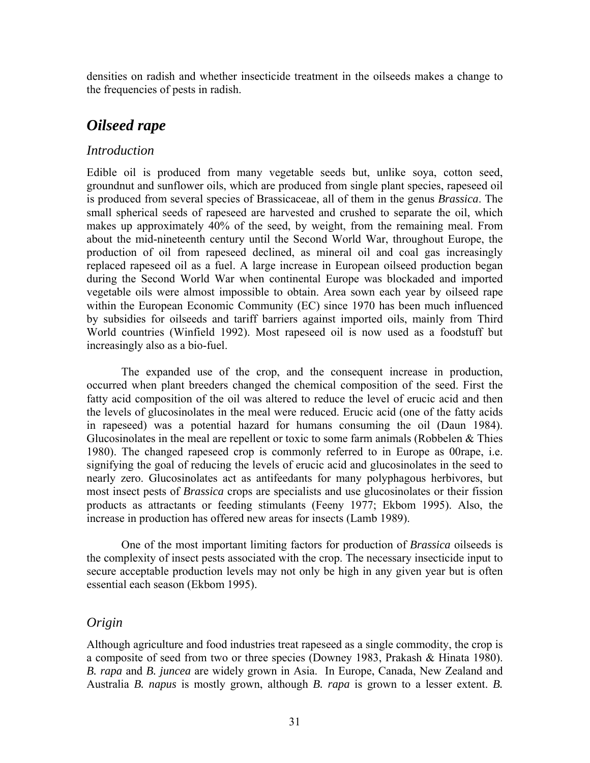densities on radish and whether insecticide treatment in the oilseeds makes a change to the frequencies of pests in radish.

## *Oilseed rape*

### *Introduction*

Edible oil is produced from many vegetable seeds but, unlike soya, cotton seed, groundnut and sunflower oils, which are produced from single plant species, rapeseed oil is produced from several species of Brassicaceae, all of them in the genus *Brassica*. The small spherical seeds of rapeseed are harvested and crushed to separate the oil, which makes up approximately 40% of the seed, by weight, from the remaining meal. From about the mid-nineteenth century until the Second World War, throughout Europe, the production of oil from rapeseed declined, as mineral oil and coal gas increasingly replaced rapeseed oil as a fuel. A large increase in European oilseed production began during the Second World War when continental Europe was blockaded and imported vegetable oils were almost impossible to obtain. Area sown each year by oilseed rape within the European Economic Community (EC) since 1970 has been much influenced by subsidies for oilseeds and tariff barriers against imported oils, mainly from Third World countries (Winfield 1992). Most rapeseed oil is now used as a foodstuff but increasingly also as a bio-fuel.

The expanded use of the crop, and the consequent increase in production, occurred when plant breeders changed the chemical composition of the seed. First the fatty acid composition of the oil was altered to reduce the level of erucic acid and then the levels of glucosinolates in the meal were reduced. Erucic acid (one of the fatty acids in rapeseed) was a potential hazard for humans consuming the oil (Daun 1984). Glucosinolates in the meal are repellent or toxic to some farm animals (Robbelen & Thies 1980). The changed rapeseed crop is commonly referred to in Europe as 00rape, i.e. signifying the goal of reducing the levels of erucic acid and glucosinolates in the seed to nearly zero. Glucosinolates act as antifeedants for many polyphagous herbivores, but most insect pests of *Brassica* crops are specialists and use glucosinolates or their fission products as attractants or feeding stimulants (Feeny 1977; Ekbom 1995). Also, the increase in production has offered new areas for insects (Lamb 1989).

One of the most important limiting factors for production of *Brassica* oilseeds is the complexity of insect pests associated with the crop. The necessary insecticide input to secure acceptable production levels may not only be high in any given year but is often essential each season (Ekbom 1995).

### *Origin*

Although agriculture and food industries treat rapeseed as a single commodity, the crop is a composite of seed from two or three species (Downey 1983, Prakash & Hinata 1980). *B. rapa* and *B. juncea* are widely grown in Asia. In Europe, Canada, New Zealand and Australia *B. napus* is mostly grown, although *B. rapa* is grown to a lesser extent. *B.*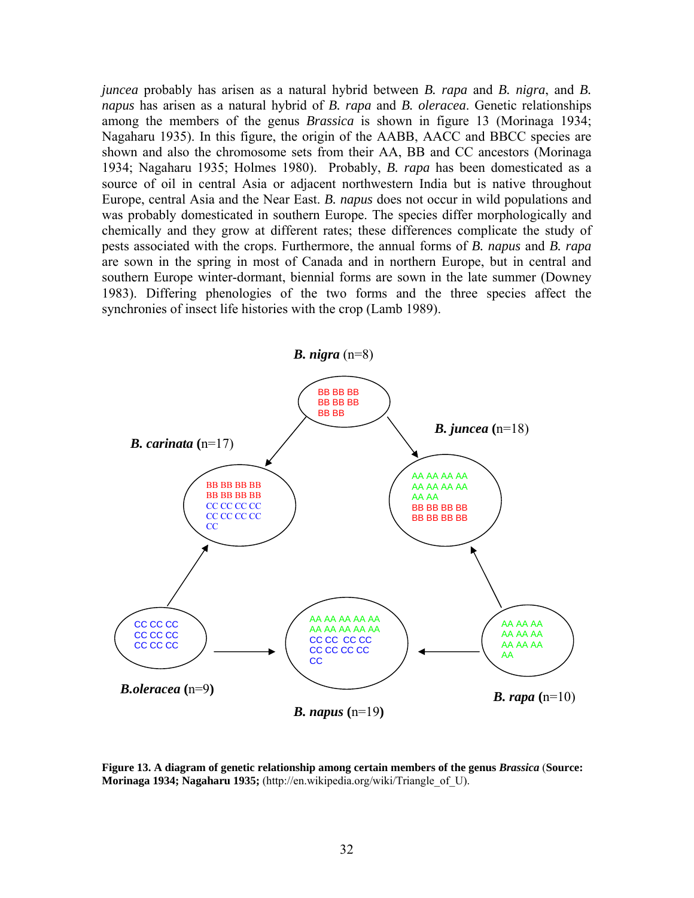*juncea* probably has arisen as a natural hybrid between *B. rapa* and *B. nigra*, and *B. napus* has arisen as a natural hybrid of *B. rapa* and *B. oleracea*. Genetic relationships among the members of the genus *Brassica* is shown in figure 13 (Morinaga 1934; Nagaharu 1935). In this figure, the origin of the AABB, AACC and BBCC species are shown and also the chromosome sets from their AA, BB and CC ancestors (Morinaga 1934; Nagaharu 1935; Holmes 1980). Probably, *B. rapa* has been domesticated as a source of oil in central Asia or adjacent northwestern India but is native throughout Europe, central Asia and the Near East. *B. napus* does not occur in wild populations and was probably domesticated in southern Europe. The species differ morphologically and chemically and they grow at different rates; these differences complicate the study of pests associated with the crops. Furthermore, the annual forms of *B. napus* and *B. rapa* are sown in the spring in most of Canada and in northern Europe, but in central and southern Europe winter-dormant, biennial forms are sown in the late summer (Downey 1983). Differing phenologies of the two forms and the three species affect the synchronies of insect life histories with the crop (Lamb 1989).

**Figure 13. A diagram of genetic relationship among certain members of the genus *Brassica* (Source: Morinaga 1934; Nagaharu 1935;** (http://en.wikipedia.org/wiki/Triangle_of_U).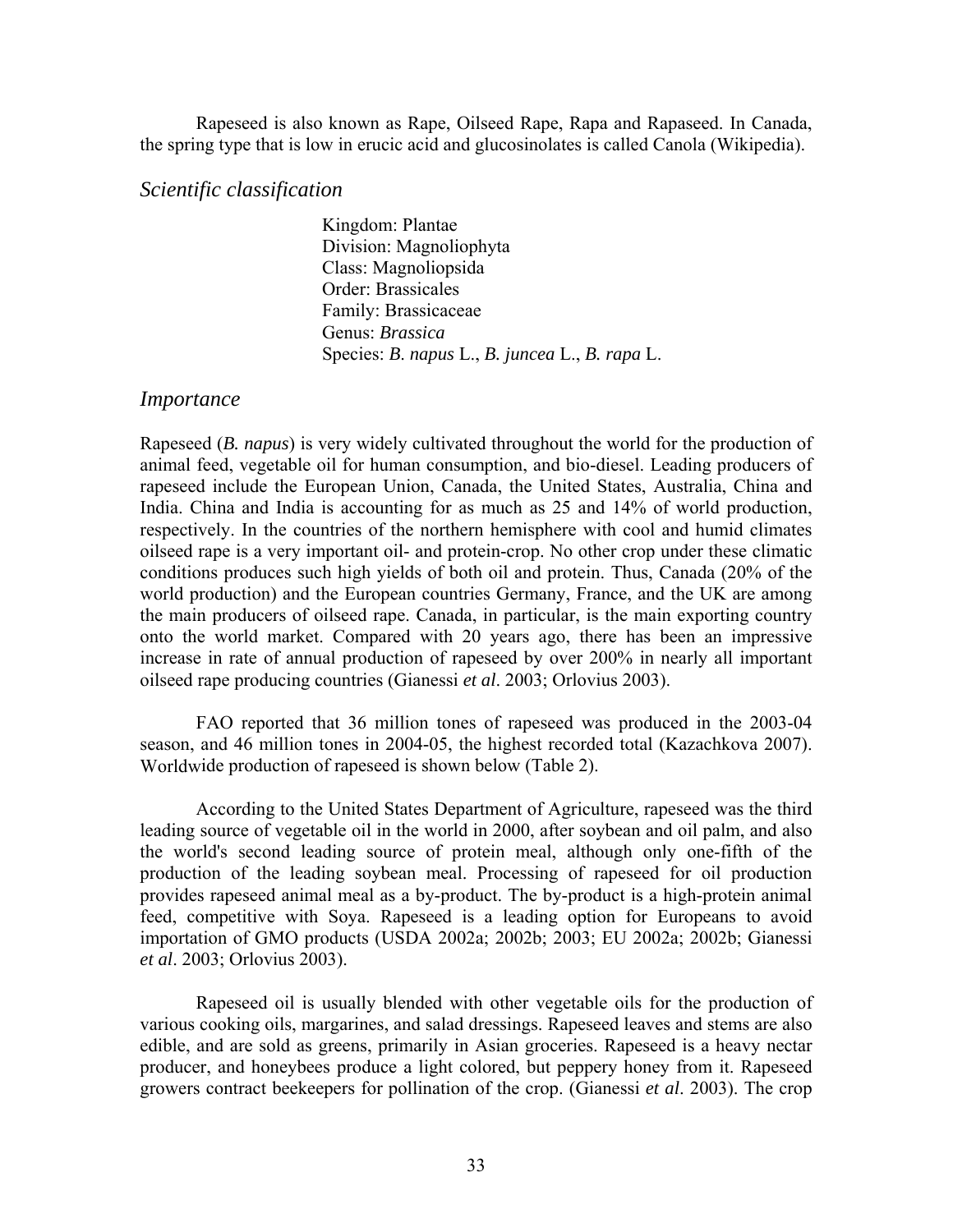Rapeseed is also known as Rape, Oilseed Rape, Rapa and Rapaseed. In Canada, the spring type that is low in erucic acid and glucosinolates is called Canola (Wikipedia).

## *Scientific classification*

Kingdom: Plantae
Division: Magnoliophyta
Class: Magnoliopsida
Order: Brassicales
Family: Brassicaceae
Genus: *Brassica*
Species: *B. napus* L., *B. juncea* L., *B. rapa* L.

## *Importance*

Rapeseed (*B. napus*) is very widely cultivated throughout the world for the production of animal feed, vegetable oil for human consumption, and bio-diesel. Leading producers of rapeseed include the European Union, Canada, the United States, Australia, China and India. China and India is accounting for as much as 25 and 14% of world production, respectively. In the countries of the northern hemisphere with cool and humid climates oilseed rape is a very important oil- and protein-crop. No other crop under these climatic conditions produces such high yields of both oil and protein. Thus, Canada (20% of the world production) and the European countries Germany, France, and the UK are among the main producers of oilseed rape. Canada, in particular, is the main exporting country onto the world market. Compared with 20 years ago, there has been an impressive increase in rate of annual production of rapeseed by over 200% in nearly all important oilseed rape producing countries (Gianessi *et al*. 2003; Orlovius 2003).

FAO reported that 36 million tones of rapeseed was produced in the 2003-04 season, and 46 million tones in 2004-05, the highest recorded total (Kazachkova 2007). Worldwide production of rapeseed is shown below (Table 2).

According to the United States Department of Agriculture, rapeseed was the third leading source of vegetable oil in the world in 2000, after soybean and oil palm, and also the world's second leading source of protein meal, although only one-fifth of the production of the leading soybean meal. Processing of rapeseed for oil production provides rapeseed animal meal as a by-product. The by-product is a high-protein animal feed, competitive with Soya. Rapeseed is a leading option for Europeans to avoid importation of GMO products (USDA 2002a; 2002b; 2003; EU 2002a; 2002b; Gianessi *et al*. 2003; Orlovius 2003).

Rapeseed oil is usually blended with other vegetable oils for the production of various cooking oils, margarines, and salad dressings. Rapeseed leaves and stems are also edible, and are sold as greens, primarily in Asian groceries. Rapeseed is a heavy nectar producer, and honeybees produce a light colored, but peppery honey from it. Rapeseed growers contract beekeepers for pollination of the crop. (Gianessi *et al*. 2003). The crop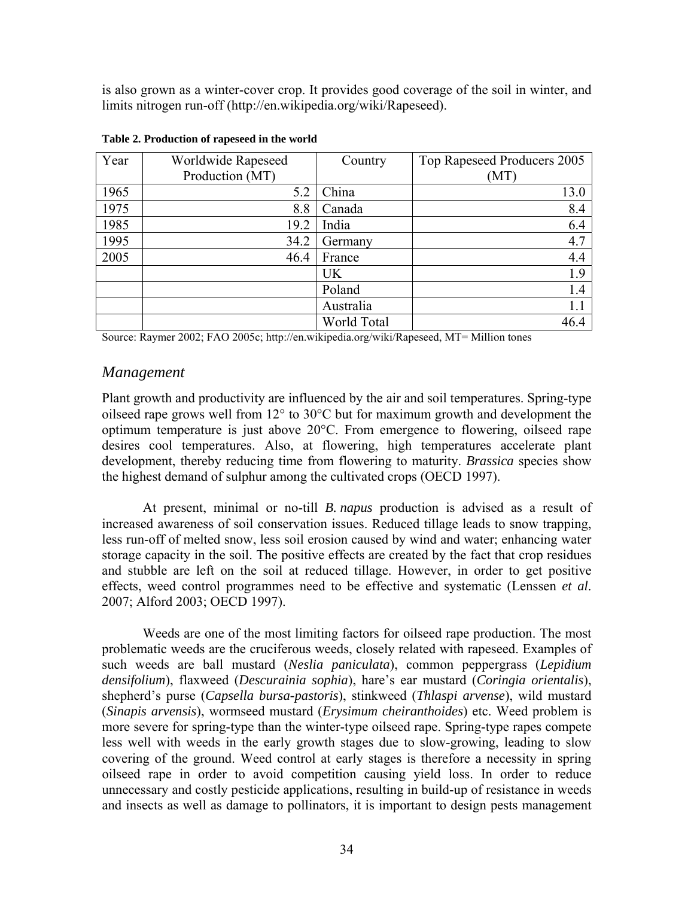is also grown as a winter-cover crop. It provides good coverage of the soil in winter, and limits nitrogen run-off (http://en.wikipedia.org/wiki/Rapeseed).

**Table 2. Production of rapeseed in the world**

| Year | Worldwide Rapeseed Production (MT) | Country | Top Rapeseed Producers 2005 (MT) |
|---|---|---|---|
| 1965 | 5.2 | China | 13.0 |
| 1975 | 8.8 | Canada | 8.4 |
| 1985 | 19.2 | India | 6.4 |
| 1995 | 34.2 | Germany | 4.7 |
| 2005 | 46.4 | France | 4.4 |
| | | UK | 1.9 |
| | | Poland | 1.4 |
| | | Australia | 1.1 |
| | | World Total | 46.4 |

Source: Raymer 2002; FAO 2005c; http://en.wikipedia.org/wiki/Rapeseed, MT= Million tones

## *Management*

Plant growth and productivity are influenced by the air and soil temperatures. Spring-type oilseed rape grows well from 12° to 30°C but for maximum growth and development the optimum temperature is just above 20°C. From emergence to flowering, oilseed rape desires cool temperatures. Also, at flowering, high temperatures accelerate plant development, thereby reducing time from flowering to maturity. *Brassica* species show the highest demand of sulphur among the cultivated crops (OECD 1997).

At present, minimal or no-till *B. napus* production is advised as a result of increased awareness of soil conservation issues. Reduced tillage leads to snow trapping, less run-off of melted snow, less soil erosion caused by wind and water; enhancing water storage capacity in the soil. The positive effects are created by the fact that crop residues and stubble are left on the soil at reduced tillage. However, in order to get positive effects, weed control programmes need to be effective and systematic (Lenssen *et al*. 2007; Alford 2003; OECD 1997).

Weeds are one of the most limiting factors for oilseed rape production. The most problematic weeds are the cruciferous weeds, closely related with rapeseed. Examples of such weeds are ball mustard (*Neslia paniculata*), common peppergrass (*Lepidium densifolium*), flaxweed (*Descurainia sophia*), hare's ear mustard (*Coringia orientalis*), shepherd's purse (*Capsella bursa-pastoris*), stinkweed (*Thlaspi arvense*), wild mustard (*Sinapis arvensis*), wormseed mustard (*Erysimum cheiranthoides*) etc. Weed problem is more severe for spring-type than the winter-type oilseed rape. Spring-type rapes compete less well with weeds in the early growth stages due to slow-growing, leading to slow covering of the ground. Weed control at early stages is therefore a necessity in spring oilseed rape in order to avoid competition causing yield loss. In order to reduce unnecessary and costly pesticide applications, resulting in build-up of resistance in weeds and insects as well as damage to pollinators, it is important to design pests management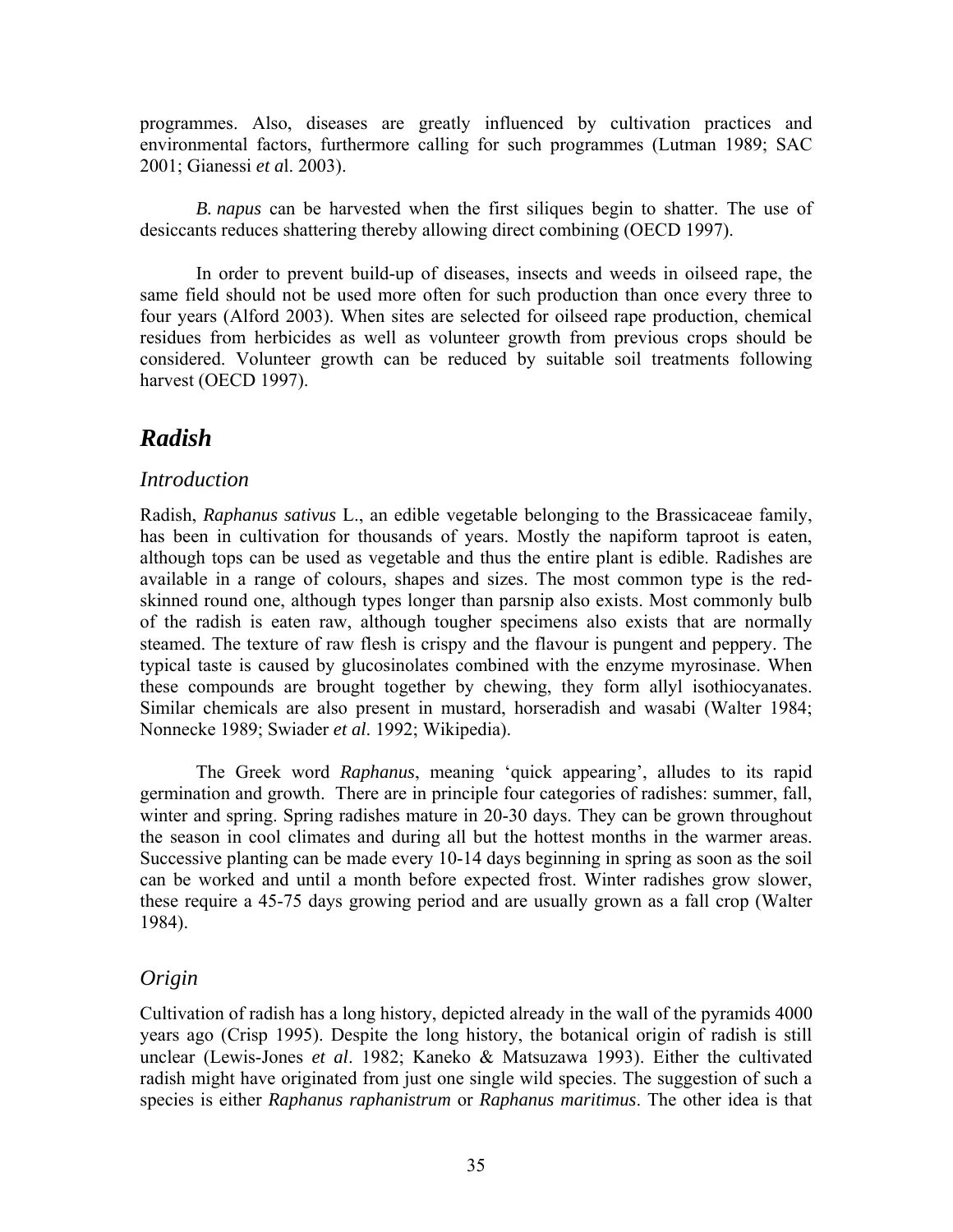programmes. Also, diseases are greatly influenced by cultivation practices and environmental factors, furthermore calling for such programmes (Lutman 1989; SAC 2001; Gianessi *et a*l. 2003).

*B. napus* can be harvested when the first siliques begin to shatter. The use of desiccants reduces shattering thereby allowing direct combining (OECD 1997).

In order to prevent build-up of diseases, insects and weeds in oilseed rape, the same field should not be used more often for such production than once every three to four years (Alford 2003). When sites are selected for oilseed rape production, chemical residues from herbicides as well as volunteer growth from previous crops should be considered. Volunteer growth can be reduced by suitable soil treatments following harvest (OECD 1997).

## *Radish*

### *Introduction*

Radish, *Raphanus sativus* L., an edible vegetable belonging to the Brassicaceae family, has been in cultivation for thousands of years. Mostly the napiform taproot is eaten, although tops can be used as vegetable and thus the entire plant is edible. Radishes are available in a range of colours, shapes and sizes. The most common type is the red-skinned round one, although types longer than parsnip also exists. Most commonly bulb of the radish is eaten raw, although tougher specimens also exists that are normally steamed. The texture of raw flesh is crispy and the flavour is pungent and peppery. The typical taste is caused by glucosinolates combined with the enzyme myrosinase. When these compounds are brought together by chewing, they form allyl isothiocyanates. Similar chemicals are also present in mustard, horseradish and wasabi (Walter 1984; Nonnecke 1989; Swiader *et al*. 1992; Wikipedia).

The Greek word *Raphanus*, meaning 'quick appearing', alludes to its rapid germination and growth. There are in principle four categories of radishes: summer, fall, winter and spring. Spring radishes mature in 20-30 days. They can be grown throughout the season in cool climates and during all but the hottest months in the warmer areas. Successive planting can be made every 10-14 days beginning in spring as soon as the soil can be worked and until a month before expected frost. Winter radishes grow slower, these require a 45-75 days growing period and are usually grown as a fall crop (Walter 1984).

### *Origin*

Cultivation of radish has a long history, depicted already in the wall of the pyramids 4000 years ago (Crisp 1995). Despite the long history, the botanical origin of radish is still unclear (Lewis-Jones *et al*. 1982; Kaneko & Matsuzawa 1993). Either the cultivated radish might have originated from just one single wild species. The suggestion of such a species is either *Raphanus raphanistrum* or *Raphanus maritimus*. The other idea is that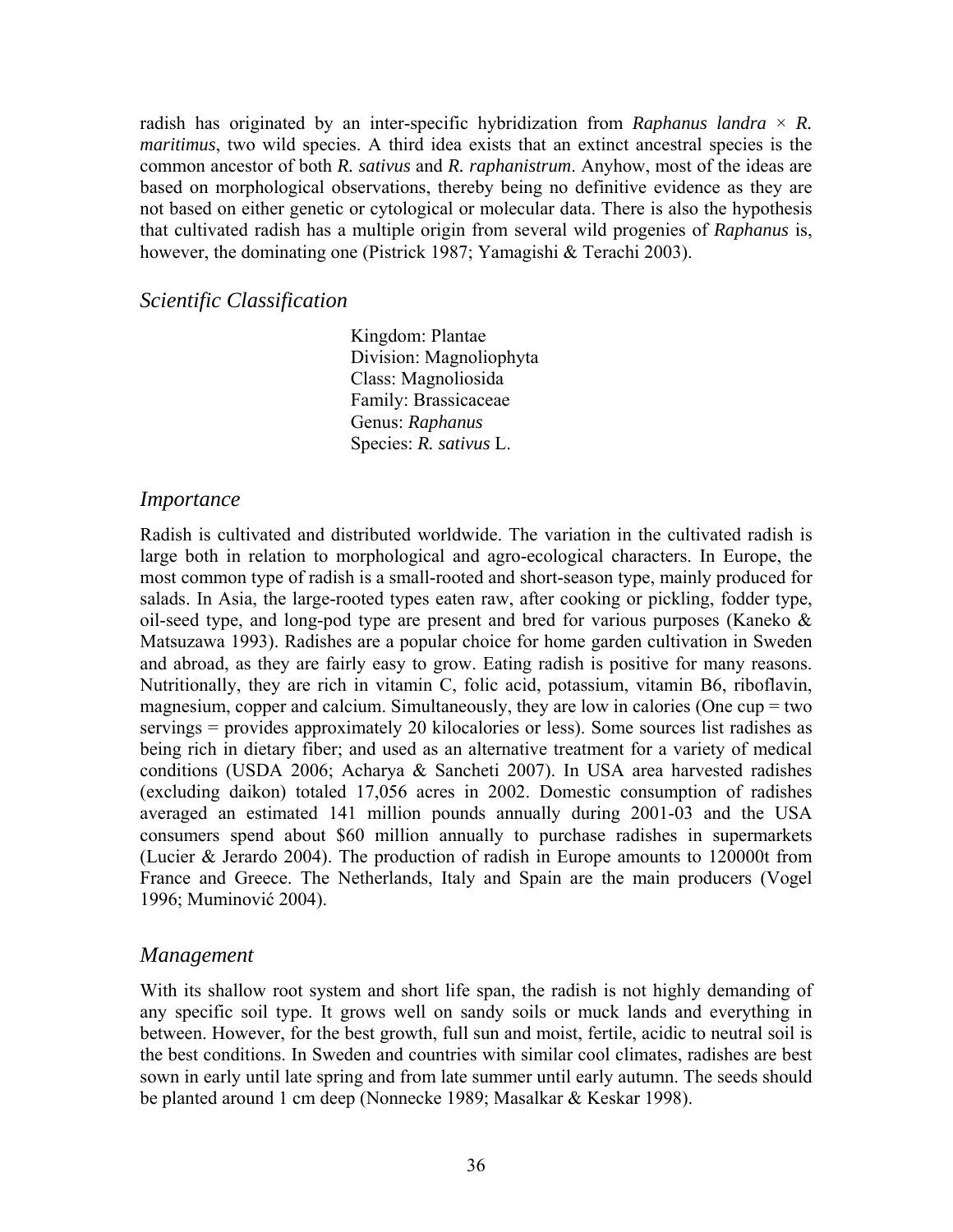radish has originated by an inter-specific hybridization from ***Raphanus landra*** × ***R. maritimus***, two wild species. A third idea exists that an extinct ancestral species is the common ancestor of both ***R. sativus*** and ***R. raphanistrum***. Anyhow, most of the ideas are based on morphological observations, thereby being no definitive evidence as they are not based on either genetic or cytological or molecular data. There is also the hypothesis that cultivated radish has a multiple origin from several wild progenies of ***Raphanus*** is, however, the dominating one (Pistrick 1987; Yamagishi & Terachi 2003).

## *Scientific Classification*

Kingdom: Plantae
Division: Magnoliophyta
Class: Magnoliosida
Family: Brassicaceae
Genus: *Raphanus*
Species: ***R. sativus*** L.

## *Importance*

Radish is cultivated and distributed worldwide. The variation in the cultivated radish is large both in relation to morphological and agro-ecological characters. In Europe, the most common type of radish is a small-rooted and short-season type, mainly produced for salads. In Asia, the large-rooted types eaten raw, after cooking or pickling, fodder type, oil-seed type, and long-pod type are present and bred for various purposes (Kaneko & Matsuzawa 1993). Radishes are a popular choice for home garden cultivation in Sweden and abroad, as they are fairly easy to grow. Eating radish is positive for many reasons. Nutritionally, they are rich in vitamin C, folic acid, potassium, vitamin B6, riboflavin, magnesium, copper and calcium. Simultaneously, they are low in calories (One cup = two servings = provides approximately 20 kilocalories or less). Some sources list radishes as being rich in dietary fiber; and used as an alternative treatment for a variety of medical conditions (USDA 2006; Acharya & Sancheti 2007). In USA area harvested radishes (excluding daikon) totaled 17,056 acres in 2002. Domestic consumption of radishes averaged an estimated 141 million pounds annually during 2001-03 and the USA consumers spend about $60 million annually to purchase radishes in supermarkets (Lucier & Jerardo 2004). The production of radish in Europe amounts to 120000t from France and Greece. The Netherlands, Italy and Spain are the main producers (Vogel 1996; Muminović 2004).

## *Management*

With its shallow root system and short life span, the radish is not highly demanding of any specific soil type. It grows well on sandy soils or muck lands and everything in between. However, for the best growth, full sun and moist, fertile, acidic to neutral soil is the best conditions. In Sweden and countries with similar cool climates, radishes are best sown in early until late spring and from late summer until early autumn. The seeds should be planted around 1 cm deep (Nonnecke 1989; Masalkar & Keskar 1998).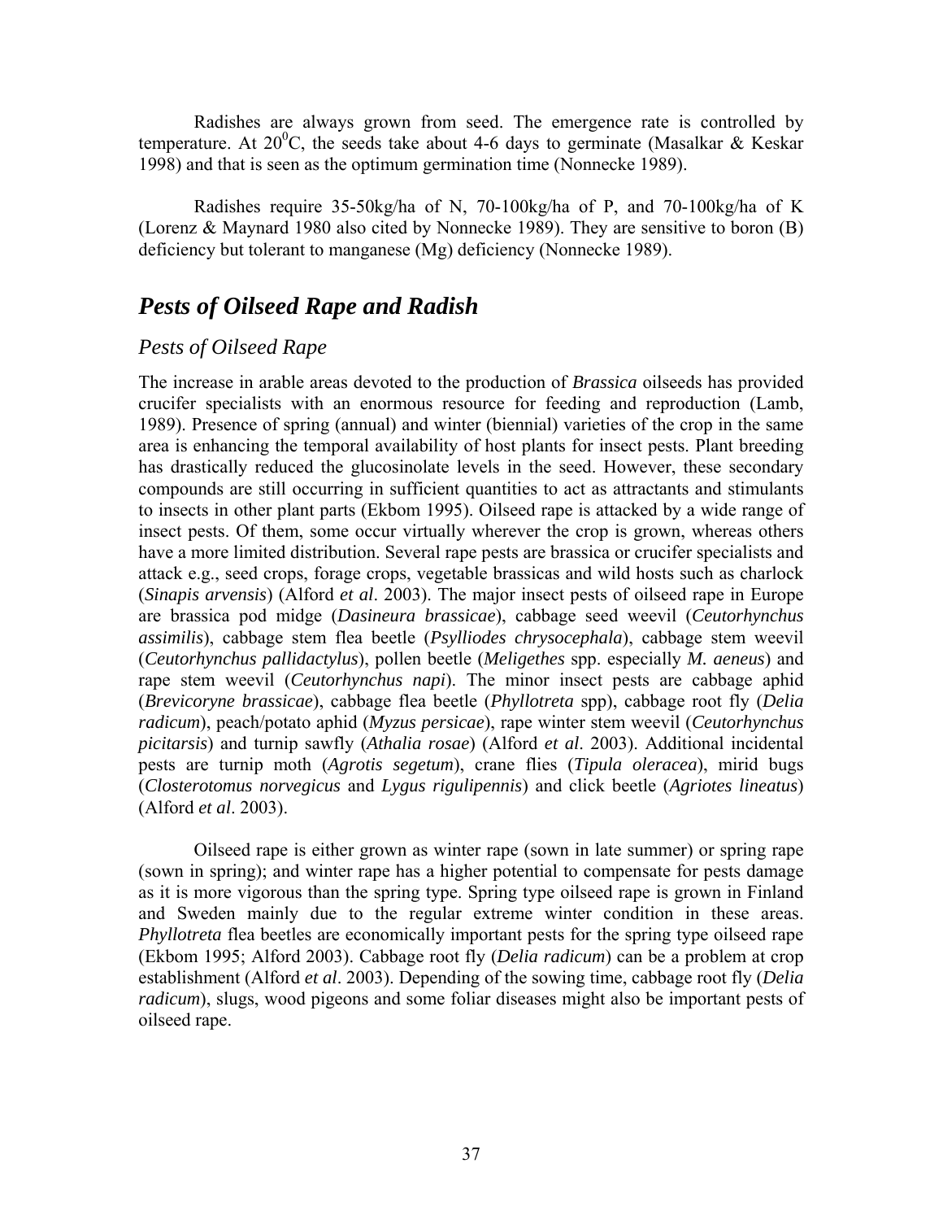Radishes are always grown from seed. The emergence rate is controlled by temperature. At $20^0$C, the seeds take about 4-6 days to germinate (Masalkar & Keskar 1998) and that is seen as the optimum germination time (Nonnecke 1989).

Radishes require 35-50kg/ha of N, 70-100kg/ha of P, and 70-100kg/ha of K (Lorenz & Maynard 1980 also cited by Nonnecke 1989). They are sensitive to boron (B) deficiency but tolerant to manganese (Mg) deficiency (Nonnecke 1989).

## *Pests of Oilseed Rape and Radish*

### *Pests of Oilseed Rape*

The increase in arable areas devoted to the production of *Brassica* oilseeds has provided crucifer specialists with an enormous resource for feeding and reproduction (Lamb, 1989). Presence of spring (annual) and winter (biennial) varieties of the crop in the same area is enhancing the temporal availability of host plants for insect pests. Plant breeding has drastically reduced the glucosinolate levels in the seed. However, these secondary compounds are still occurring in sufficient quantities to act as attractants and stimulants to insects in other plant parts (Ekbom 1995). Oilseed rape is attacked by a wide range of insect pests. Of them, some occur virtually wherever the crop is grown, whereas others have a more limited distribution. Several rape pests are brassica or crucifer specialists and attack e.g., seed crops, forage crops, vegetable brassicas and wild hosts such as charlock (*Sinapis arvensis*) (Alford *et al*. 2003). The major insect pests of oilseed rape in Europe are brassica pod midge (*Dasineura brassicae*), cabbage seed weevil (*Ceutorhynchus assimilis*), cabbage stem flea beetle (*Psylliodes chrysocephala*), cabbage stem weevil (*Ceutorhynchus pallidactylus*), pollen beetle (*Meligethes* spp. especially *M. aeneus*) and rape stem weevil (*Ceutorhynchus napi*). The minor insect pests are cabbage aphid (*Brevicoryne brassicae*), cabbage flea beetle (*Phyllotreta* spp), cabbage root fly (*Delia radicum*), peach/potato aphid (*Myzus persicae*), rape winter stem weevil (*Ceutorhynchus picitarsis*) and turnip sawfly (*Athalia rosae*) (Alford *et al*. 2003). Additional incidental pests are turnip moth (*Agrotis segetum*), crane flies (*Tipula oleracea*), mirid bugs (*Closterotomus norvegicus* and *Lygus rigulipennis*) and click beetle (*Agriotes lineatus*) (Alford *et al*. 2003).

Oilseed rape is either grown as winter rape (sown in late summer) or spring rape (sown in spring); and winter rape has a higher potential to compensate for pests damage as it is more vigorous than the spring type. Spring type oilseed rape is grown in Finland and Sweden mainly due to the regular extreme winter condition in these areas. *Phyllotreta* flea beetles are economically important pests for the spring type oilseed rape (Ekbom 1995; Alford 2003). Cabbage root fly (*Delia radicum*) can be a problem at crop establishment (Alford *et al*. 2003). Depending of the sowing time, cabbage root fly (*Delia radicum*), slugs, wood pigeons and some foliar diseases might also be important pests of oilseed rape.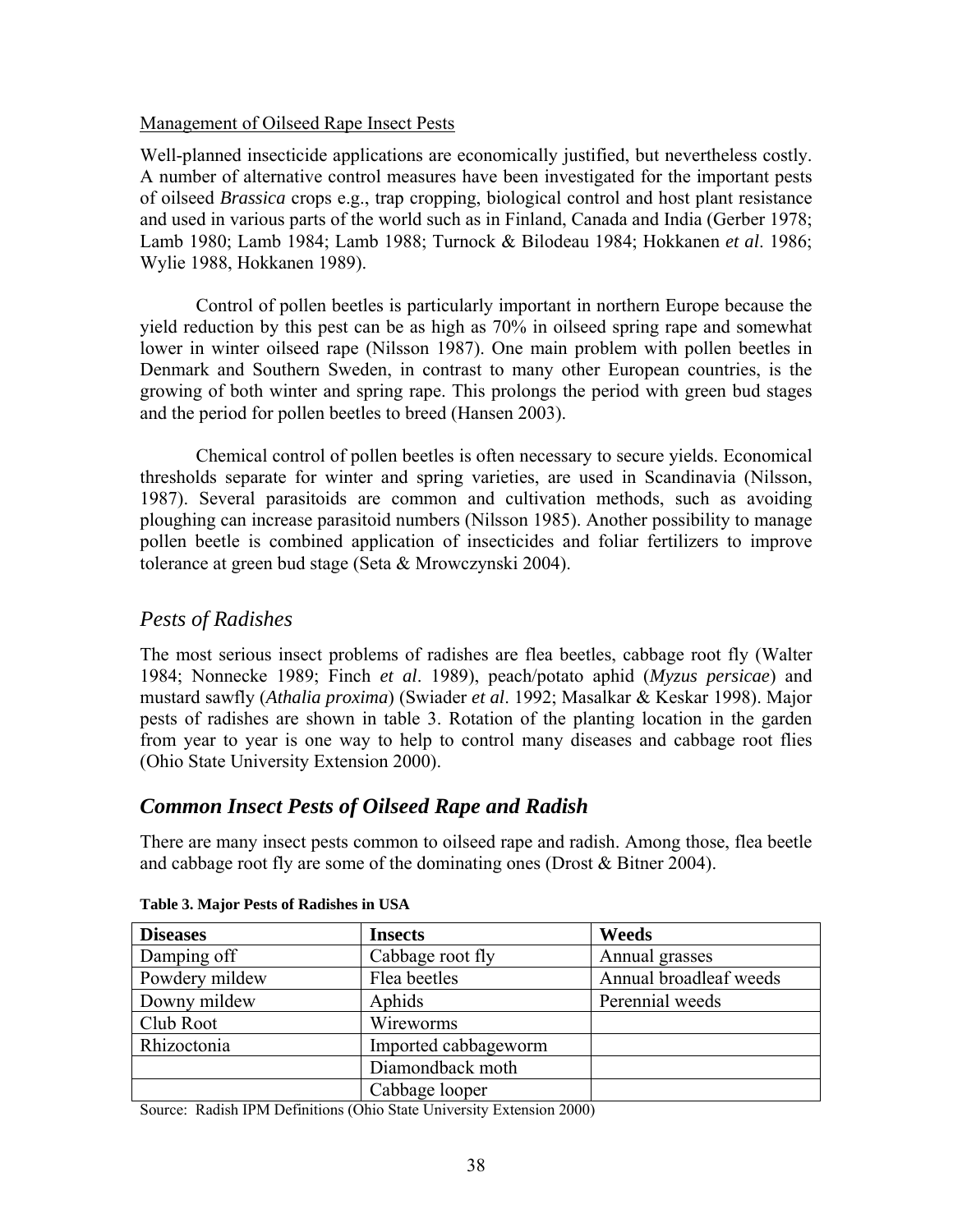Management of Oilseed Rape Insect Pests

Well-planned insecticide applications are economically justified, but nevertheless costly. A number of alternative control measures have been investigated for the important pests of oilseed *Brassica* crops e.g., trap cropping, biological control and host plant resistance and used in various parts of the world such as in Finland, Canada and India (Gerber 1978; Lamb 1980; Lamb 1984; Lamb 1988; Turnock & Bilodeau 1984; Hokkanen *et al*. 1986; Wylie 1988, Hokkanen 1989).

Control of pollen beetles is particularly important in northern Europe because the yield reduction by this pest can be as high as 70% in oilseed spring rape and somewhat lower in winter oilseed rape (Nilsson 1987). One main problem with pollen beetles in Denmark and Southern Sweden, in contrast to many other European countries, is the growing of both winter and spring rape. This prolongs the period with green bud stages and the period for pollen beetles to breed (Hansen 2003).

Chemical control of pollen beetles is often necessary to secure yields. Economical thresholds separate for winter and spring varieties, are used in Scandinavia (Nilsson, 1987). Several parasitoids are common and cultivation methods, such as avoiding ploughing can increase parasitoid numbers (Nilsson 1985). Another possibility to manage pollen beetle is combined application of insecticides and foliar fertilizers to improve tolerance at green bud stage (Seta & Mrowczynski 2004).

## *Pests of Radishes*

The most serious insect problems of radishes are flea beetles, cabbage root fly (Walter 1984; Nonnecke 1989; Finch *et al*. 1989), peach/potato aphid (*Myzus persicae*) and mustard sawfly (*Athalia proxima*) (Swiader *et al*. 1992; Masalkar & Keskar 1998). Major pests of radishes are shown in table 3. Rotation of the planting location in the garden from year to year is one way to help to control many diseases and cabbage root flies (Ohio State University Extension 2000).

## ***Common Insect Pests of Oilseed Rape and Radish***

There are many insect pests common to oilseed rape and radish. Among those, flea beetle and cabbage root fly are some of the dominating ones (Drost & Bitner 2004).

**Table 3. Major Pests of Radishes in USA**

| Diseases | Insects | Weeds |
|---|---|---|
| Damping off | Cabbage root fly | Annual grasses |
| Powdery mildew | Flea beetles | Annual broadleaf weeds |
| Downy mildew | Aphids | Perennial weeds |
| Club Root | Wireworms | |
| Rhizoctonia | Imported cabbageworm | |
| | Diamondback moth | |
| | Cabbage looper | |

Source: Radish IPM Definitions (Ohio State University Extension 2000)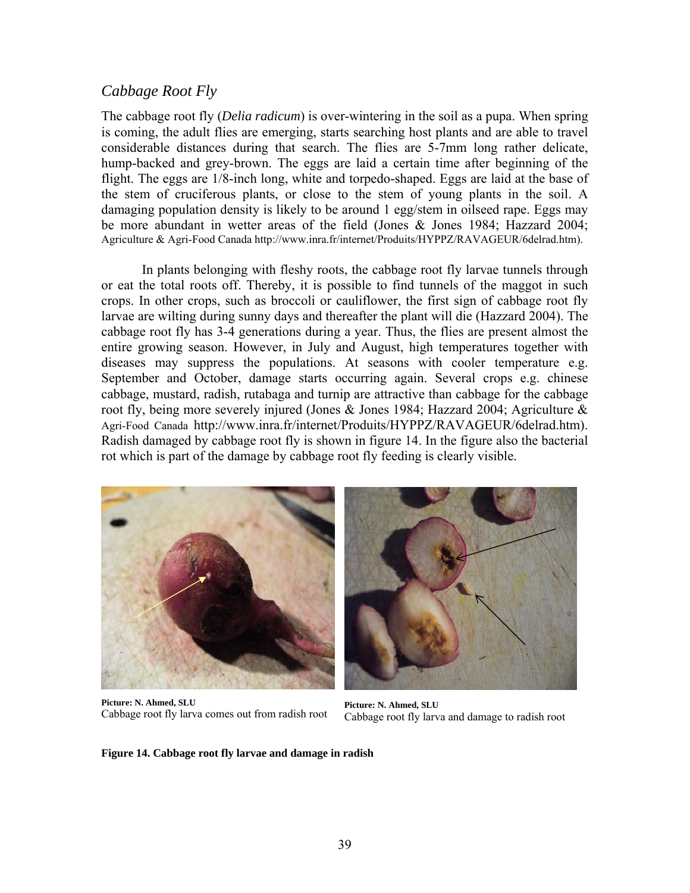## *Cabbage Root Fly*

The cabbage root fly (*Delia radicum*) is over-wintering in the soil as a pupa. When spring is coming, the adult flies are emerging, starts searching host plants and are able to travel considerable distances during that search. The flies are 5-7mm long rather delicate, hump-backed and grey-brown. The eggs are laid a certain time after beginning of the flight. The eggs are 1/8-inch long, white and torpedo-shaped. Eggs are laid at the base of the stem of cruciferous plants, or close to the stem of young plants in the soil. A damaging population density is likely to be around 1 egg/stem in oilseed rape. Eggs may be more abundant in wetter areas of the field (Jones & Jones 1984; Hazzard 2004; Agriculture & Agri-Food Canada http://www.inra.fr/internet/Produits/HYPPZ/RAVAGEUR/6delrad.htm).

In plants belonging with fleshy roots, the cabbage root fly larvae tunnels through or eat the total roots off. Thereby, it is possible to find tunnels of the maggot in such crops. In other crops, such as broccoli or cauliflower, the first sign of cabbage root fly larvae are wilting during sunny days and thereafter the plant will die (Hazzard 2004). The cabbage root fly has 3-4 generations during a year. Thus, the flies are present almost the entire growing season. However, in July and August, high temperatures together with diseases may suppress the populations. At seasons with cooler temperature e.g. September and October, damage starts occurring again. Several crops e.g. chinese cabbage, mustard, radish, rutabaga and turnip are attractive than cabbage for the cabbage root fly, being more severely injured (Jones & Jones 1984; Hazzard 2004; Agriculture & Agri-Food Canada http://www.inra.fr/internet/Produits/HYPPZ/RAVAGEUR/6delrad.htm). Radish damaged by cabbage root fly is shown in figure 14. In the figure also the bacterial rot which is part of the damage by cabbage root fly feeding is clearly visible.

**Picture: N. Ahmed, SLU**
Cabbage root fly larva comes out from radish root

**Picture: N. Ahmed, SLU**
Cabbage root fly larva and damage to radish root

**Figure 14. Cabbage root fly larvae and damage in radish**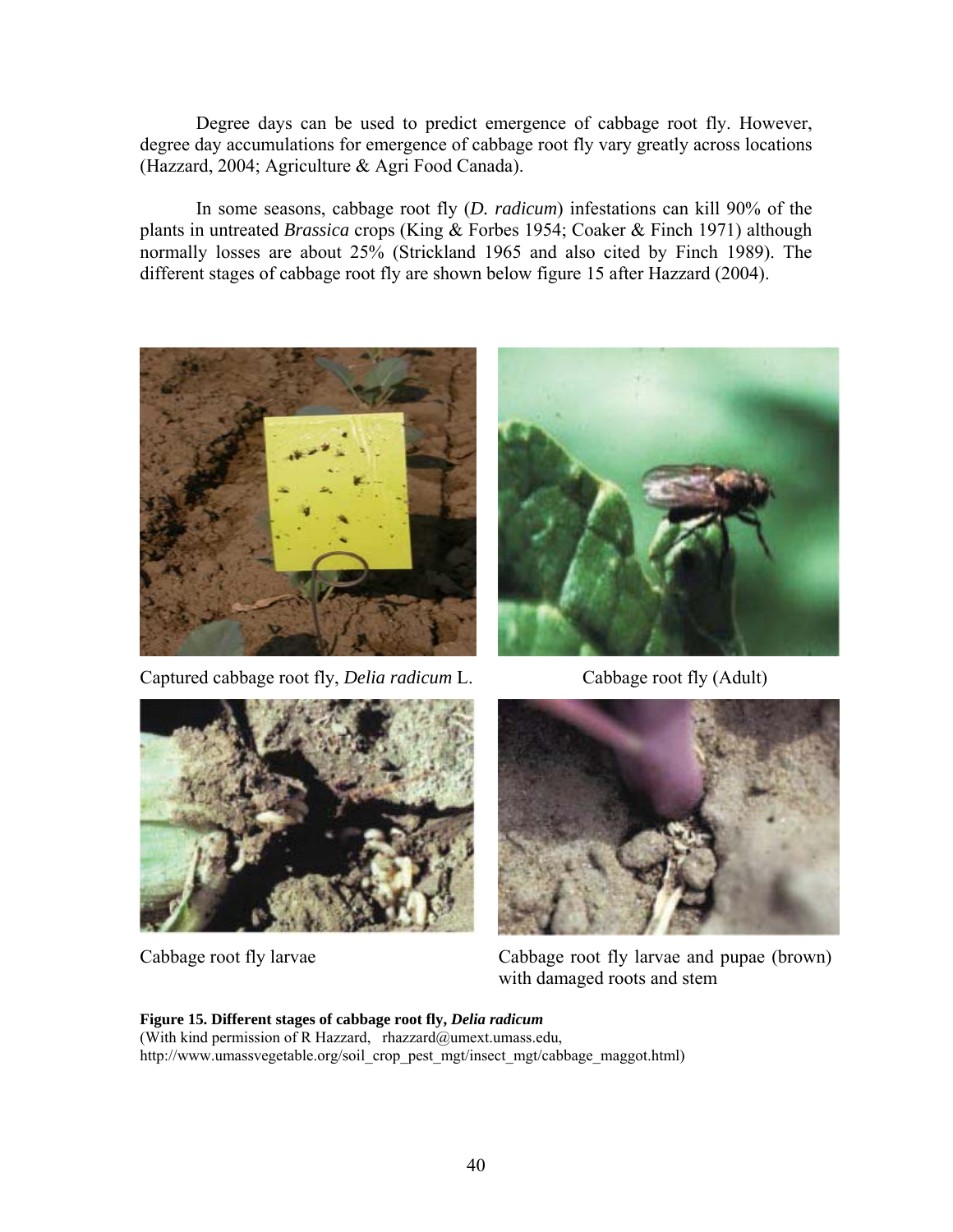Degree days can be used to predict emergence of cabbage root fly. However, degree day accumulations for emergence of cabbage root fly vary greatly across locations (Hazzard, 2004; Agriculture & Agri Food Canada).

In some seasons, cabbage root fly (*D. radicum*) infestations can kill 90% of the plants in untreated *Brassica* crops (King & Forbes 1954; Coaker & Finch 1971) although normally losses are about 25% (Strickland 1965 and also cited by Finch 1989). The different stages of cabbage root fly are shown below figure 15 after Hazzard (2004).

Captured cabbage root fly, *Delia radicum* L.

Cabbage root fly (Adult)

Cabbage root fly larvae

Cabbage root fly larvae and pupae (brown) with damaged roots and stem

**Figure 15. Different stages of cabbage root fly, *Delia radicum***
(With kind permission of R Hazzard, rhazzard@umext.umass.edu, http://www.umassvegetable.org/soil_crop_pest_mgt/insect_mgt/cabbage_maggot.html)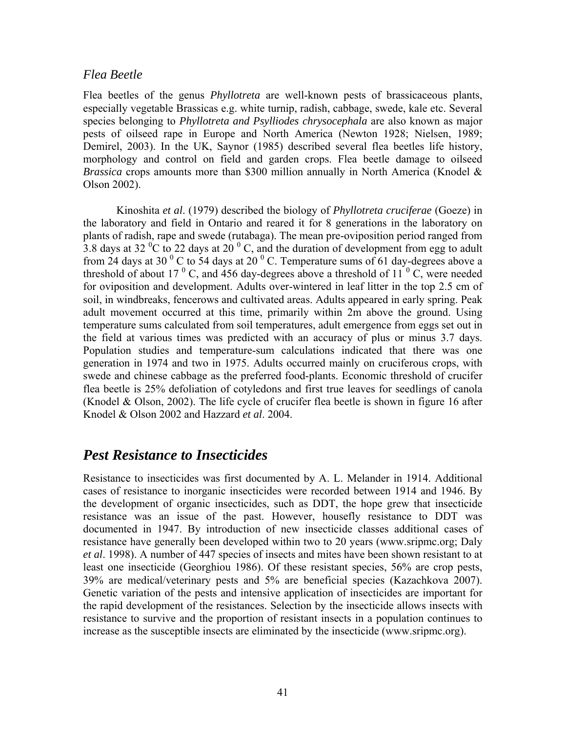### *Flea Beetle*

Flea beetles of the genus *Phyllotreta* are well-known pests of brassicaceous plants, especially vegetable Brassicas e.g. white turnip, radish, cabbage, swede, kale etc. Several species belonging to *Phyllotreta and Psylliodes chrysocephala* are also known as major pests of oilseed rape in Europe and North America (Newton 1928; Nielsen, 1989; Demirel, 2003). In the UK, Saynor (1985) described several flea beetles life history, morphology and control on field and garden crops. Flea beetle damage to oilseed *Brassica* crops amounts more than \$300 million annually in North America (Knodel & Olson 2002).

Kinoshita *et al*. (1979) described the biology of *Phyllotreta cruciferae* (Goeze) in the laboratory and field in Ontario and reared it for 8 generations in the laboratory on plants of radish, rape and swede (rutabaga). The mean pre-oviposition period ranged from 3.8 days at 32 $^0$C to 22 days at 20 $^0$ C, and the duration of development from egg to adult from 24 days at 30 $^0$ C to 54 days at 20 $^0$ C. Temperature sums of 61 day-degrees above a threshold of about 17 $^0$ C, and 456 day-degrees above a threshold of 11 $^0$ C, were needed for oviposition and development. Adults over-wintered in leaf litter in the top 2.5 cm of soil, in windbreaks, fencerows and cultivated areas. Adults appeared in early spring. Peak adult movement occurred at this time, primarily within 2m above the ground. Using temperature sums calculated from soil temperatures, adult emergence from eggs set out in the field at various times was predicted with an accuracy of plus or minus 3.7 days. Population studies and temperature-sum calculations indicated that there was one generation in 1974 and two in 1975. Adults occurred mainly on cruciferous crops, with swede and chinese cabbage as the preferred food-plants. Economic threshold of crucifer flea beetle is 25% defoliation of cotyledons and first true leaves for seedlings of canola (Knodel & Olson, 2002). The life cycle of crucifer flea beetle is shown in figure 16 after Knodel & Olson 2002 and Hazzard *et al*. 2004.

## *Pest Resistance to Insecticides*

Resistance to insecticides was first documented by A. L. Melander in 1914. Additional cases of resistance to inorganic insecticides were recorded between 1914 and 1946. By the development of organic insecticides, such as DDT, the hope grew that insecticide resistance was an issue of the past. However, housefly resistance to DDT was documented in 1947. By introduction of new insecticide classes additional cases of resistance have generally been developed within two to 20 years (www.sripmc.org; Daly *et al*. 1998). A number of 447 species of insects and mites have been shown resistant to at least one insecticide (Georghiou 1986). Of these resistant species, 56% are crop pests, 39% are medical/veterinary pests and 5% are beneficial species (Kazachkova 2007). Genetic variation of the pests and intensive application of insecticides are important for the rapid development of the resistances. Selection by the insecticide allows insects with resistance to survive and the proportion of resistant insects in a population continues to increase as the susceptible insects are eliminated by the insecticide (www.sripmc.org).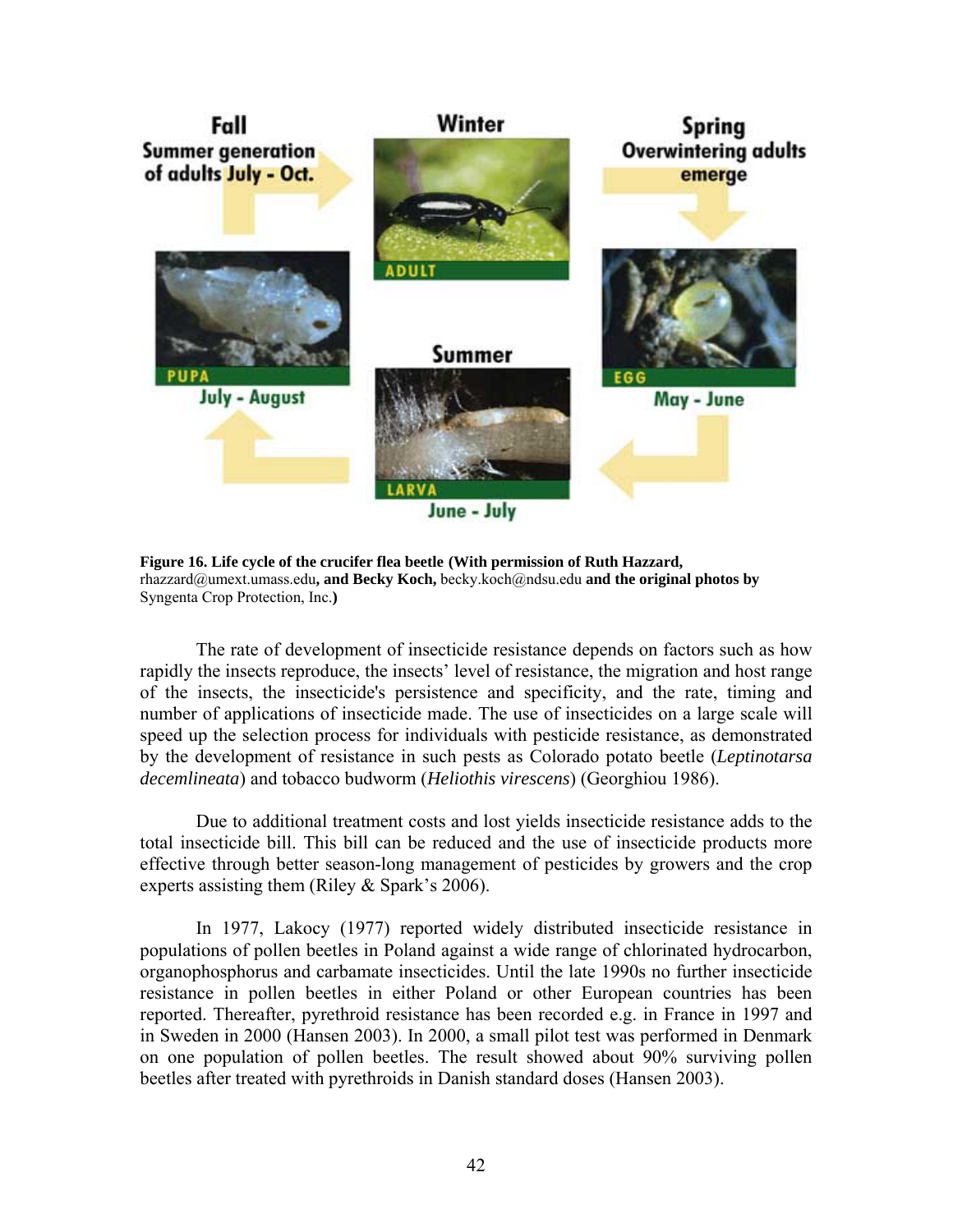**Figure 16. Life cycle of the crucifer flea beetle (With permission of Ruth Hazzard,** rhazzard@umext.umass.edu**, and Becky Koch,** becky.koch@ndsu.edu **and the original photos by** Syngenta Crop Protection, Inc.**)**

The rate of development of insecticide resistance depends on factors such as how rapidly the insects reproduce, the insects' level of resistance, the migration and host range of the insects, the insecticide's persistence and specificity, and the rate, timing and number of applications of insecticide made. The use of insecticides on a large scale will speed up the selection process for individuals with pesticide resistance, as demonstrated by the development of resistance in such pests as Colorado potato beetle (*Leptinotarsa decemlineata*) and tobacco budworm (*Heliothis virescens*) (Georghiou 1986).

Due to additional treatment costs and lost yields insecticide resistance adds to the total insecticide bill. This bill can be reduced and the use of insecticide products more effective through better season-long management of pesticides by growers and the crop experts assisting them (Riley & Spark's 2006).

In 1977, Lakocy (1977) reported widely distributed insecticide resistance in populations of pollen beetles in Poland against a wide range of chlorinated hydrocarbon, organophosphorus and carbamate insecticides. Until the late 1990s no further insecticide resistance in pollen beetles in either Poland or other European countries has been reported. Thereafter, pyrethroid resistance has been recorded e.g. in France in 1997 and in Sweden in 2000 (Hansen 2003). In 2000, a small pilot test was performed in Denmark on one population of pollen beetles. The result showed about 90% surviving pollen beetles after treated with pyrethroids in Danish standard doses (Hansen 2003).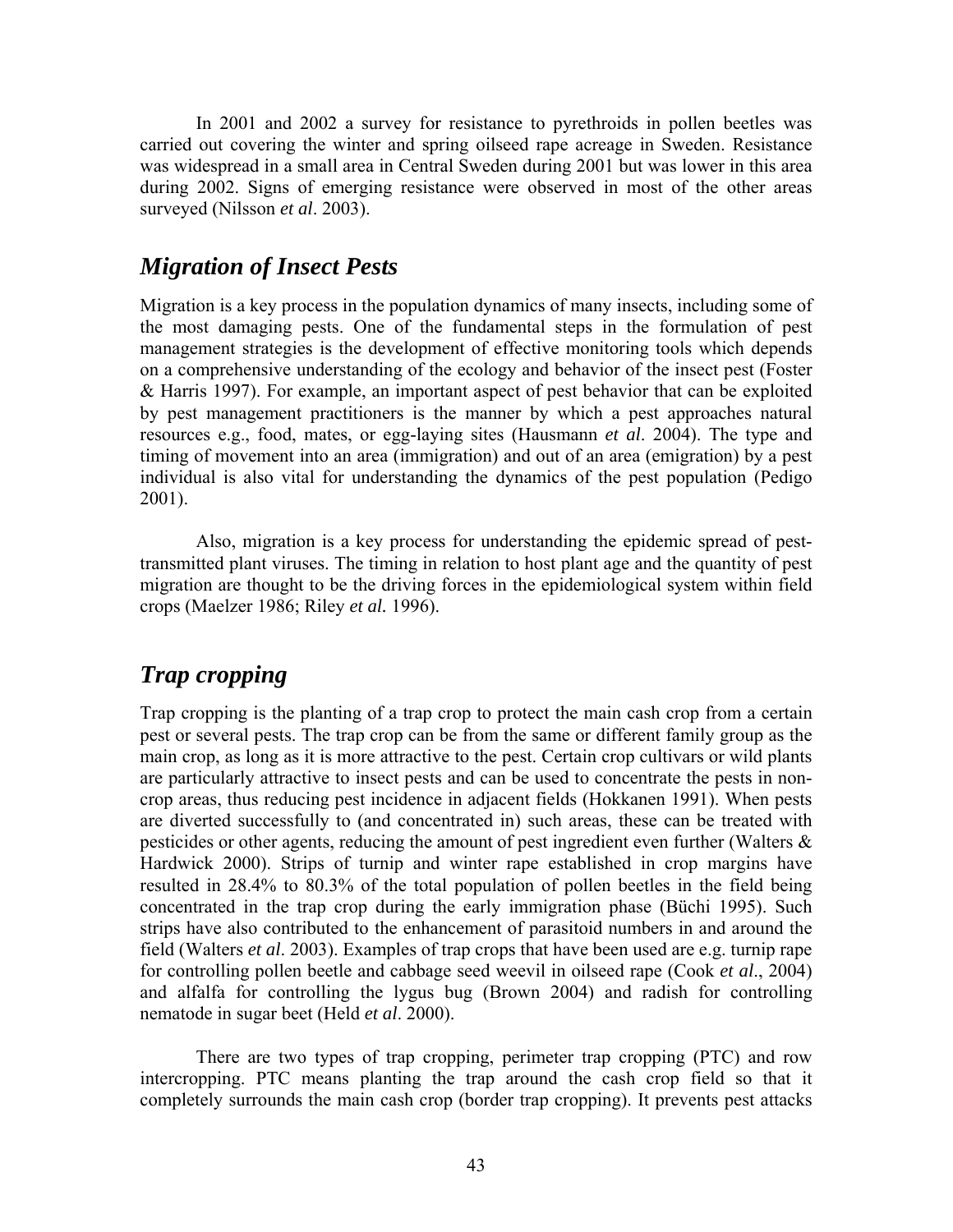In 2001 and 2002 a survey for resistance to pyrethroids in pollen beetles was carried out covering the winter and spring oilseed rape acreage in Sweden. Resistance was widespread in a small area in Central Sweden during 2001 but was lower in this area during 2002. Signs of emerging resistance were observed in most of the other areas surveyed (Nilsson *et al*. 2003).

## *Migration of Insect Pests*

Migration is a key process in the population dynamics of many insects, including some of the most damaging pests. One of the fundamental steps in the formulation of pest management strategies is the development of effective monitoring tools which depends on a comprehensive understanding of the ecology and behavior of the insect pest (Foster & Harris 1997). For example, an important aspect of pest behavior that can be exploited by pest management practitioners is the manner by which a pest approaches natural resources e.g., food, mates, or egg-laying sites (Hausmann *et al*. 2004). The type and timing of movement into an area (immigration) and out of an area (emigration) by a pest individual is also vital for understanding the dynamics of the pest population (Pedigo 2001).

Also, migration is a key process for understanding the epidemic spread of pest-transmitted plant viruses. The timing in relation to host plant age and the quantity of pest migration are thought to be the driving forces in the epidemiological system within field crops (Maelzer 1986; Riley *et al.* 1996).

## *Trap cropping*

Trap cropping is the planting of a trap crop to protect the main cash crop from a certain pest or several pests. The trap crop can be from the same or different family group as the main crop, as long as it is more attractive to the pest. Certain crop cultivars or wild plants are particularly attractive to insect pests and can be used to concentrate the pests in non-crop areas, thus reducing pest incidence in adjacent fields (Hokkanen 1991). When pests are diverted successfully to (and concentrated in) such areas, these can be treated with pesticides or other agents, reducing the amount of pest ingredient even further (Walters & Hardwick 2000). Strips of turnip and winter rape established in crop margins have resulted in 28.4% to 80.3% of the total population of pollen beetles in the field being concentrated in the trap crop during the early immigration phase (Büchi 1995). Such strips have also contributed to the enhancement of parasitoid numbers in and around the field (Walters *et al*. 2003). Examples of trap crops that have been used are e.g. turnip rape for controlling pollen beetle and cabbage seed weevil in oilseed rape (Cook *et al*., 2004) and alfalfa for controlling the lygus bug (Brown 2004) and radish for controlling nematode in sugar beet (Held *et al*. 2000).

There are two types of trap cropping, perimeter trap cropping (PTC) and row intercropping. PTC means planting the trap around the cash crop field so that it completely surrounds the main cash crop (border trap cropping). It prevents pest attacks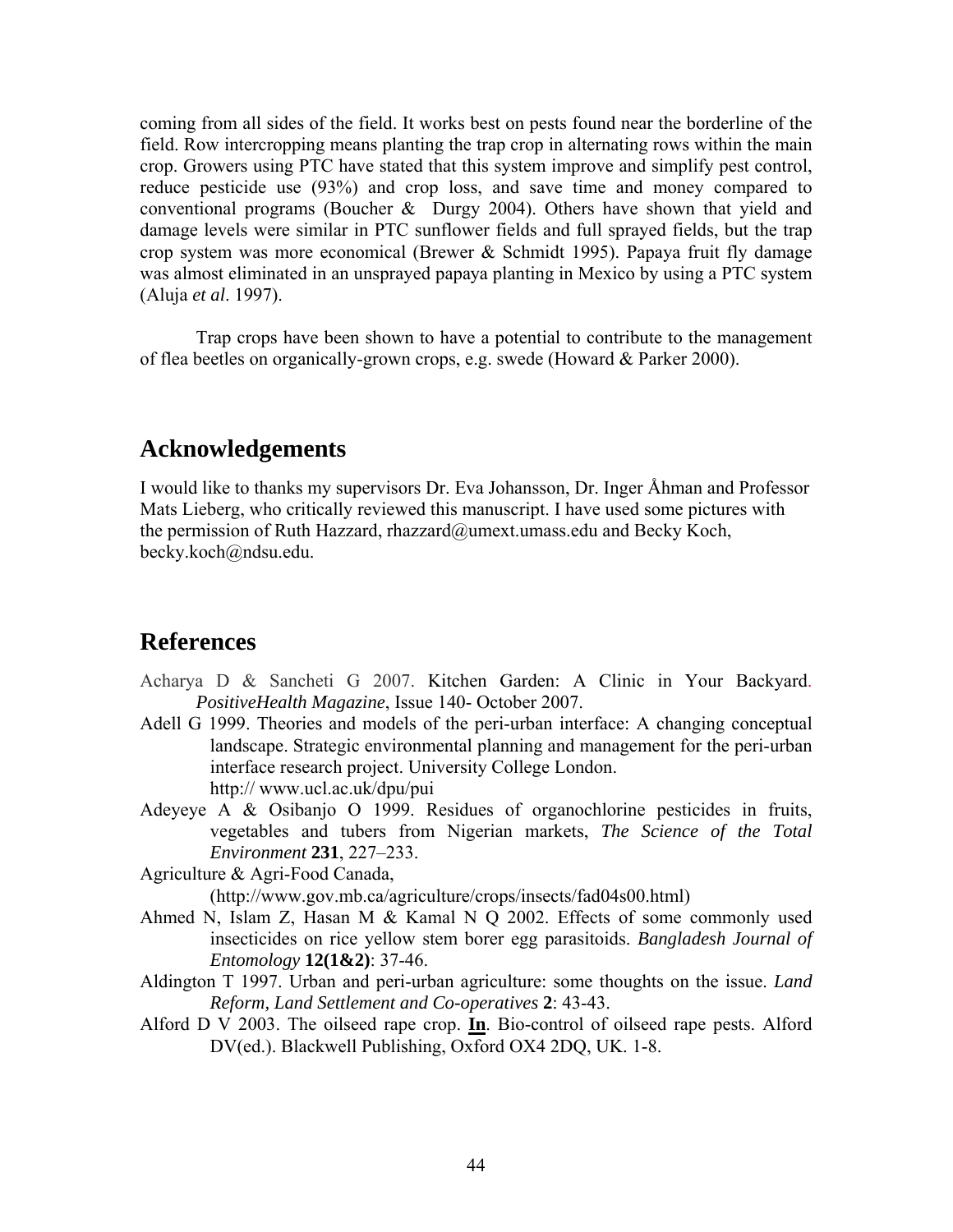coming from all sides of the field. It works best on pests found near the borderline of the field. Row intercropping means planting the trap crop in alternating rows within the main crop. Growers using PTC have stated that this system improve and simplify pest control, reduce pesticide use (93%) and crop loss, and save time and money compared to conventional programs (Boucher & Durgy 2004). Others have shown that yield and damage levels were similar in PTC sunflower fields and full sprayed fields, but the trap crop system was more economical (Brewer & Schmidt 1995). Papaya fruit fly damage was almost eliminated in an unsprayed papaya planting in Mexico by using a PTC system (Aluja *et al*. 1997).

Trap crops have been shown to have a potential to contribute to the management of flea beetles on organically-grown crops, e.g. swede (Howard & Parker 2000).

## Acknowledgements

I would like to thanks my supervisors Dr. Eva Johansson, Dr. Inger Åhman and Professor Mats Lieberg, who critically reviewed this manuscript. I have used some pictures with the permission of Ruth Hazzard, rhazzard@umext.umass.edu and Becky Koch, becky.koch@ndsu.edu.

## References

Acharya D & Sancheti G 2007. Kitchen Garden: A Clinic in Your Backyard. *PositiveHealth Magazine*, Issue 140- October 2007.

Adell G 1999. Theories and models of the peri-urban interface: A changing conceptual landscape. Strategic environmental planning and management for the peri-urban interface research project. University College London. http:// www.ucl.ac.uk/dpu/pui

Adeyeye A & Osibanjo O 1999. Residues of organochlorine pesticides in fruits, vegetables and tubers from Nigerian markets, *The Science of the Total Environment* **231**, 227–233.

Agriculture & Agri-Food Canada, (http://www.gov.mb.ca/agriculture/crops/insects/fad04s00.html)

Ahmed N, Islam Z, Hasan M & Kamal N Q 2002. Effects of some commonly used insecticides on rice yellow stem borer egg parasitoids. *Bangladesh Journal of Entomology* **12(1&2)**: 37-46.

Aldington T 1997. Urban and peri-urban agriculture: some thoughts on the issue. *Land Reform, Land Settlement and Co-operatives* **2**: 43-43.

Alford D V 2003. The oilseed rape crop. **In**. Bio-control of oilseed rape pests. Alford DV(ed.). Blackwell Publishing, Oxford OX4 2DQ, UK. 1-8.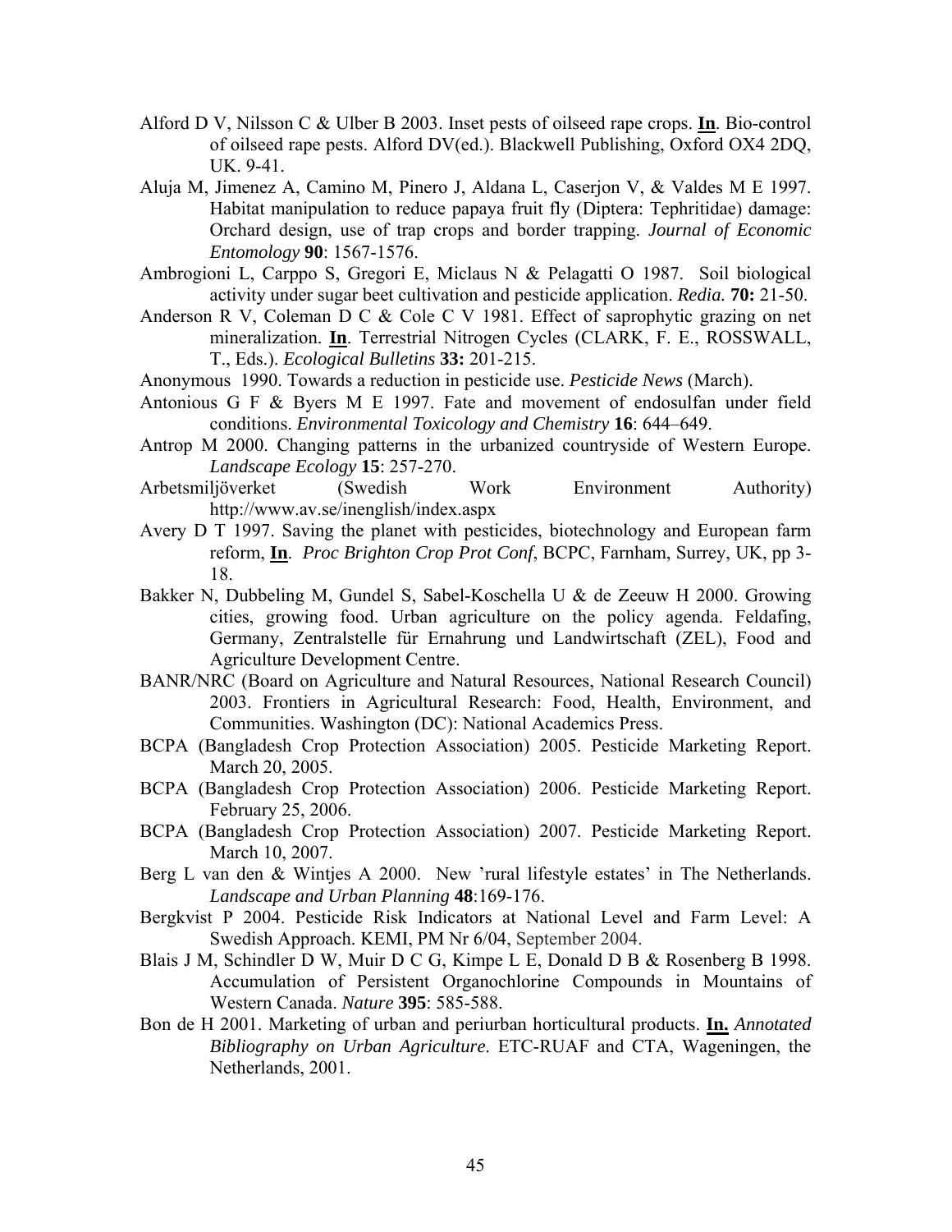Alford D V, Nilsson C & Ulber B 2003. Inset pests of oilseed rape crops. **In**. Bio-control of oilseed rape pests. Alford DV(ed.). Blackwell Publishing, Oxford OX4 2DQ, UK. 9-41.

Aluja M, Jimenez A, Camino M, Pinero J, Aldana L, Caserjon V, & Valdes M E 1997. Habitat manipulation to reduce papaya fruit fly (Diptera: Tephritidae) damage: Orchard design, use of trap crops and border trapping. *Journal of Economic Entomology* **90**: 1567-1576.

Ambrogioni L, Carppo S, Gregori E, Miclaus N & Pelagatti O 1987. Soil biological activity under sugar beet cultivation and pesticide application. *Redia.* **70:** 21-50.

Anderson R V, Coleman D C & Cole C V 1981. Effect of saprophytic grazing on net mineralization. **In**. Terrestrial Nitrogen Cycles (CLARK, F. E., ROSSWALL, T., Eds.). *Ecological Bulletins* **33:** 201-215.

Anonymous 1990. Towards a reduction in pesticide use. *Pesticide News* (March).

Antonious G F & Byers M E 1997. Fate and movement of endosulfan under field conditions. *Environmental Toxicology and Chemistry* **16**: 644–649.

Antrop M 2000. Changing patterns in the urbanized countryside of Western Europe. *Landscape Ecology* **15**: 257-270.

Arbetsmiljöverket (Swedish Work Environment Authority) http://www.av.se/inenglish/index.aspx

Avery D T 1997. Saving the planet with pesticides, biotechnology and European farm reform, **In**. *Proc Brighton Crop Prot Conf*, BCPC, Farnham, Surrey, UK, pp 3-18.

Bakker N, Dubbeling M, Gundel S, Sabel-Koschella U & de Zeeuw H 2000. Growing cities, growing food. Urban agriculture on the policy agenda. Feldafing, Germany, Zentralstelle für Ernahrung und Landwirtschaft (ZEL), Food and Agriculture Development Centre.

BANR/NRC (Board on Agriculture and Natural Resources, National Research Council) 2003. Frontiers in Agricultural Research: Food, Health, Environment, and Communities. Washington (DC): National Academics Press.

BCPA (Bangladesh Crop Protection Association) 2005. Pesticide Marketing Report. March 20, 2005.

BCPA (Bangladesh Crop Protection Association) 2006. Pesticide Marketing Report. February 25, 2006.

BCPA (Bangladesh Crop Protection Association) 2007. Pesticide Marketing Report. March 10, 2007.

Berg L van den & Wintjes A 2000. New 'rural lifestyle estates' in The Netherlands. *Landscape and Urban Planning* **48**:169-176.

Bergkvist P 2004. Pesticide Risk Indicators at National Level and Farm Level: A Swedish Approach. KEMI, PM Nr 6/04, September 2004.

Blais J M, Schindler D W, Muir D C G, Kimpe L E, Donald D B & Rosenberg B 1998. Accumulation of Persistent Organochlorine Compounds in Mountains of Western Canada. *Nature* **395**: 585-588.

Bon de H 2001. Marketing of urban and periurban horticultural products. **In.** *Annotated Bibliography on Urban Agriculture*. ETC-RUAF and CTA, Wageningen, the Netherlands, 2001.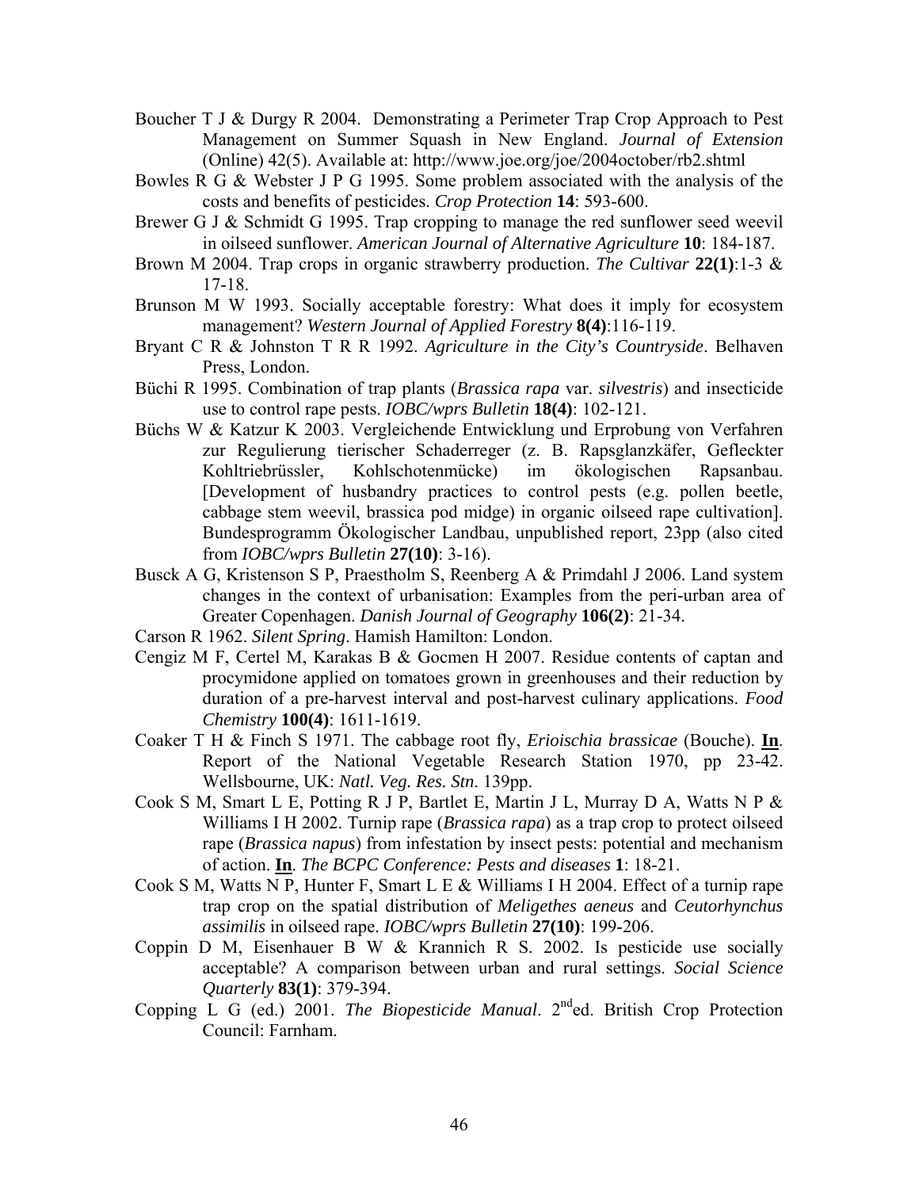Boucher T J & Durgy R 2004. Demonstrating a Perimeter Trap Crop Approach to Pest Management on Summer Squash in New England. *Journal of Extension* (Online) 42(5). Available at: http://www.joe.org/joe/2004october/rb2.shtml

Bowles R G & Webster J P G 1995. Some problem associated with the analysis of the costs and benefits of pesticides. *Crop Protection* **14**: 593-600.

Brewer G J & Schmidt G 1995. Trap cropping to manage the red sunflower seed weevil in oilseed sunflower. *American Journal of Alternative Agriculture* **10**: 184-187.

Brown M 2004. Trap crops in organic strawberry production. *The Cultivar* **22(1)**:1-3 & 17-18.

Brunson M W 1993. Socially acceptable forestry: What does it imply for ecosystem management? *Western Journal of Applied Forestry* **8(4)**:116-119.

Bryant C R & Johnston T R R 1992. *Agriculture in the City's Countryside*. Belhaven Press, London.

Büchi R 1995. Combination of trap plants (*Brassica rapa* var. *silvestris*) and insecticide use to control rape pests. *IOBC/wprs Bulletin* **18(4)**: 102-121.

Büchs W & Katzur K 2003. Vergleichende Entwicklung und Erprobung von Verfahren zur Regulierung tierischer Schaderreger (z. B. Rapsglanzkäfer, Gefleckter Kohltriebrüssler, Kohlschotenmücke) im ökologischen Rapsanbau. [Development of husbandry practices to control pests (e.g. pollen beetle, cabbage stem weevil, brassica pod midge) in organic oilseed rape cultivation]. Bundesprogramm Ökologischer Landbau, unpublished report, 23pp (also cited from *IOBC/wprs Bulletin* **27(10)**: 3-16).

Busck A G, Kristenson S P, Praestholm S, Reenberg A & Primdahl J 2006. Land system changes in the context of urbanisation: Examples from the peri-urban area of Greater Copenhagen. *Danish Journal of Geography* **106(2)**: 21-34.

Carson R 1962. *Silent Spring*. Hamish Hamilton: London.

Cengiz M F, Certel M, Karakas B & Gocmen H 2007. Residue contents of captan and procymidone applied on tomatoes grown in greenhouses and their reduction by duration of a pre-harvest interval and post-harvest culinary applications. *Food Chemistry* **100(4)**: 1611-1619.

Coaker T H & Finch S 1971. The cabbage root fly, *Erioischia brassicae* (Bouche). **In**. Report of the National Vegetable Research Station 1970, pp 23-42. Wellsbourne, UK: *Natl. Veg. Res. Stn*. 139pp.

Cook S M, Smart L E, Potting R J P, Bartlet E, Martin J L, Murray D A, Watts N P & Williams I H 2002. Turnip rape (*Brassica rapa*) as a trap crop to protect oilseed rape (*Brassica napus*) from infestation by insect pests: potential and mechanism of action. **In**. *The BCPC Conference: Pests and diseases* **1**: 18-21.

Cook S M, Watts N P, Hunter F, Smart L E & Williams I H 2004. Effect of a turnip rape trap crop on the spatial distribution of *Meligethes aeneus* and *Ceutorhynchus assimilis* in oilseed rape. *IOBC/wprs Bulletin* **27(10)**: 199-206.

Coppin D M, Eisenhauer B W & Krannich R S. 2002. Is pesticide use socially acceptable? A comparison between urban and rural settings. *Social Science Quarterly* **83(1)**: 379-394.

Copping L G (ed.) 2001. *The Biopesticide Manual*. 2nd ed. British Crop Protection Council: Farnham.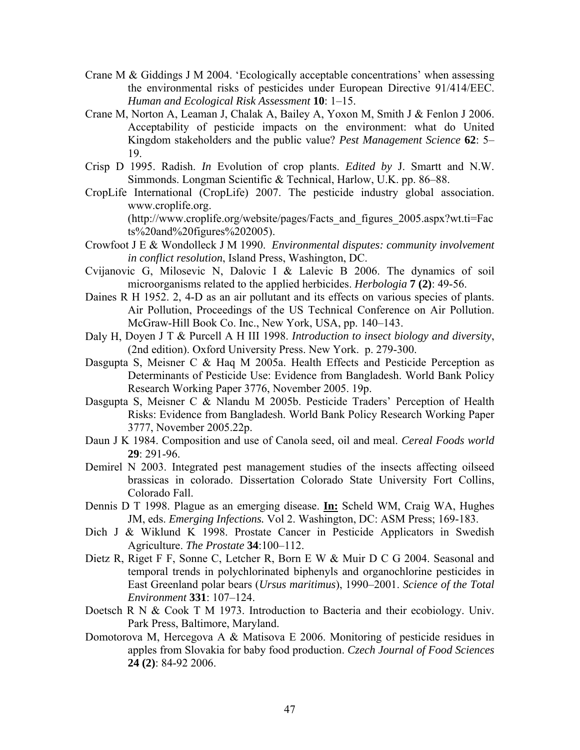Crane M & Giddings J M 2004. 'Ecologically acceptable concentrations' when assessing the environmental risks of pesticides under European Directive 91/414/EEC. *Human and Ecological Risk Assessment* **10**: 1–15.

Crane M, Norton A, Leaman J, Chalak A, Bailey A, Yoxon M, Smith J & Fenlon J 2006. Acceptability of pesticide impacts on the environment: what do United Kingdom stakeholders and the public value? *Pest Management Science* **62**: 5–19.

Crisp D 1995. Radish. *In* Evolution of crop plants. *Edited by* J. Smartt and N.W. Simmonds. Longman Scientific & Technical, Harlow, U.K. pp. 86–88.

CropLife International (CropLife) 2007. The pesticide industry global association. www.croplife.org. (http://www.croplife.org/website/pages/Facts_and_figures_2005.aspx?wt.ti=Facts%20and%20figures%202005).

Crowfoot J E & Wondolleck J M 1990. *Environmental disputes: community involvement in conflict resolution*, Island Press, Washington, DC.

Cvijanovic G, Milosevic N, Dalovic I & Lalevic B 2006. The dynamics of soil microorganisms related to the applied herbicides. *Herbologia* **7 (2)**: 49-56.

Daines R H 1952. 2, 4-D as an air pollutant and its effects on various species of plants. Air Pollution, Proceedings of the US Technical Conference on Air Pollution. McGraw-Hill Book Co. Inc., New York, USA, pp. 140–143.

Daly H, Doyen J T & Purcell A H III 1998. *Introduction to insect biology and diversity*, (2nd edition). Oxford University Press. New York. p. 279-300.

Dasgupta S, Meisner C & Haq M 2005a. Health Effects and Pesticide Perception as Determinants of Pesticide Use: Evidence from Bangladesh. World Bank Policy Research Working Paper 3776, November 2005. 19p.

Dasgupta S, Meisner C & Nlandu M 2005b. Pesticide Traders' Perception of Health Risks: Evidence from Bangladesh. World Bank Policy Research Working Paper 3777, November 2005.22p.

Daun J K 1984. Composition and use of Canola seed, oil and meal. *Cereal Foods world* **29**: 291-96.

Demirel N 2003. Integrated pest management studies of the insects affecting oilseed brassicas in colorado. Dissertation Colorado State University Fort Collins, Colorado Fall.

Dennis D T 1998. Plague as an emerging disease. **In:** Scheld WM, Craig WA, Hughes JM, eds. *Emerging Infections.* Vol 2. Washington, DC: ASM Press; 169-183.

Dich J & Wiklund K 1998. Prostate Cancer in Pesticide Applicators in Swedish Agriculture. *The Prostate* **34**:100–112.

Dietz R, Riget F F, Sonne C, Letcher R, Born E W & Muir D C G 2004. Seasonal and temporal trends in polychlorinated biphenyls and organochlorine pesticides in East Greenland polar bears (*Ursus maritimus*), 1990–2001. *Science of the Total Environment* **331**: 107–124.

Doetsch R N & Cook T M 1973. Introduction to Bacteria and their ecobiology. Univ. Park Press, Baltimore, Maryland.

Domotorova M, Hercegova A & Matisova E 2006. Monitoring of pesticide residues in apples from Slovakia for baby food production. *Czech Journal of Food Sciences* **24 (2)**: 84-92 2006.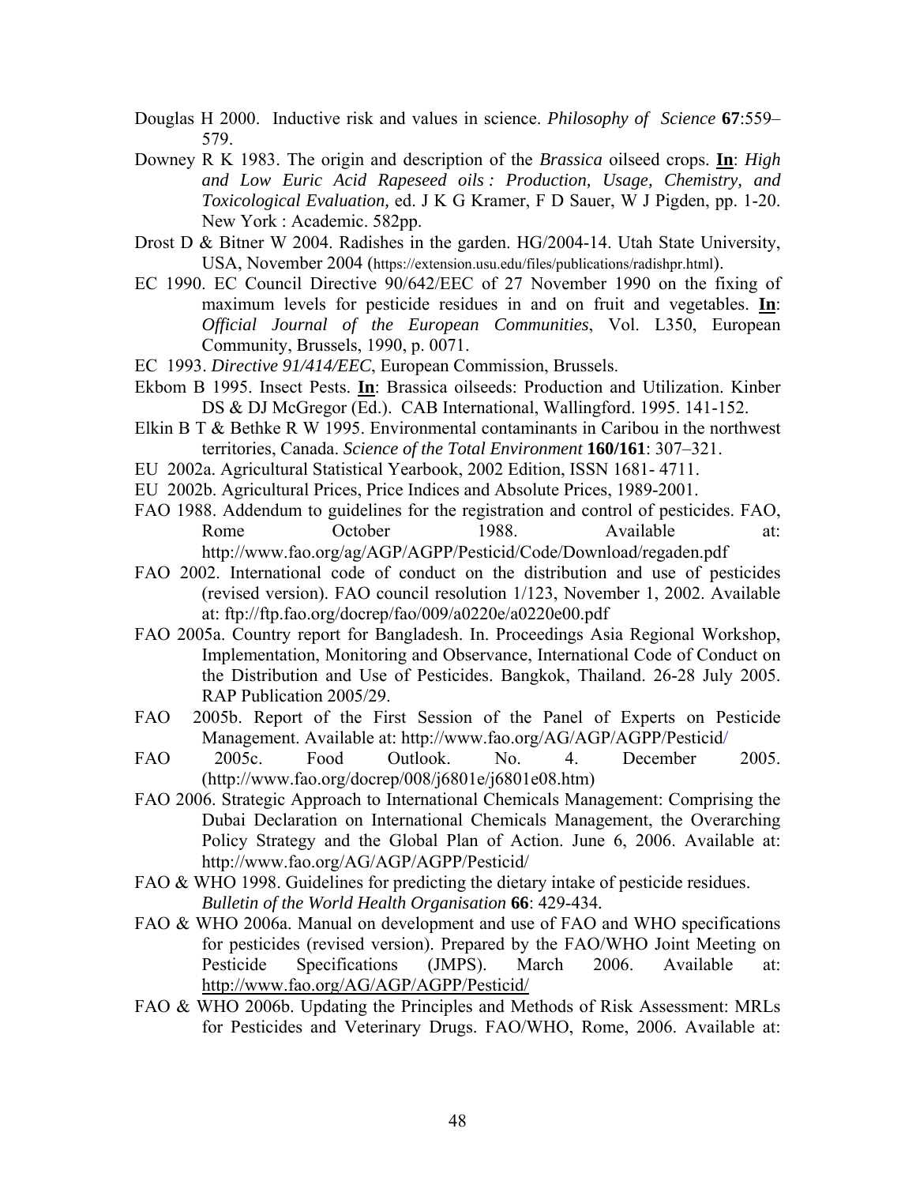Douglas H 2000. Inductive risk and values in science. *Philosophy of Science* **67**:559–579.

Downey R K 1983. The origin and description of the *Brassica* oilseed crops. **In**: *High and Low Euric Acid Rapeseed oils : Production, Usage, Chemistry, and Toxicological Evaluation,* ed. J K G Kramer, F D Sauer, W J Pigden, pp. 1-20. New York : Academic. 582pp.

Drost D & Bitner W 2004. Radishes in the garden. HG/2004-14. Utah State University, USA, November 2004 (https://extension.usu.edu/files/publications/radishpr.html).

EC 1990. EC Council Directive 90/642/EEC of 27 November 1990 on the fixing of maximum levels for pesticide residues in and on fruit and vegetables. **In**: *Official Journal of the European Communities*, Vol. L350, European Community, Brussels, 1990, p. 0071.

EC 1993. *Directive 91/414/EEC*, European Commission, Brussels.

Ekbom B 1995. Insect Pests. **In**: Brassica oilseeds: Production and Utilization. Kinber DS & DJ McGregor (Ed.). CAB International, Wallingford. 1995. 141-152.

Elkin B T & Bethke R W 1995. Environmental contaminants in Caribou in the northwest territories, Canada. *Science of the Total Environment* **160/161**: 307–321.

EU 2002a. Agricultural Statistical Yearbook, 2002 Edition, ISSN 1681- 4711.

EU 2002b. Agricultural Prices, Price Indices and Absolute Prices, 1989-2001.

FAO 1988. Addendum to guidelines for the registration and control of pesticides. FAO, Rome October 1988. Available at: http://www.fao.org/ag/AGP/AGPP/Pesticid/Code/Download/regaden.pdf

FAO 2002. International code of conduct on the distribution and use of pesticides (revised version). FAO council resolution 1/123, November 1, 2002. Available at: ftp://ftp.fao.org/docrep/fao/009/a0220e/a0220e00.pdf

FAO 2005a. Country report for Bangladesh. In. Proceedings Asia Regional Workshop, Implementation, Monitoring and Observance, International Code of Conduct on the Distribution and Use of Pesticides. Bangkok, Thailand. 26-28 July 2005. RAP Publication 2005/29.

FAO 2005b. Report of the First Session of the Panel of Experts on Pesticide Management. Available at: http://www.fao.org/AG/AGP/AGPP/Pesticid/

FAO 2005c. Food Outlook. No. 4. December 2005. (http://www.fao.org/docrep/008/j6801e/j6801e08.htm)

FAO 2006. Strategic Approach to International Chemicals Management: Comprising the Dubai Declaration on International Chemicals Management, the Overarching Policy Strategy and the Global Plan of Action. June 6, 2006. Available at: http://www.fao.org/AG/AGP/AGPP/Pesticid/

FAO & WHO 1998. Guidelines for predicting the dietary intake of pesticide residues. *Bulletin of the World Health Organisation* **66**: 429-434.

FAO & WHO 2006a. Manual on development and use of FAO and WHO specifications for pesticides (revised version). Prepared by the FAO/WHO Joint Meeting on Pesticide Specifications (JMPS). March 2006. Available at: http://www.fao.org/AG/AGP/AGPP/Pesticid/

FAO & WHO 2006b. Updating the Principles and Methods of Risk Assessment: MRLs for Pesticides and Veterinary Drugs. FAO/WHO, Rome, 2006. Available at: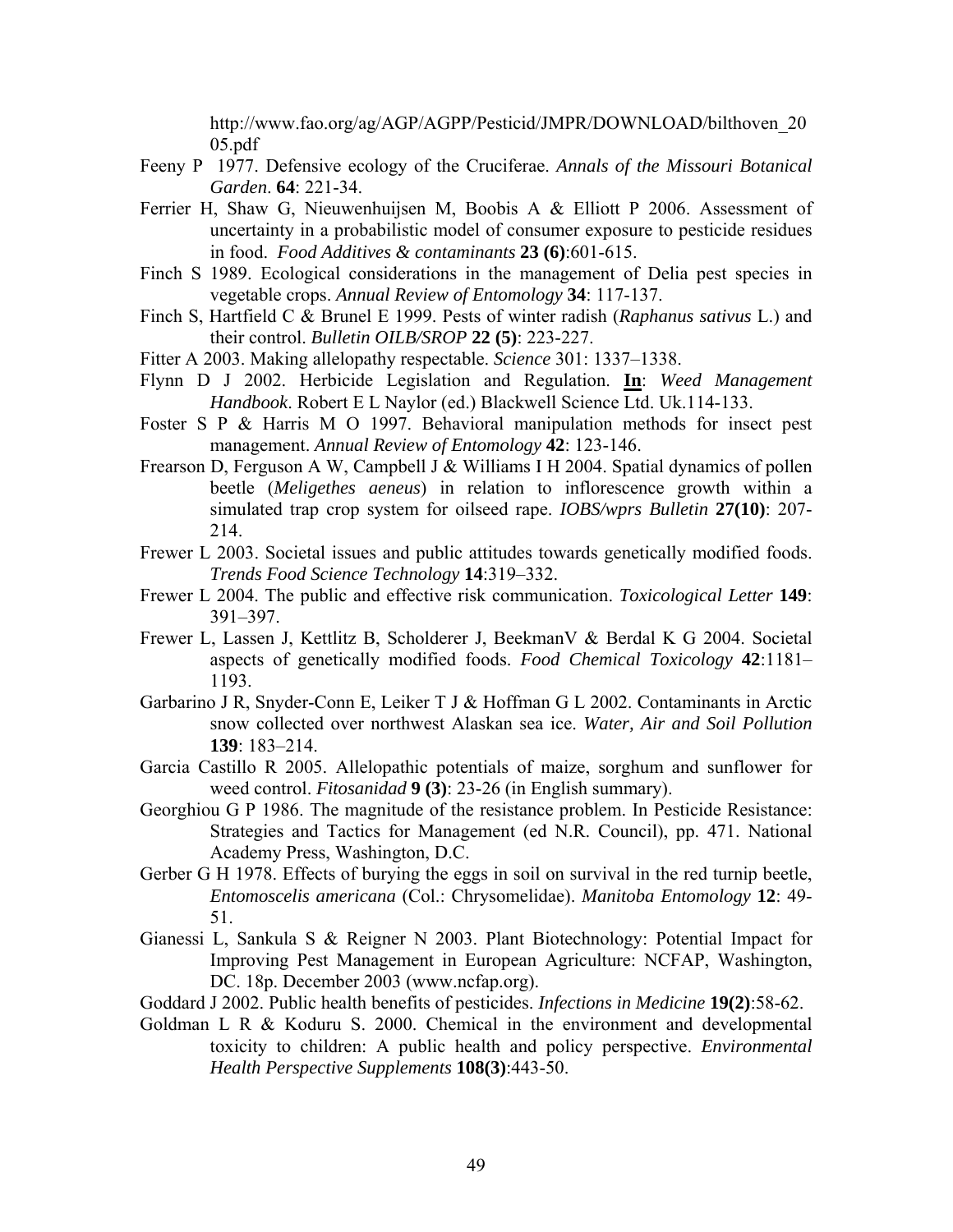http://www.fao.org/ag/AGP/AGPP/Pesticid/JMPR/DOWNLOAD/bilthoven_2005.pdf

Feeny P 1977. Defensive ecology of the Cruciferae. *Annals of the Missouri Botanical Garden*. **64**: 221-34.

Ferrier H, Shaw G, Nieuwenhuijsen M, Boobis A & Elliott P 2006. Assessment of uncertainty in a probabilistic model of consumer exposure to pesticide residues in food. *Food Additives & contaminants* **23 (6)**:601-615.

Finch S 1989. Ecological considerations in the management of Delia pest species in vegetable crops. *Annual Review of Entomology* **34**: 117-137.

Finch S, Hartfield C & Brunel E 1999. Pests of winter radish (*Raphanus sativus* L.) and their control. *Bulletin OILB/SROP* **22 (5)**: 223-227.

Fitter A 2003. Making allelopathy respectable. *Science* 301: 1337–1338.

Flynn D J 2002. Herbicide Legislation and Regulation. **In**: *Weed Management Handbook*. Robert E L Naylor (ed.) Blackwell Science Ltd. Uk.114-133.

Foster S P & Harris M O 1997. Behavioral manipulation methods for insect pest management. *Annual Review of Entomology* **42**: 123-146.

Frearson D, Ferguson A W, Campbell J & Williams I H 2004. Spatial dynamics of pollen beetle (*Meligethes aeneus*) in relation to inflorescence growth within a simulated trap crop system for oilseed rape. *IOBS/wprs Bulletin* **27(10)**: 207-214.

Frewer L 2003. Societal issues and public attitudes towards genetically modified foods. *Trends Food Science Technology* **14**:319–332.

Frewer L 2004. The public and effective risk communication. *Toxicological Letter* **149**: 391–397.

Frewer L, Lassen J, Kettlitz B, Scholderer J, BeekmanV & Berdal K G 2004. Societal aspects of genetically modified foods. *Food Chemical Toxicology* **42**:1181–1193.

Garbarino J R, Snyder-Conn E, Leiker T J & Hoffman G L 2002. Contaminants in Arctic snow collected over northwest Alaskan sea ice. *Water, Air and Soil Pollution* **139**: 183–214.

Garcia Castillo R 2005. Allelopathic potentials of maize, sorghum and sunflower for weed control. *Fitosanidad* **9 (3)**: 23-26 (in English summary).

Georghiou G P 1986. The magnitude of the resistance problem. In Pesticide Resistance: Strategies and Tactics for Management (ed N.R. Council), pp. 471. National Academy Press, Washington, D.C.

Gerber G H 1978. Effects of burying the eggs in soil on survival in the red turnip beetle, *Entomoscelis americana* (Col.: Chrysomelidae). *Manitoba Entomology* **12**: 49-51.

Gianessi L, Sankula S & Reigner N 2003. Plant Biotechnology: Potential Impact for Improving Pest Management in European Agriculture: NCFAP, Washington, DC. 18p. December 2003 (www.ncfap.org).

Goddard J 2002. Public health benefits of pesticides. *Infections in Medicine* **19(2)**:58-62.

Goldman L R & Koduru S. 2000. Chemical in the environment and developmental toxicity to children: A public health and policy perspective. *Environmental Health Perspective Supplements* **108(3)**:443-50.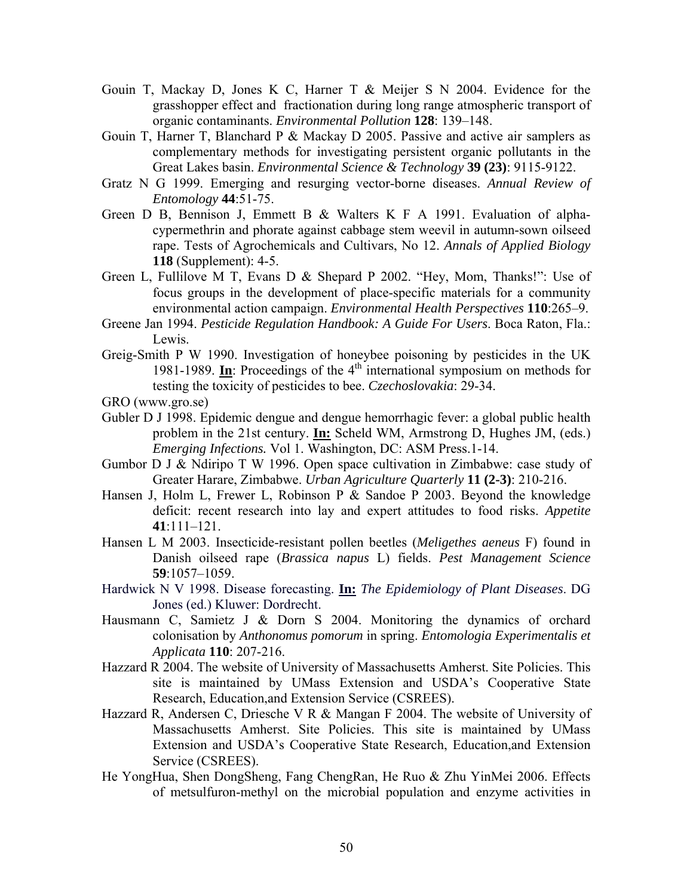Gouin T, Mackay D, Jones K C, Harner T & Meijer S N 2004. Evidence for the grasshopper effect and fractionation during long range atmospheric transport of organic contaminants. *Environmental Pollution* **128**: 139–148.

Gouin T, Harner T, Blanchard P & Mackay D 2005. Passive and active air samplers as complementary methods for investigating persistent organic pollutants in the Great Lakes basin. *Environmental Science & Technology* **39 (23)**: 9115-9122.

Gratz N G 1999. Emerging and resurging vector-borne diseases. *Annual Review of Entomology* **44**:51-75.

Green D B, Bennison J, Emmett B & Walters K F A 1991. Evaluation of alpha-cypermethrin and phorate against cabbage stem weevil in autumn-sown oilseed rape. Tests of Agrochemicals and Cultivars, No 12. *Annals of Applied Biology* **118** (Supplement): 4-5.

Green L, Fullilove M T, Evans D & Shepard P 2002. "Hey, Mom, Thanks!": Use of focus groups in the development of place-specific materials for a community environmental action campaign. *Environmental Health Perspectives* **110**:265–9.

Greene Jan 1994. *Pesticide Regulation Handbook: A Guide For Users*. Boca Raton, Fla.: Lewis.

Greig-Smith P W 1990. Investigation of honeybee poisoning by pesticides in the UK 1981-1989. **In**: Proceedings of the 4th international symposium on methods for testing the toxicity of pesticides to bee. *Czechoslovakia*: 29-34.

GRO (www.gro.se)

Gubler D J 1998. Epidemic dengue and dengue hemorrhagic fever: a global public health problem in the 21st century. **In:** Scheld WM, Armstrong D, Hughes JM, (eds.) *Emerging Infections.* Vol 1. Washington, DC: ASM Press.1-14.

Gumbor D J & Ndiripo T W 1996. Open space cultivation in Zimbabwe: case study of Greater Harare, Zimbabwe. *Urban Agriculture Quarterly* **11 (2-3)**: 210-216.

Hansen J, Holm L, Frewer L, Robinson P & Sandoe P 2003. Beyond the knowledge deficit: recent research into lay and expert attitudes to food risks. *Appetite* **41**:111–121.

Hansen L M 2003. Insecticide-resistant pollen beetles (*Meligethes aeneus* F) found in Danish oilseed rape (*Brassica napus* L) fields. *Pest Management Science* **59**:1057–1059.

Hardwick N V 1998. Disease forecasting. **In:** *The Epidemiology of Plant Diseases*. DG Jones (ed.) Kluwer: Dordrecht.

Hausmann C, Samietz J & Dorn S 2004. Monitoring the dynamics of orchard colonisation by *Anthonomus pomorum* in spring. *Entomologia Experimentalis et Applicata* **110**: 207-216.

Hazzard R 2004. The website of University of Massachusetts Amherst. Site Policies. This site is maintained by UMass Extension and USDA's Cooperative State Research, Education,and Extension Service (CSREES).

Hazzard R, Andersen C, Driesche V R & Mangan F 2004. The website of University of Massachusetts Amherst. Site Policies. This site is maintained by UMass Extension and USDA's Cooperative State Research, Education,and Extension Service (CSREES).

He YongHua, Shen DongSheng, Fang ChengRan, He Ruo & Zhu YinMei 2006. Effects of metsulfuron-methyl on the microbial population and enzyme activities in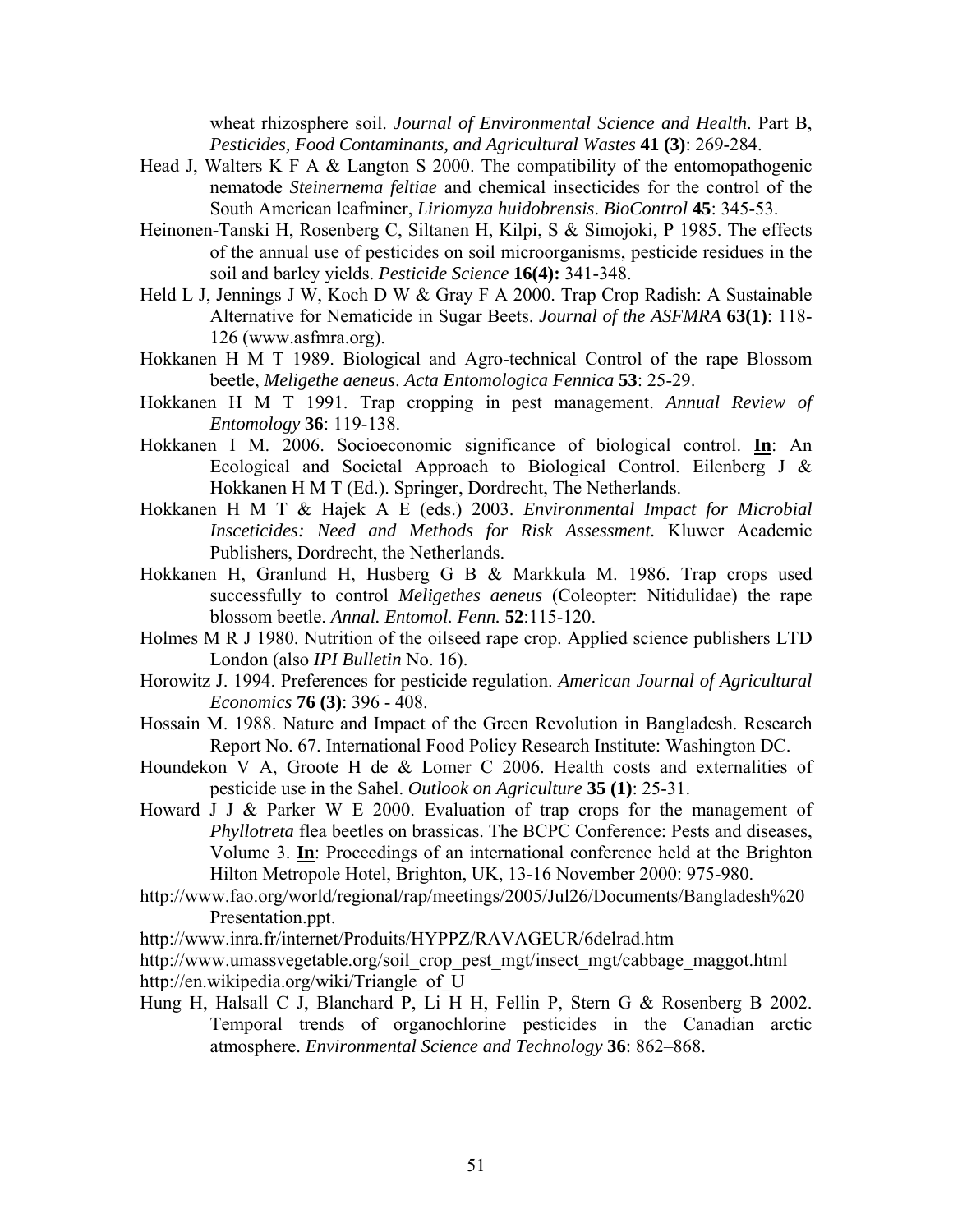wheat rhizosphere soil. *Journal of Environmental Science and Health*. Part B, *Pesticides, Food Contaminants, and Agricultural Wastes* **41 (3)**: 269-284.

Head J, Walters K F A & Langton S 2000. The compatibility of the entomopathogenic nematode *Steinernema feltiae* and chemical insecticides for the control of the South American leafminer, *Liriomyza huidobrensis*. *BioControl* **45**: 345-53.

Heinonen-Tanski H, Rosenberg C, Siltanen H, Kilpi, S & Simojoki, P 1985. The effects of the annual use of pesticides on soil microorganisms, pesticide residues in the soil and barley yields. *Pesticide Science* **16(4):** 341-348.

Held L J, Jennings J W, Koch D W & Gray F A 2000. Trap Crop Radish: A Sustainable Alternative for Nematicide in Sugar Beets. *Journal of the ASFMRA* **63(1)**: 118-126 (www.asfmra.org).

Hokkanen H M T 1989. Biological and Agro-technical Control of the rape Blossom beetle, *Meligethe aeneus*. *Acta Entomologica Fennica* **53**: 25-29.

Hokkanen H M T 1991. Trap cropping in pest management. *Annual Review of Entomology* **36**: 119-138.

Hokkanen I M. 2006. Socioeconomic significance of biological control. **In**: An Ecological and Societal Approach to Biological Control. Eilenberg J & Hokkanen H M T (Ed.). Springer, Dordrecht, The Netherlands.

Hokkanen H M T & Hajek A E (eds.) 2003. *Environmental Impact for Microbial Insceticides: Need and Methods for Risk Assessment.* Kluwer Academic Publishers, Dordrecht, the Netherlands.

Hokkanen H, Granlund H, Husberg G B & Markkula M. 1986. Trap crops used successfully to control *Meligethes aeneus* (Coleopter: Nitidulidae) the rape blossom beetle. *Annal. Entomol. Fenn.* **52**:115-120.

Holmes M R J 1980. Nutrition of the oilseed rape crop. Applied science publishers LTD London (also *IPI Bulletin* No. 16).

Horowitz J. 1994. Preferences for pesticide regulation. *American Journal of Agricultural Economics* **76 (3)**: 396 - 408.

Hossain M. 1988. Nature and Impact of the Green Revolution in Bangladesh. Research Report No. 67. International Food Policy Research Institute: Washington DC.

Houndekon V A, Groote H de & Lomer C 2006. Health costs and externalities of pesticide use in the Sahel. *Outlook on Agriculture* **35 (1)**: 25-31.

Howard J J & Parker W E 2000. Evaluation of trap crops for the management of *Phyllotreta* flea beetles on brassicas. The BCPC Conference: Pests and diseases, Volume 3. **In**: Proceedings of an international conference held at the Brighton Hilton Metropole Hotel, Brighton, UK, 13-16 November 2000: 975-980.

http://www.fao.org/world/regional/rap/meetings/2005/Jul26/Documents/Bangladesh%20 Presentation.ppt.

http://www.inra.fr/internet/Produits/HYPPZ/RAVAGEUR/6delrad.htm

http://www.umassvegetable.org/soil_crop_pest_mgt/insect_mgt/cabbage_maggot.html

http://en.wikipedia.org/wiki/Triangle_of_U

Hung H, Halsall C J, Blanchard P, Li H H, Fellin P, Stern G & Rosenberg B 2002. Temporal trends of organochlorine pesticides in the Canadian arctic atmosphere. *Environmental Science and Technology* **36**: 862–868.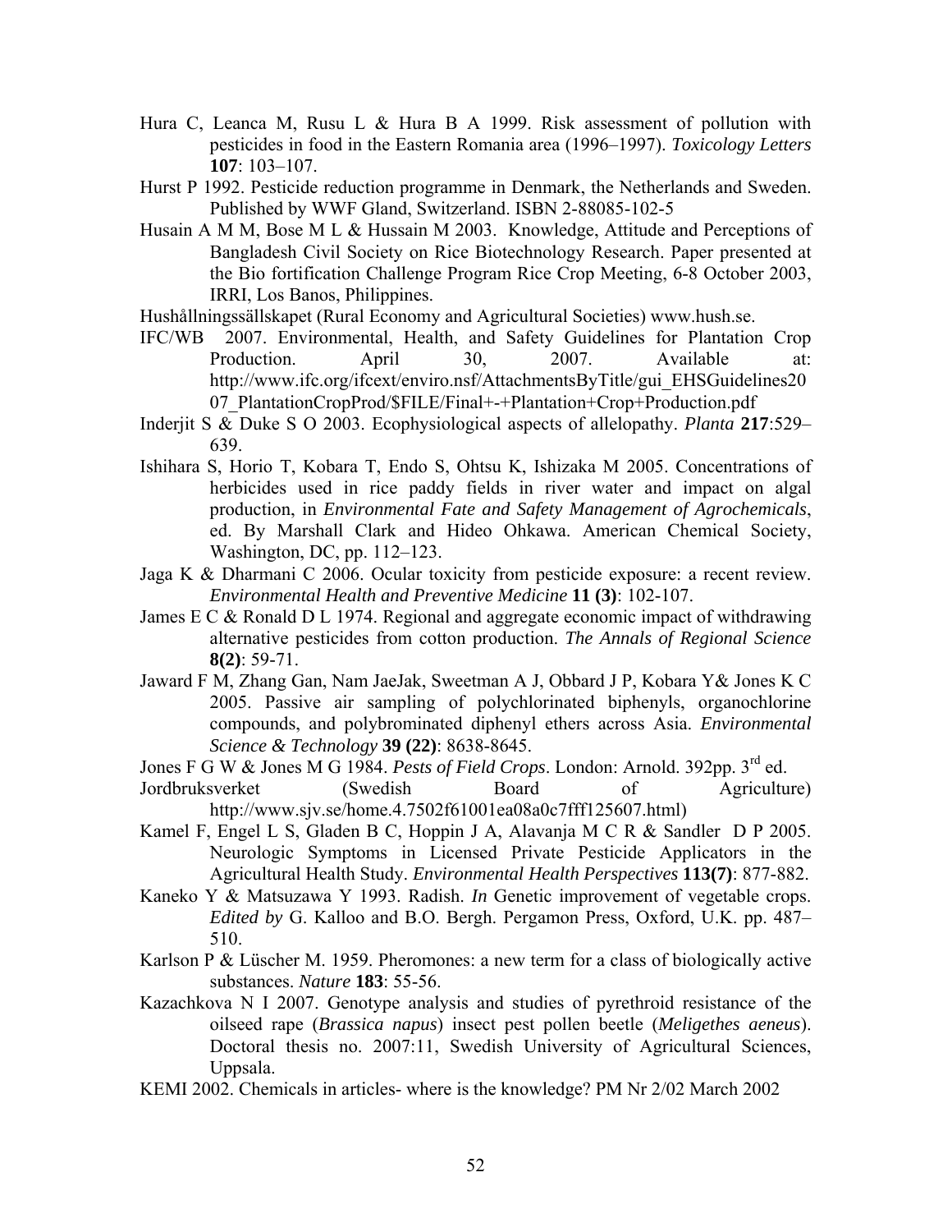Hura C, Leanca M, Rusu L & Hura B A 1999. Risk assessment of pollution with pesticides in food in the Eastern Romania area (1996–1997). *Toxicology Letters* **107**: 103–107.

Hurst P 1992. Pesticide reduction programme in Denmark, the Netherlands and Sweden. Published by WWF Gland, Switzerland. ISBN 2-88085-102-5

Husain A M M, Bose M L & Hussain M 2003. Knowledge, Attitude and Perceptions of Bangladesh Civil Society on Rice Biotechnology Research. Paper presented at the Bio fortification Challenge Program Rice Crop Meeting, 6-8 October 2003, IRRI, Los Banos, Philippines.

Hushållningssällskapet (Rural Economy and Agricultural Societies) www.hush.se.

IFC/WB 2007. Environmental, Health, and Safety Guidelines for Plantation Crop Production. April 30, 2007. Available at: http://www.ifc.org/ifcext/enviro.nsf/AttachmentsByTitle/gui_EHSGuidelines2007_PlantationCropProd/$FILE/Final+-+Plantation+Crop+Production.pdf

Inderjit S & Duke S O 2003. Ecophysiological aspects of allelopathy. *Planta* **217**:529–639.

Ishihara S, Horio T, Kobara T, Endo S, Ohtsu K, Ishizaka M 2005. Concentrations of herbicides used in rice paddy fields in river water and impact on algal production, in *Environmental Fate and Safety Management of Agrochemicals*, ed. By Marshall Clark and Hideo Ohkawa. American Chemical Society, Washington, DC, pp. 112–123.

Jaga K & Dharmani C 2006. Ocular toxicity from pesticide exposure: a recent review. *Environmental Health and Preventive Medicine* **11 (3)**: 102-107.

James E C & Ronald D L 1974. Regional and aggregate economic impact of withdrawing alternative pesticides from cotton production. *The Annals of Regional Science* **8(2)**: 59-71.

Jaward F M, Zhang Gan, Nam JaeJak, Sweetman A J, Obbard J P, Kobara Y& Jones K C 2005. Passive air sampling of polychlorinated biphenyls, organochlorine compounds, and polybrominated diphenyl ethers across Asia. *Environmental Science & Technology* **39 (22)**: 8638-8645.

Jones F G W & Jones M G 1984. *Pests of Field Crops*. London: Arnold. 392pp. 3rd ed.

Jordbruksverket (Swedish Board of Agriculture) http://www.sjv.se/home.4.7502f61001ea08a0c7fff125607.html)

Kamel F, Engel L S, Gladen B C, Hoppin J A, Alavanja M C R & Sandler D P 2005. Neurologic Symptoms in Licensed Private Pesticide Applicators in the Agricultural Health Study. *Environmental Health Perspectives* **113(7)**: 877-882.

Kaneko Y & Matsuzawa Y 1993. Radish. *In* Genetic improvement of vegetable crops. *Edited by* G. Kalloo and B.O. Bergh. Pergamon Press, Oxford, U.K. pp. 487–510.

Karlson P & Lüscher M. 1959. Pheromones: a new term for a class of biologically active substances. *Nature* **183**: 55-56.

Kazachkova N I 2007. Genotype analysis and studies of pyrethroid resistance of the oilseed rape (*Brassica napus*) insect pest pollen beetle (*Meligethes aeneus*). Doctoral thesis no. 2007:11, Swedish University of Agricultural Sciences, Uppsala.

KEMI 2002. Chemicals in articles- where is the knowledge? PM Nr 2/02 March 2002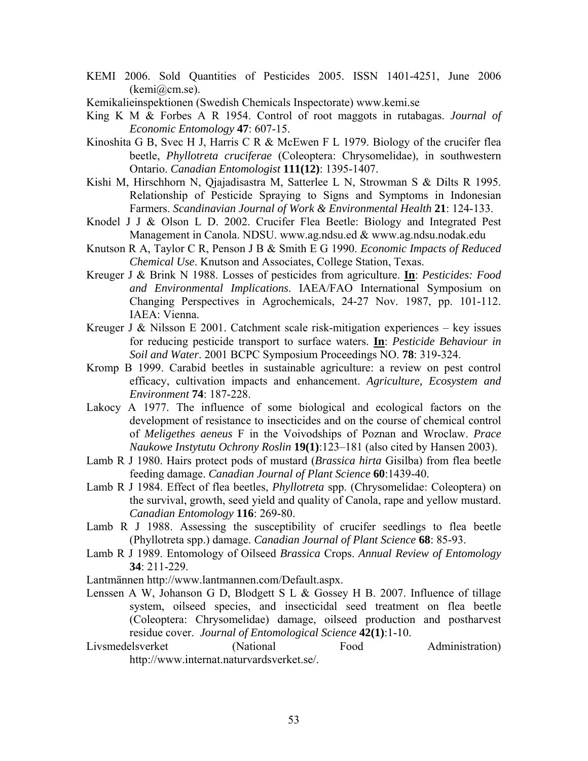KEMI 2006. Sold Quantities of Pesticides 2005. ISSN 1401-4251, June 2006 (kemi@cm.se).

Kemikalieinspektionen (Swedish Chemicals Inspectorate) www.kemi.se

King K M & Forbes A R 1954. Control of root maggots in rutabagas. *Journal of Economic Entomology* **47**: 607-15.

Kinoshita G B, Svec H J, Harris C R & McEwen F L 1979. Biology of the crucifer flea beetle, *Phyllotreta cruciferae* (Coleoptera: Chrysomelidae), in southwestern Ontario. *Canadian Entomologist* **111(12)**: 1395-1407.

Kishi M, Hirschhorn N, Qjajadisastra M, Satterlee L N, Strowman S & Dilts R 1995. Relationship of Pesticide Spraying to Signs and Symptoms in Indonesian Farmers. *Scandinavian Journal of Work & Environmental Health* **21**: 124-133.

Knodel J J & Olson L D. 2002. Crucifer Flea Beetle: Biology and Integrated Pest Management in Canola. NDSU. www.ag.ndsu.ed & www.ag.ndsu.nodak.edu

Knutson R A, Taylor C R, Penson J B & Smith E G 1990. *Economic Impacts of Reduced Chemical Use*. Knutson and Associates, College Station, Texas.

Kreuger J & Brink N 1988. Losses of pesticides from agriculture. **In**: *Pesticides: Food and Environmental Implications*. IAEA/FAO International Symposium on Changing Perspectives in Agrochemicals, 24-27 Nov. 1987, pp. 101-112. IAEA: Vienna.

Kreuger J & Nilsson E 2001. Catchment scale risk-mitigation experiences – key issues for reducing pesticide transport to surface waters. **In**: *Pesticide Behaviour in Soil and Water*. 2001 BCPC Symposium Proceedings NO. **78**: 319-324.

Kromp B 1999. Carabid beetles in sustainable agriculture: a review on pest control efficacy, cultivation impacts and enhancement. *Agriculture, Ecosystem and Environment* **74**: 187-228.

Lakocy A 1977. The influence of some biological and ecological factors on the development of resistance to insecticides and on the course of chemical control of *Meligethes aeneus* F in the Voivodships of Poznan and Wroclaw. *Prace Naukowe Instytutu Ochrony Roslin* **19(1)**:123–181 (also cited by Hansen 2003).

Lamb R J 1980. Hairs protect pods of mustard (*Brassica hirta* Gisilba) from flea beetle feeding damage. *Canadian Journal of Plant Science* **60**:1439-40.

Lamb R J 1984. Effect of flea beetles, *Phyllotreta* spp. (Chrysomelidae: Coleoptera) on the survival, growth, seed yield and quality of Canola, rape and yellow mustard. *Canadian Entomology* **116**: 269-80.

Lamb R J 1988. Assessing the susceptibility of crucifer seedlings to flea beetle (Phyllotreta spp.) damage. *Canadian Journal of Plant Science* **68**: 85-93.

Lamb R J 1989. Entomology of Oilseed *Brassica* Crops. *Annual Review of Entomology* **34**: 211-229.

Lantmännen http://www.lantmannen.com/Default.aspx.

Lenssen A W, Johanson G D, Blodgett S L & Gossey H B. 2007. Influence of tillage system, oilseed species, and insecticidal seed treatment on flea beetle (Coleoptera: Chrysomelidae) damage, oilseed production and postharvest residue cover. *Journal of Entomological Science* **42(1)**:1-10.

Livsmedelsverket (National Food Administration) http://www.internat.naturvardsverket.se/.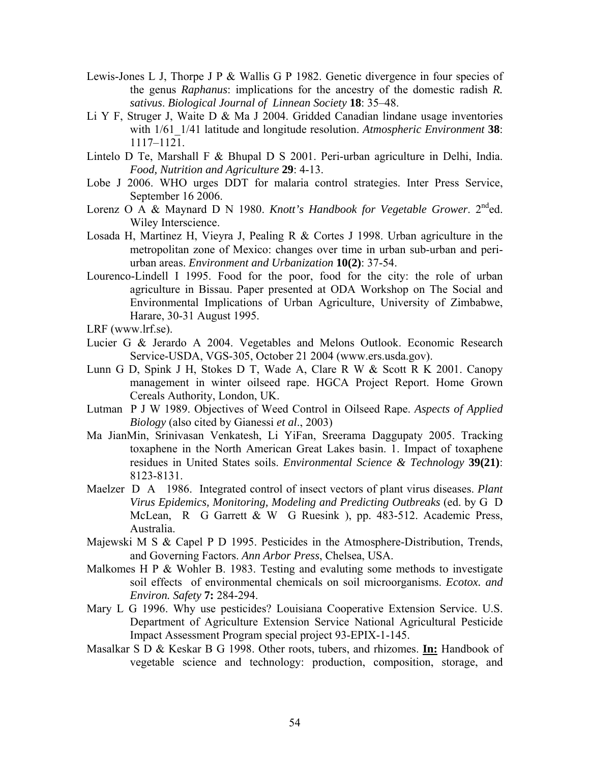Lewis-Jones L J, Thorpe J P & Wallis G P 1982. Genetic divergence in four species of the genus *Raphanus*: implications for the ancestry of the domestic radish *R. sativus*. *Biological Journal of Linnean Society* **18**: 35–48.

Li Y F, Struger J, Waite D & Ma J 2004. Gridded Canadian lindane usage inventories with 1/61_1/41 latitude and longitude resolution. *Atmospheric Environment* **38**: 1117–1121.

Lintelo D Te, Marshall F & Bhupal D S 2001. Peri-urban agriculture in Delhi, India. *Food, Nutrition and Agriculture* **29**: 4-13.

Lobe J 2006. WHO urges DDT for malaria control strategies. Inter Press Service, September 16 2006.

Lorenz O A & Maynard D N 1980. *Knott's Handbook for Vegetable Grower*. $2^{nd}$ed. Wiley Interscience.

Losada H, Martinez H, Vieyra J, Pealing R & Cortes J 1998. Urban agriculture in the metropolitan zone of Mexico: changes over time in urban sub-urban and peri-urban areas. *Environment and Urbanization* **10(2)**: 37-54.

Lourenco-Lindell I 1995. Food for the poor, food for the city: the role of urban agriculture in Bissau. Paper presented at ODA Workshop on The Social and Environmental Implications of Urban Agriculture, University of Zimbabwe, Harare, 30-31 August 1995.

LRF (www.lrf.se).

Lucier G & Jerardo A 2004. Vegetables and Melons Outlook. Economic Research Service-USDA, VGS-305, October 21 2004 (www.ers.usda.gov).

Lunn G D, Spink J H, Stokes D T, Wade A, Clare R W & Scott R K 2001. Canopy management in winter oilseed rape. HGCA Project Report. Home Grown Cereals Authority, London, UK.

Lutman P J W 1989. Objectives of Weed Control in Oilseed Rape. *Aspects of Applied Biology* (also cited by Gianessi *et al*., 2003)

Ma JianMin, Srinivasan Venkatesh, Li YiFan, Sreerama Daggupaty 2005. Tracking toxaphene in the North American Great Lakes basin. 1. Impact of toxaphene residues in United States soils. *Environmental Science & Technology* **39(21)**: 8123-8131.

Maelzer D A 1986. Integrated control of insect vectors of plant virus diseases. *Plant Virus Epidemics, Monitoring, Modeling and Predicting Outbreaks* (ed. by G D McLean, R G Garrett & W G Ruesink ), pp. 483-512. Academic Press, Australia.

Majewski M S & Capel P D 1995. Pesticides in the Atmosphere-Distribution, Trends, and Governing Factors. *Ann Arbor Press*, Chelsea, USA.

Malkomes H P & Wohler B. 1983. Testing and evaluting some methods to investigate soil effects of environmental chemicals on soil microorganisms. *Ecotox. and Environ. Safety* **7:** 284-294.

Mary L G 1996. Why use pesticides? Louisiana Cooperative Extension Service. U.S. Department of Agriculture Extension Service National Agricultural Pesticide Impact Assessment Program special project 93-EPIX-1-145.

Masalkar S D & Keskar B G 1998. Other roots, tubers, and rhizomes. **In:** Handbook of vegetable science and technology: production, composition, storage, and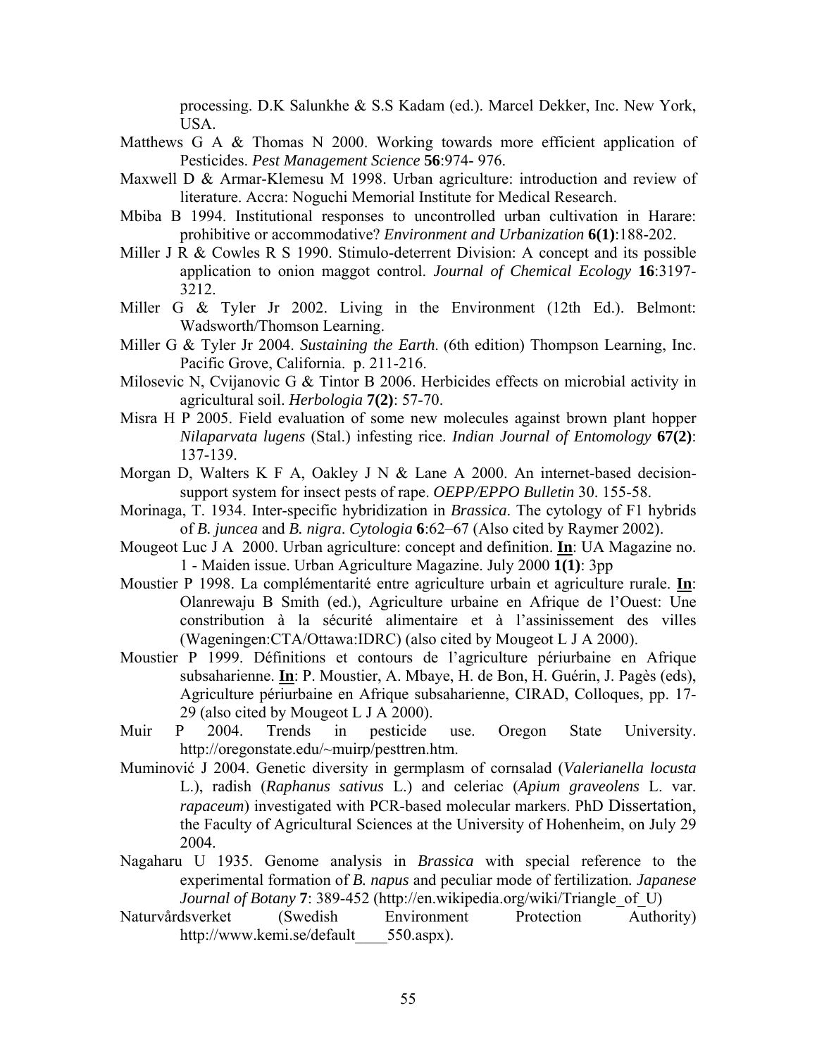processing. D.K Salunkhe & S.S Kadam (ed.). Marcel Dekker, Inc. New York, USA.

Matthews G A & Thomas N 2000. Working towards more efficient application of Pesticides. *Pest Management Science* **56**:974- 976.

Maxwell D & Armar-Klemesu M 1998. Urban agriculture: introduction and review of literature. Accra: Noguchi Memorial Institute for Medical Research.

Mbiba B 1994. Institutional responses to uncontrolled urban cultivation in Harare: prohibitive or accommodative? *Environment and Urbanization* **6(1)**:188-202.

Miller J R & Cowles R S 1990. Stimulo-deterrent Division: A concept and its possible application to onion maggot control. *Journal of Chemical Ecology* **16**:3197-3212.

Miller G & Tyler Jr 2002. Living in the Environment (12th Ed.). Belmont: Wadsworth/Thomson Learning.

Miller G & Tyler Jr 2004. *Sustaining the Earth*. (6th edition) Thompson Learning, Inc. Pacific Grove, California. p. 211-216.

Milosevic N, Cvijanovic G & Tintor B 2006. Herbicides effects on microbial activity in agricultural soil. *Herbologia* **7(2)**: 57-70.

Misra H P 2005. Field evaluation of some new molecules against brown plant hopper *Nilaparvata lugens* (Stal.) infesting rice. *Indian Journal of Entomology* **67(2)**: 137-139.

Morgan D, Walters K F A, Oakley J N & Lane A 2000. An internet-based decision-support system for insect pests of rape. *OEPP/EPPO Bulletin* 30. 155-58.

Morinaga, T. 1934. Inter-specific hybridization in *Brassica*. The cytology of F1 hybrids of *B. juncea* and *B. nigra*. *Cytologia* **6**:62–67 (Also cited by Raymer 2002).

Mougeot Luc J A 2000. Urban agriculture: concept and definition. **In**: UA Magazine no. 1 - Maiden issue. Urban Agriculture Magazine. July 2000 **1(1)**: 3pp

Moustier P 1998. La complémentarité entre agriculture urbain et agriculture rurale. **In**: Olanrewaju B Smith (ed.), Agriculture urbaine en Afrique de l'Ouest: Une constribution à la sécurité alimentaire et à l'assinissement des villes (Wageningen:CTA/Ottawa:IDRC) (also cited by Mougeot L J A 2000).

Moustier P 1999. Définitions et contours de l'agriculture périurbaine en Afrique subsaharienne. **In**: P. Moustier, A. Mbaye, H. de Bon, H. Guérin, J. Pagès (eds), Agriculture périurbaine en Afrique subsaharienne, CIRAD, Colloques, pp. 17-29 (also cited by Mougeot L J A 2000).

Muir P 2004. Trends in pesticide use. Oregon State University. http://oregonstate.edu/~muirp/pesttren.htm.

Muminović J 2004. Genetic diversity in germplasm of cornsalad (*Valerianella locusta* L.), radish (*Raphanus sativus* L.) and celeriac (*Apium graveolens* L. var. *rapaceum*) investigated with PCR-based molecular markers. PhD Dissertation, the Faculty of Agricultural Sciences at the University of Hohenheim, on July 29 2004.

Nagaharu U 1935. Genome analysis in *Brassica* with special reference to the experimental formation of *B. napus* and peculiar mode of fertilization. *Japanese Journal of Botany* **7**: 389-452 (http://en.wikipedia.org/wiki/Triangle_of_U)

Naturvårdsverket (Swedish Environment Protection Authority) http://www.kemi.se/default____550.aspx).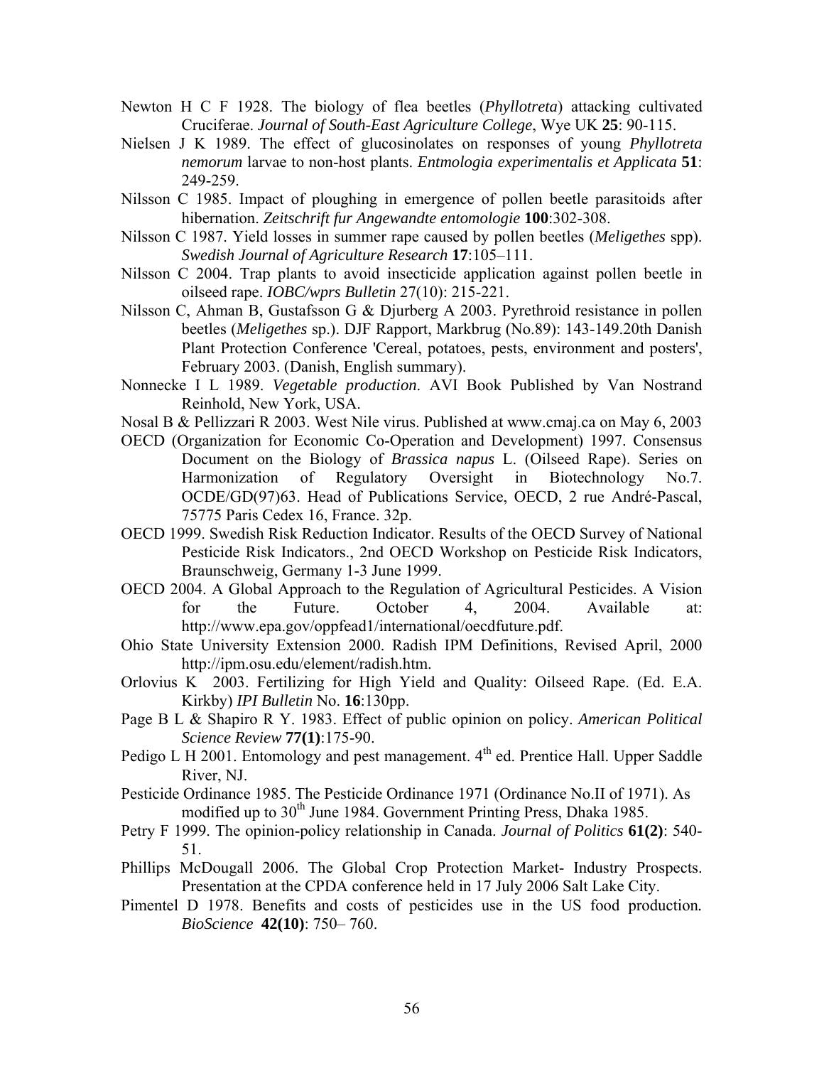Newton H C F 1928. The biology of flea beetles (*Phyllotreta*) attacking cultivated Cruciferae. *Journal of South-East Agriculture College*, Wye UK **25**: 90-115.

Nielsen J K 1989. The effect of glucosinolates on responses of young *Phyllotreta nemorum* larvae to non-host plants. *Entmologia experimentalis et Applicata* **51**: 249-259.

Nilsson C 1985. Impact of ploughing in emergence of pollen beetle parasitoids after hibernation. *Zeitschrift fur Angewandte entomologie* **100**:302-308.

Nilsson C 1987. Yield losses in summer rape caused by pollen beetles (*Meligethes* spp). *Swedish Journal of Agriculture Research* **17**:105–111.

Nilsson C 2004. Trap plants to avoid insecticide application against pollen beetle in oilseed rape. *IOBC/wprs Bulletin* 27(10): 215-221.

Nilsson C, Ahman B, Gustafsson G & Djurberg A 2003. Pyrethroid resistance in pollen beetles (*Meligethes* sp.). DJF Rapport, Markbrug (No.89): 143-149.20th Danish Plant Protection Conference 'Cereal, potatoes, pests, environment and posters', February 2003. (Danish, English summary).

Nonnecke I L 1989. *Vegetable production*. AVI Book Published by Van Nostrand Reinhold, New York, USA.

Nosal B & Pellizzari R 2003. West Nile virus. Published at www.cmaj.ca on May 6, 2003

OECD (Organization for Economic Co-Operation and Development) 1997. Consensus Document on the Biology of *Brassica napus* L. (Oilseed Rape). Series on Harmonization of Regulatory Oversight in Biotechnology No.7. OCDE/GD(97)63. Head of Publications Service, OECD, 2 rue André-Pascal, 75775 Paris Cedex 16, France. 32p.

OECD 1999. Swedish Risk Reduction Indicator. Results of the OECD Survey of National Pesticide Risk Indicators., 2nd OECD Workshop on Pesticide Risk Indicators, Braunschweig, Germany 1-3 June 1999.

OECD 2004. A Global Approach to the Regulation of Agricultural Pesticides. A Vision for the Future. October 4, 2004. Available at: http://www.epa.gov/oppfead1/international/oecdfuture.pdf.

Ohio State University Extension 2000. Radish IPM Definitions, Revised April, 2000 http://ipm.osu.edu/element/radish.htm.

Orlovius K 2003. Fertilizing for High Yield and Quality: Oilseed Rape. (Ed. E.A. Kirkby) *IPI Bulletin* No. **16**:130pp.

Page B L & Shapiro R Y. 1983. Effect of public opinion on policy. *American Political Science Review* **77(1)**:175-90.

Pedigo L H 2001. Entomology and pest management. 4th ed. Prentice Hall. Upper Saddle River, NJ.

Pesticide Ordinance 1985. The Pesticide Ordinance 1971 (Ordinance No.II of 1971). As modified up to 30th June 1984. Government Printing Press, Dhaka 1985.

Petry F 1999. The opinion-policy relationship in Canada. *Journal of Politics* **61(2)**: 540-51.

Phillips McDougall 2006. The Global Crop Protection Market- Industry Prospects. Presentation at the CPDA conference held in 17 July 2006 Salt Lake City.

Pimentel D 1978. Benefits and costs of pesticides use in the US food production*.* *BioScience* **42(10)**: 750– 760.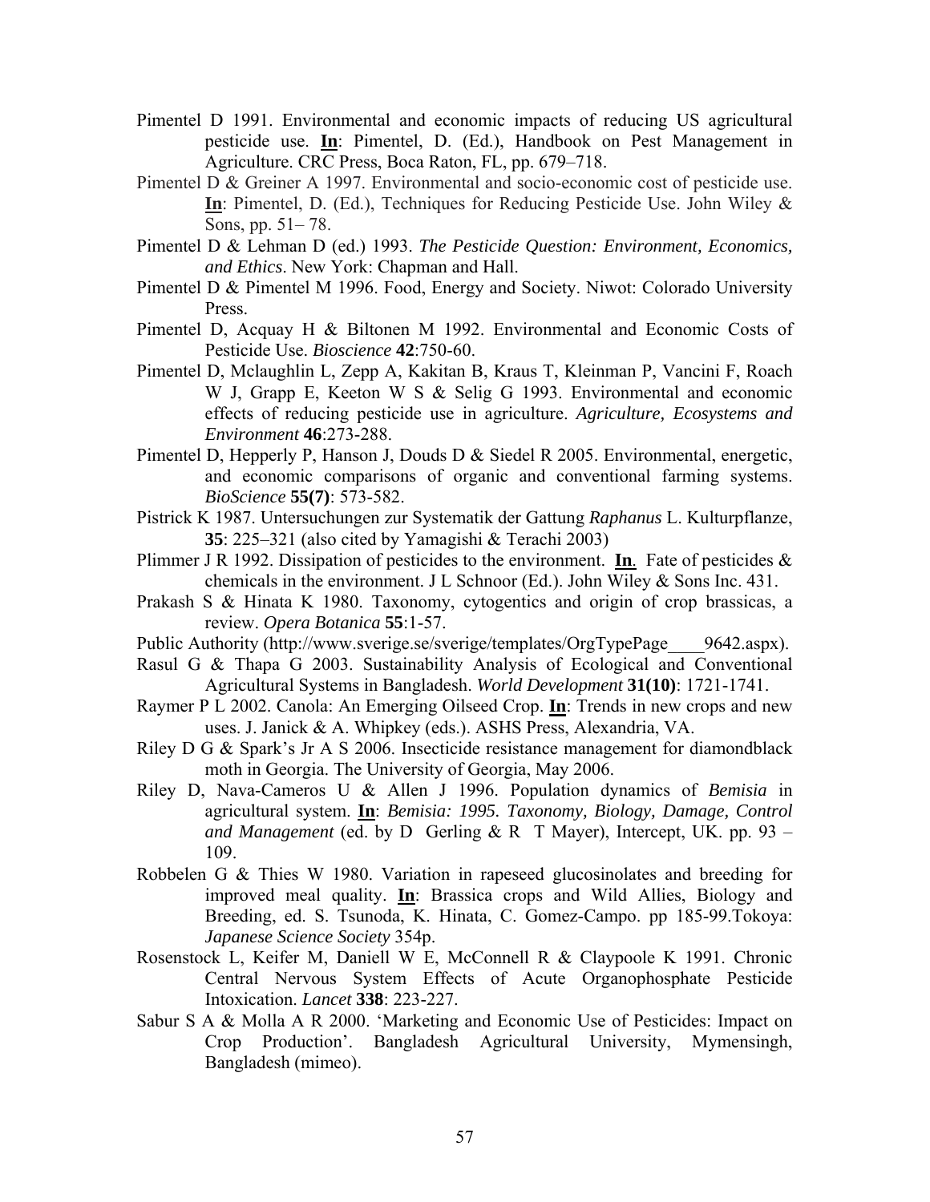Pimentel D 1991. Environmental and economic impacts of reducing US agricultural pesticide use. **In**: Pimentel, D. (Ed.), Handbook on Pest Management in Agriculture. CRC Press, Boca Raton, FL, pp. 679–718.

Pimentel D & Greiner A 1997. Environmental and socio-economic cost of pesticide use. **In**: Pimentel, D. (Ed.), Techniques for Reducing Pesticide Use. John Wiley & Sons, pp. 51– 78.

Pimentel D & Lehman D (ed.) 1993. *The Pesticide Question: Environment, Economics, and Ethics*. New York: Chapman and Hall.

Pimentel D & Pimentel M 1996. Food, Energy and Society. Niwot: Colorado University Press.

Pimentel D, Acquay H & Biltonen M 1992. Environmental and Economic Costs of Pesticide Use. *Bioscience* **42**:750-60.

Pimentel D, Mclaughlin L, Zepp A, Kakitan B, Kraus T, Kleinman P, Vancini F, Roach W J, Grapp E, Keeton W S & Selig G 1993. Environmental and economic effects of reducing pesticide use in agriculture. *Agriculture, Ecosystems and Environment* **46**:273-288.

Pimentel D, Hepperly P, Hanson J, Douds D & Siedel R 2005. Environmental, energetic, and economic comparisons of organic and conventional farming systems. *BioScience* **55(7)**: 573-582.

Pistrick K 1987. Untersuchungen zur Systematik der Gattung *Raphanus* L. Kulturpflanze, **35**: 225–321 (also cited by Yamagishi & Terachi 2003)

Plimmer J R 1992. Dissipation of pesticides to the environment. **In**. Fate of pesticides & chemicals in the environment. J L Schnoor (Ed.). John Wiley & Sons Inc. 431.

Prakash S & Hinata K 1980. Taxonomy, cytogentics and origin of crop brassicas, a review. *Opera Botanica* **55**:1-57.

Public Authority (http://www.sverige.se/sverige/templates/OrgTypePage____9642.aspx).

Rasul G & Thapa G 2003. Sustainability Analysis of Ecological and Conventional Agricultural Systems in Bangladesh. *World Development* **31(10)**: 1721-1741.

Raymer P L 2002. Canola: An Emerging Oilseed Crop. **In**: Trends in new crops and new uses. J. Janick & A. Whipkey (eds.). ASHS Press, Alexandria, VA.

Riley D G & Spark's Jr A S 2006. Insecticide resistance management for diamondblack moth in Georgia. The University of Georgia, May 2006.

Riley D, Nava-Cameros U & Allen J 1996. Population dynamics of *Bemisia* in agricultural system. **In**: *Bemisia: 1995. Taxonomy, Biology, Damage, Control and Management* (ed. by D Gerling & R T Mayer), Intercept, UK. pp. 93 – 109.

Robbelen G & Thies W 1980. Variation in rapeseed glucosinolates and breeding for improved meal quality. **In**: Brassica crops and Wild Allies, Biology and Breeding, ed. S. Tsunoda, K. Hinata, C. Gomez-Campo. pp 185-99.Tokoya: *Japanese Science Society* 354p.

Rosenstock L, Keifer M, Daniell W E, McConnell R & Claypoole K 1991. Chronic Central Nervous System Effects of Acute Organophosphate Pesticide Intoxication. *Lancet* **338**: 223-227.

Sabur S A & Molla A R 2000. 'Marketing and Economic Use of Pesticides: Impact on Crop Production'. Bangladesh Agricultural University, Mymensingh, Bangladesh (mimeo).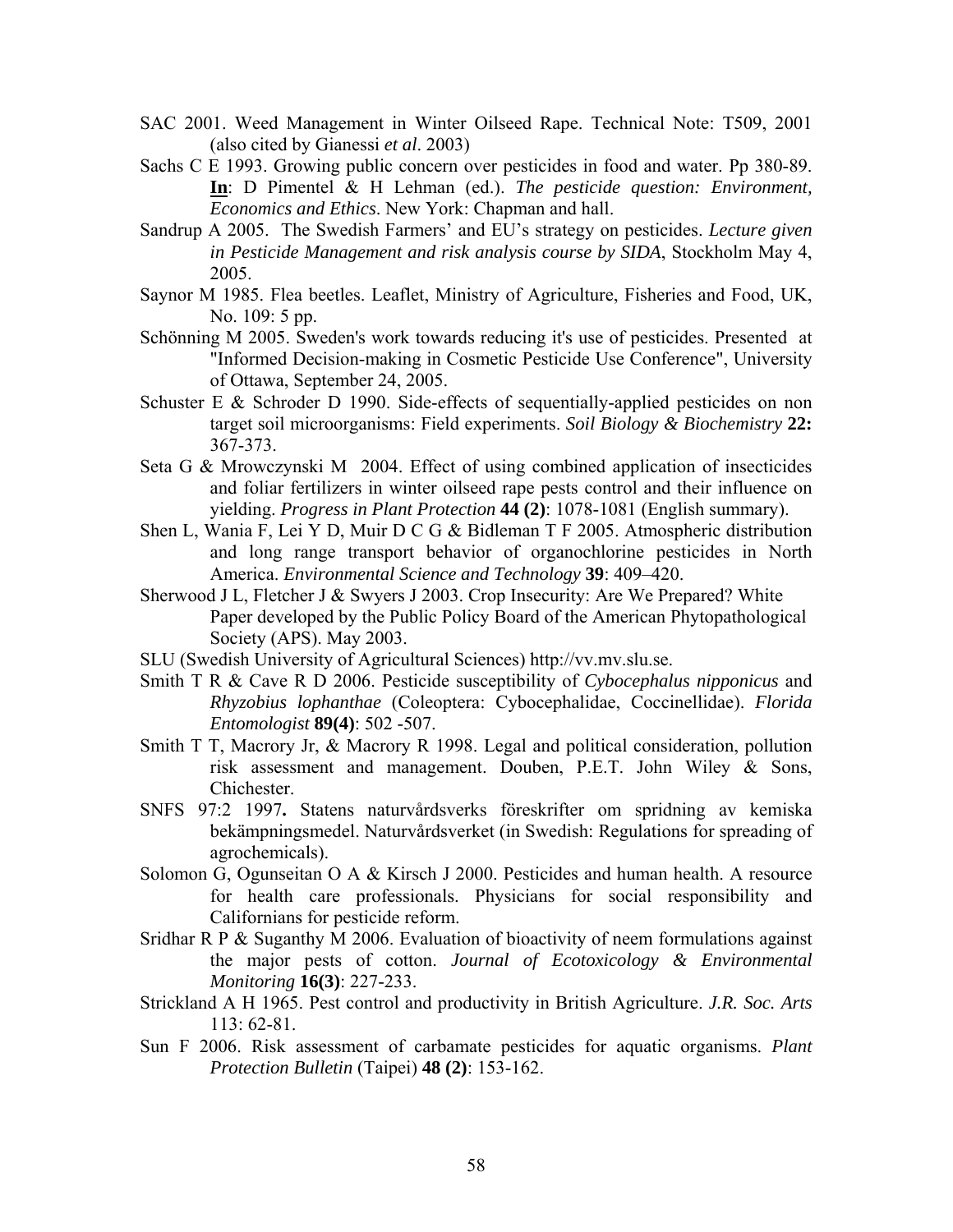SAC 2001. Weed Management in Winter Oilseed Rape. Technical Note: T509, 2001 (also cited by Gianessi *et al*. 2003)

Sachs C E 1993. Growing public concern over pesticides in food and water. Pp 380-89. **In**: D Pimentel & H Lehman (ed.). *The pesticide question: Environment, Economics and Ethics*. New York: Chapman and hall.

Sandrup A 2005. The Swedish Farmers' and EU's strategy on pesticides. *Lecture given in Pesticide Management and risk analysis course by SIDA*, Stockholm May 4, 2005.

Saynor M 1985. Flea beetles. Leaflet, Ministry of Agriculture, Fisheries and Food, UK, No. 109: 5 pp.

Schönning M 2005. Sweden's work towards reducing it's use of pesticides. Presented at "Informed Decision-making in Cosmetic Pesticide Use Conference", University of Ottawa, September 24, 2005.

Schuster E & Schroder D 1990. Side-effects of sequentially-applied pesticides on non target soil microorganisms: Field experiments. *Soil Biology & Biochemistry* **22:** 367-373.

Seta G & Mrowczynski M 2004. Effect of using combined application of insecticides and foliar fertilizers in winter oilseed rape pests control and their influence on yielding. *Progress in Plant Protection* **44 (2)**: 1078-1081 (English summary).

Shen L, Wania F, Lei Y D, Muir D C G & Bidleman T F 2005. Atmospheric distribution and long range transport behavior of organochlorine pesticides in North America. *Environmental Science and Technology* **39**: 409–420.

Sherwood J L, Fletcher J & Swyers J 2003. Crop Insecurity: Are We Prepared? White Paper developed by the Public Policy Board of the American Phytopathological Society (APS). May 2003.

SLU (Swedish University of Agricultural Sciences) http://vv.mv.slu.se.

Smith T R & Cave R D 2006. Pesticide susceptibility of *Cybocephalus nipponicus* and *Rhyzobius lophanthae* (Coleoptera: Cybocephalidae, Coccinellidae). *Florida Entomologist* **89(4)**: 502 -507.

Smith T T, Macrory Jr, & Macrory R 1998. Legal and political consideration, pollution risk assessment and management. Douben, P.E.T. John Wiley & Sons, Chichester.

SNFS 97:2 1997**.** Statens naturvårdsverks föreskrifter om spridning av kemiska bekämpningsmedel. Naturvårdsverket (in Swedish: Regulations for spreading of agrochemicals).

Solomon G, Ogunseitan O A & Kirsch J 2000. Pesticides and human health. A resource for health care professionals. Physicians for social responsibility and Californians for pesticide reform.

Sridhar R P & Suganthy M 2006. Evaluation of bioactivity of neem formulations against the major pests of cotton. *Journal of Ecotoxicology & Environmental Monitoring* **16(3)**: 227-233.

Strickland A H 1965. Pest control and productivity in British Agriculture. *J.R. Soc. Arts* 113: 62-81.

Sun F 2006. Risk assessment of carbamate pesticides for aquatic organisms. *Plant Protection Bulletin* (Taipei) **48 (2)**: 153-162.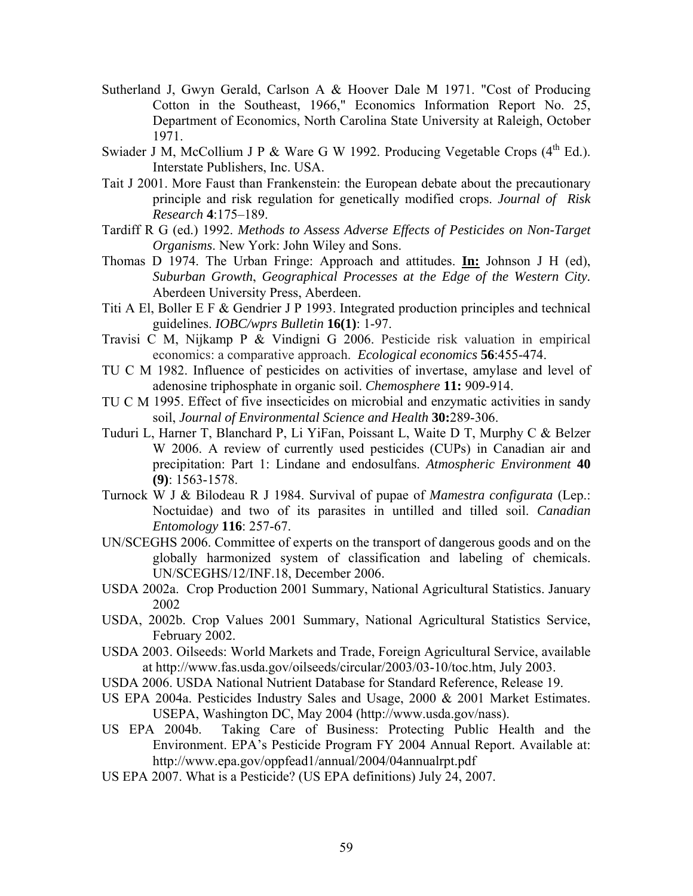Sutherland J, Gwyn Gerald, Carlson A & Hoover Dale M 1971. "Cost of Producing Cotton in the Southeast, 1966," Economics Information Report No. 25, Department of Economics, North Carolina State University at Raleigh, October 1971.

Swiader J M, McCollium J P & Ware G W 1992. Producing Vegetable Crops (4th Ed.). Interstate Publishers, Inc. USA.

Tait J 2001. More Faust than Frankenstein: the European debate about the precautionary principle and risk regulation for genetically modified crops. *Journal of Risk Research* **4**:175–189.

Tardiff R G (ed.) 1992. *Methods to Assess Adverse Effects of Pesticides on Non-Target Organisms*. New York: John Wiley and Sons.

Thomas D 1974. The Urban Fringe: Approach and attitudes. **In:** Johnson J H (ed), *Suburban Growth*, *Geographical Processes at the Edge of the Western City.* Aberdeen University Press, Aberdeen.

Titi A El, Boller E F & Gendrier J P 1993. Integrated production principles and technical guidelines. *IOBC/wprs Bulletin* **16(1)**: 1-97.

Travisi C M, Nijkamp P & Vindigni G 2006. Pesticide risk valuation in empirical economics: a comparative approach. *Ecological economics* **56**:455-474.

TU C M 1982. Influence of pesticides on activities of invertase, amylase and level of adenosine triphosphate in organic soil. *Chemosphere* **11:** 909-914.

TU C M 1995. Effect of five insecticides on microbial and enzymatic activities in sandy soil, *Journal of Environmental Science and Health* **30:**289-306.

Tuduri L, Harner T, Blanchard P, Li YiFan, Poissant L, Waite D T, Murphy C & Belzer W 2006. A review of currently used pesticides (CUPs) in Canadian air and precipitation: Part 1: Lindane and endosulfans. *Atmospheric Environment* **40 (9)**: 1563-1578.

Turnock W J & Bilodeau R J 1984. Survival of pupae of *Mamestra configurata* (Lep.: Noctuidae) and two of its parasites in untilled and tilled soil. *Canadian Entomology* **116**: 257-67.

UN/SCEGHS 2006. Committee of experts on the transport of dangerous goods and on the globally harmonized system of classification and labeling of chemicals. UN/SCEGHS/12/INF.18, December 2006.

USDA 2002a. Crop Production 2001 Summary, National Agricultural Statistics. January 2002

USDA, 2002b. Crop Values 2001 Summary, National Agricultural Statistics Service, February 2002.

USDA 2003. Oilseeds: World Markets and Trade, Foreign Agricultural Service, available at http://www.fas.usda.gov/oilseeds/circular/2003/03-10/toc.htm, July 2003.

USDA 2006. USDA National Nutrient Database for Standard Reference, Release 19.

US EPA 2004a. Pesticides Industry Sales and Usage, 2000 & 2001 Market Estimates. USEPA, Washington DC, May 2004 (http://www.usda.gov/nass).

US EPA 2004b. Taking Care of Business: Protecting Public Health and the Environment. EPA's Pesticide Program FY 2004 Annual Report. Available at: http://www.epa.gov/oppfead1/annual/2004/04annualrpt.pdf

US EPA 2007. What is a Pesticide? (US EPA definitions) July 24, 2007.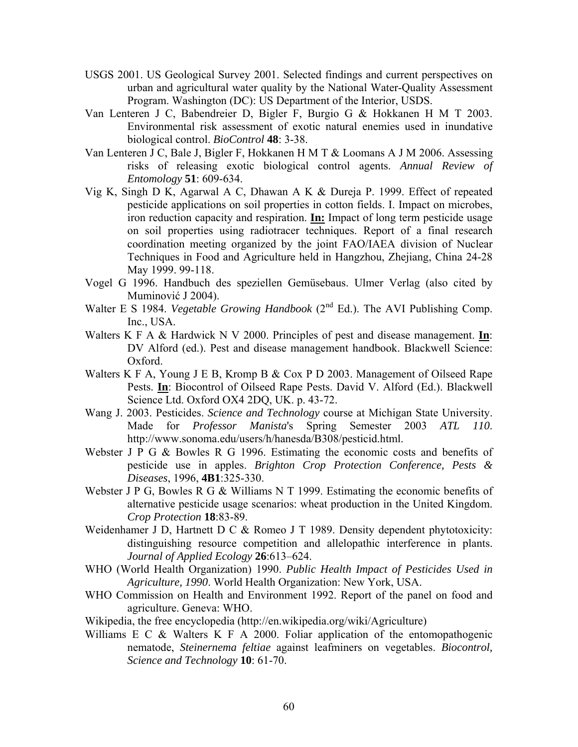USGS 2001. US Geological Survey 2001. Selected findings and current perspectives on urban and agricultural water quality by the National Water-Quality Assessment Program. Washington (DC): US Department of the Interior, USDS.

Van Lenteren J C, Babendreier D, Bigler F, Burgio G & Hokkanen H M T 2003. Environmental risk assessment of exotic natural enemies used in inundative biological control. *BioControl* **48**: 3-38.

Van Lenteren J C, Bale J, Bigler F, Hokkanen H M T & Loomans A J M 2006. Assessing risks of releasing exotic biological control agents. *Annual Review of Entomology* **51**: 609-634.

Vig K, Singh D K, Agarwal A C, Dhawan A K & Dureja P. 1999. Effect of repeated pesticide applications on soil properties in cotton fields. I. Impact on microbes, iron reduction capacity and respiration. **In:** Impact of long term pesticide usage on soil properties using radiotracer techniques. Report of a final research coordination meeting organized by the joint FAO/IAEA division of Nuclear Techniques in Food and Agriculture held in Hangzhou, Zhejiang, China 24-28 May 1999. 99-118.

Vogel G 1996. Handbuch des speziellen Gemüsebaus. Ulmer Verlag (also cited by Muminović J 2004).

Walter E S 1984. *Vegetable Growing Handbook* (2nd Ed.). The AVI Publishing Comp. Inc., USA.

Walters K F A & Hardwick N V 2000. Principles of pest and disease management. **In**: DV Alford (ed.). Pest and disease management handbook. Blackwell Science: Oxford.

Walters K F A, Young J E B, Kromp B & Cox P D 2003. Management of Oilseed Rape Pests. **In**: Biocontrol of Oilseed Rape Pests. David V. Alford (Ed.). Blackwell Science Ltd. Oxford OX4 2DQ, UK. p. 43-72.

Wang J. 2003. Pesticides. *Science and Technology* course at Michigan State University. Made for *Professor Manista*'s Spring Semester 2003 *ATL 110*. http://www.sonoma.edu/users/h/hanesda/B308/pesticid.html.

Webster J P G & Bowles R G 1996. Estimating the economic costs and benefits of pesticide use in apples. *Brighton Crop Protection Conference, Pests & Diseases*, 1996, **4B1**:325-330.

Webster J P G, Bowles R G & Williams N T 1999. Estimating the economic benefits of alternative pesticide usage scenarios: wheat production in the United Kingdom. *Crop Protection* **18**:83-89.

Weidenhamer J D, Hartnett D C & Romeo J T 1989. Density dependent phytotoxicity: distinguishing resource competition and allelopathic interference in plants. *Journal of Applied Ecology* **26**:613–624.

WHO (World Health Organization) 1990. *Public Health Impact of Pesticides Used in Agriculture, 1990*. World Health Organization: New York, USA.

WHO Commission on Health and Environment 1992. Report of the panel on food and agriculture. Geneva: WHO.

Wikipedia, the free encyclopedia (http://en.wikipedia.org/wiki/Agriculture)

Williams E C & Walters K F A 2000. Foliar application of the entomopathogenic nematode, *Steinernema feltiae* against leafminers on vegetables. *Biocontrol, Science and Technology* **10**: 61-70.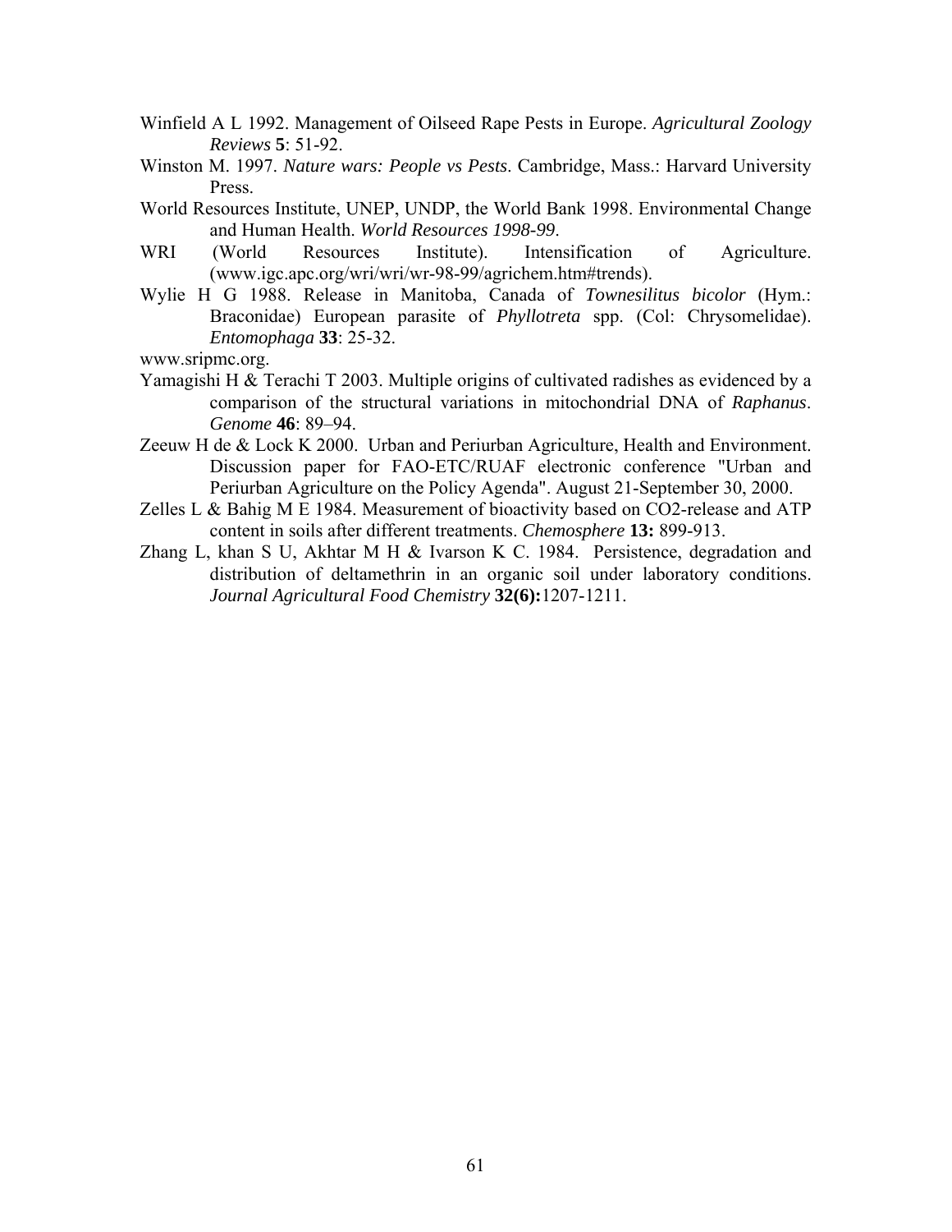Winfield A L 1992. Management of Oilseed Rape Pests in Europe. *Agricultural Zoology Reviews* **5**: 51-92.

Winston M. 1997. *Nature wars: People vs Pests*. Cambridge, Mass.: Harvard University Press.

World Resources Institute, UNEP, UNDP, the World Bank 1998. Environmental Change and Human Health. *World Resources 1998-99*.

WRI (World Resources Institute). Intensification of Agriculture. (www.igc.apc.org/wri/wri/wr-98-99/agrichem.htm#trends).

Wylie H G 1988. Release in Manitoba, Canada of *Townesilitus bicolor* (Hym.: Braconidae) European parasite of *Phyllotreta* spp. (Col: Chrysomelidae). *Entomophaga* **33**: 25-32.

www.sripmc.org.

Yamagishi H & Terachi T 2003. Multiple origins of cultivated radishes as evidenced by a comparison of the structural variations in mitochondrial DNA of *Raphanus*. *Genome* **46**: 89–94.

Zeeuw H de & Lock K 2000. Urban and Periurban Agriculture, Health and Environment. Discussion paper for FAO-ETC/RUAF electronic conference "Urban and Periurban Agriculture on the Policy Agenda". August 21-September 30, 2000.

Zelles L & Bahig M E 1984. Measurement of bioactivity based on CO2-release and ATP content in soils after different treatments. *Chemosphere* **13:** 899-913.

Zhang L, khan S U, Akhtar M H & Ivarson K C. 1984. Persistence, degradation and distribution of deltamethrin in an organic soil under laboratory conditions. *Journal Agricultural Food Chemistry* **32(6):**1207-1211.